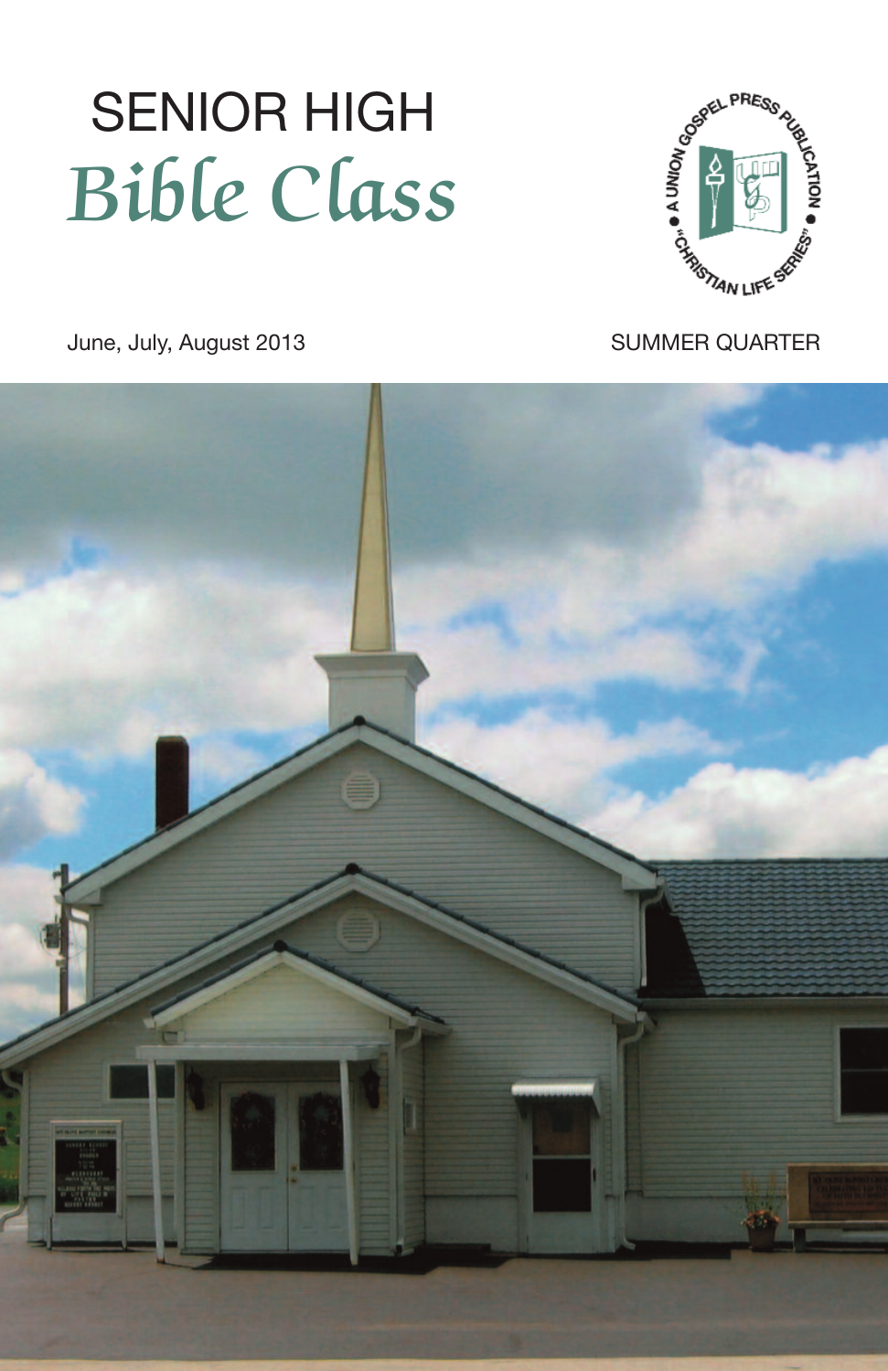# SENIOR HIGH

# *Bible Class*

A UNION GOSPEL PRESS PUBLICATION • "CHRISTIAN LIFE SERIES" •

June, July, August 2013

SUMMER QUARTER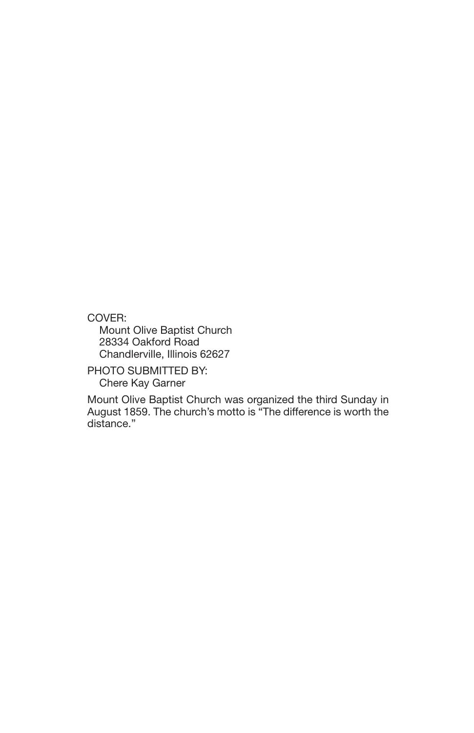COVER:
Mount Olive Baptist Church
28334 Oakford Road
Chandlerville, Illinois 62627

PHOTO SUBMITTED BY:
Chere Kay Garner

Mount Olive Baptist Church was organized the third Sunday in August 1859. The church's motto is "The difference is worth the distance."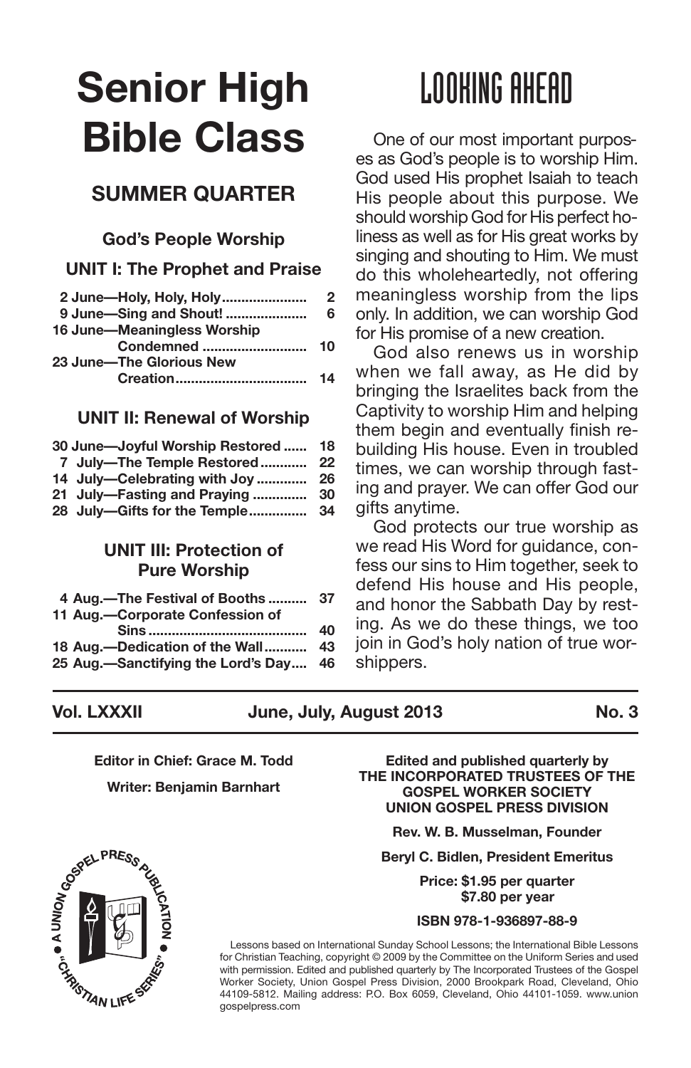# Senior High Bible Class

## SUMMER QUARTER

### God's People Worship

### UNIT I: The Prophet and Praise

| | |
|---|---|
| **2 June—Holy, Holy, Holy** | **2** |
| **9 June—Sing and Shout!** | **6** |
| **16 June—Meaningless Worship Condemned** | **10** |
| **23 June—The Glorious New Creation** | **14** |

### UNIT II: Renewal of Worship

| | |
|---|---|
| **30 June—Joyful Worship Restored** | **18** |
| **7 July—The Temple Restored** | **22** |
| **14 July—Celebrating with Joy** | **26** |
| **21 July—Fasting and Praying** | **30** |
| **28 July—Gifts for the Temple** | **34** |

### UNIT III: Protection of Pure Worship

| | |
|---|---|
| **4 Aug.—The Festival of Booths** | **37** |
| **11 Aug.—Corporate Confession of Sins** | **40** |
| **18 Aug.—Dedication of the Wall** | **43** |
| **25 Aug.—Sanctifying the Lord's Day** | **46** |

## LOOKING AHEAD

One of our most important purposes as God's people is to worship Him. God used His prophet Isaiah to teach His people about this purpose. We should worship God for His perfect holiness as well as for His great works by singing and shouting to Him. We must do this wholeheartedly, not offering meaningless worship from the lips only. In addition, we can worship God for His promise of a new creation.

God also renews us in worship when we fall away, as He did by bringing the Israelites back from the Captivity to worship Him and helping them begin and eventually finish rebuilding His house. Even in troubled times, we can worship through fasting and prayer. We can offer God our gifts anytime.

God protects our true worship as we read His Word for guidance, confess our sins to Him together, seek to defend His house and His people, and honor the Sabbath Day by resting. As we do these things, we too join in God's holy nation of true worshippers.

---

**Vol. LXXXII** **June, July, August 2013** **No. 3**

---

**Editor in Chief: Grace M. Todd**

**Writer: Benjamin Barnhart**

**Edited and published quarterly by THE INCORPORATED TRUSTEES OF THE GOSPEL WORKER SOCIETY UNION GOSPEL PRESS DIVISION**

**Rev. W. B. Musselman, Founder**

**Beryl C. Bidlen, President Emeritus**

**Price: $1.95 per quarter**
**$7.80 per year**

**ISBN 978-1-936897-88-9**

A UNION GOSPEL PRESS PUBLICATION • "CHRISTIAN LIFE SERIES" •

Lessons based on International Sunday School Lessons; the International Bible Lessons for Christian Teaching, copyright © 2009 by the Committee on the Uniform Series and used with permission. Edited and published quarterly by The Incorporated Trustees of the Gospel Worker Society, Union Gospel Press Division, 2000 Brookpark Road, Cleveland, Ohio 44109-5812. Mailing address: P.O. Box 6059, Cleveland, Ohio 44101-1059. www.uniongospelpress.com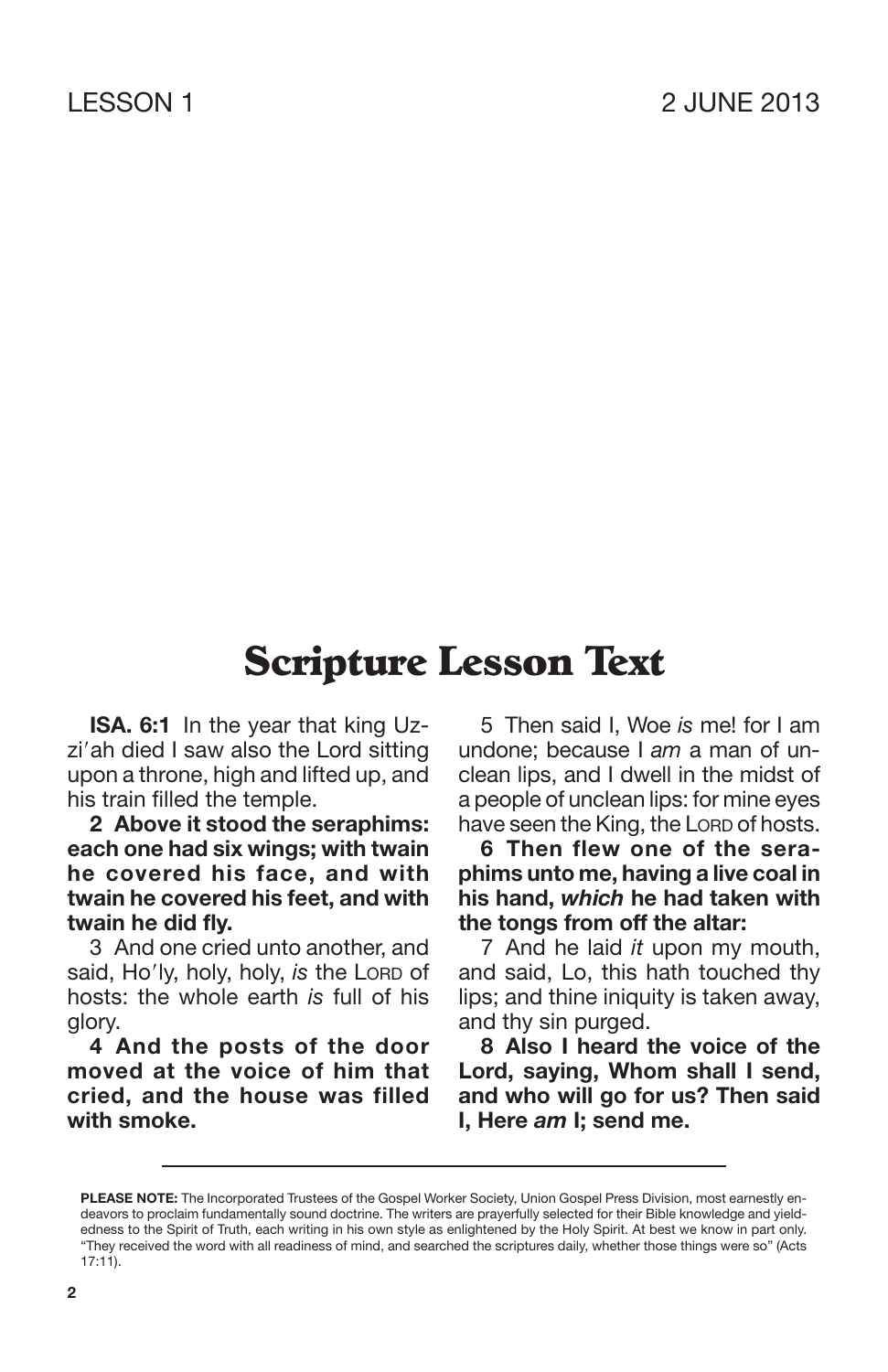LESSON 1 2 JUNE 2013

# Scripture Lesson Text

**ISA. 6:1** In the year that king Uz-zi′ah died I saw also the Lord sitting upon a throne, high and lifted up, and his train filled the temple.

**2 Above it stood the seraphims: each one had six wings; with twain he covered his face, and with twain he covered his feet, and with twain he did fly.**

3 And one cried unto another, and said, Ho′ly, holy, holy, *is* the LORD of hosts: the whole earth *is* full of his glory.

**4 And the posts of the door moved at the voice of him that cried, and the house was filled with smoke.**

5 Then said I, Woe *is* me! for I am undone; because I *am* a man of unclean lips, and I dwell in the midst of a people of unclean lips: for mine eyes have seen the King, the LORD of hosts.

**6 Then flew one of the seraphims unto me, having a live coal in his hand, *which* he had taken with the tongs from off the altar:**

7 And he laid *it* upon my mouth, and said, Lo, this hath touched thy lips; and thine iniquity is taken away, and thy sin purged.

**8 Also I heard the voice of the Lord, saying, Whom shall I send, and who will go for us? Then said I, Here *am* I; send me.**

---

**PLEASE NOTE:** The Incorporated Trustees of the Gospel Worker Society, Union Gospel Press Division, most earnestly endeavors to proclaim fundamentally sound doctrine. The writers are prayerfully selected for their Bible knowledge and yieldedness to the Spirit of Truth, each writing in his own style as enlightened by the Holy Spirit. At best we know in part only. "They received the word with all readiness of mind, and searched the scriptures daily, whether those things were so" (Acts 17:11).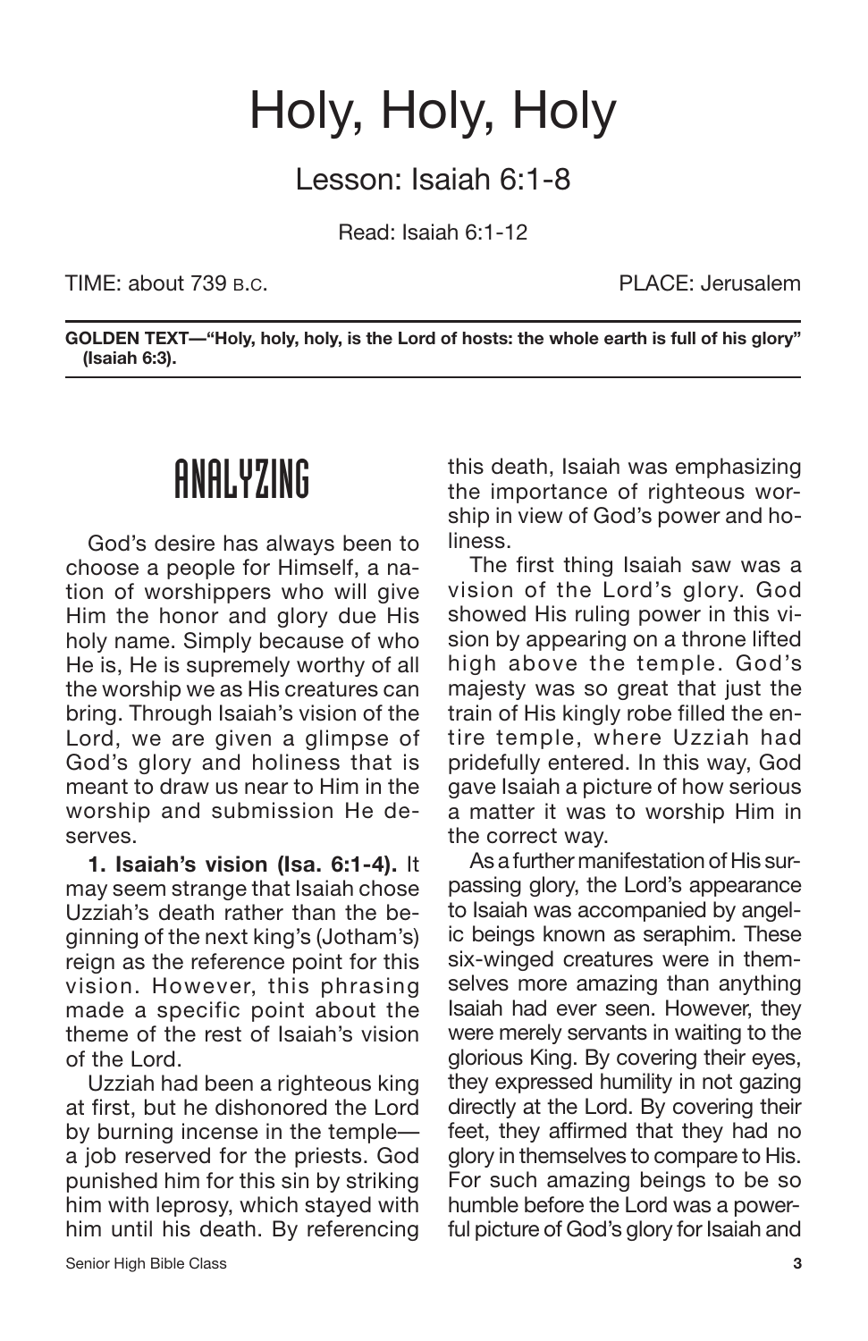# Holy, Holy, Holy

## Lesson: Isaiah 6:1-8

Read: Isaiah 6:1-12

TIME: about 739 B.C. PLACE: Jerusalem

**GOLDEN TEXT—"Holy, holy, holy, is the Lord of hosts: the whole earth is full of his glory" (Isaiah 6:3).**

## ANALYZING

God's desire has always been to choose a people for Himself, a nation of worshippers who will give Him the honor and glory due His holy name. Simply because of who He is, He is supremely worthy of all the worship we as His creatures can bring. Through Isaiah's vision of the Lord, we are given a glimpse of God's glory and holiness that is meant to draw us near to Him in the worship and submission He deserves.

**1. Isaiah's vision (Isa. 6:1-4).** It may seem strange that Isaiah chose Uzziah's death rather than the beginning of the next king's (Jotham's) reign as the reference point for this vision. However, this phrasing made a specific point about the theme of the rest of Isaiah's vision of the Lord.

Uzziah had been a righteous king at first, but he dishonored the Lord by burning incense in the temple—a job reserved for the priests. God punished him for this sin by striking him with leprosy, which stayed with him until his death. By referencing this death, Isaiah was emphasizing the importance of righteous worship in view of God's power and holiness.

The first thing Isaiah saw was a vision of the Lord's glory. God showed His ruling power in this vision by appearing on a throne lifted high above the temple. God's majesty was so great that just the train of His kingly robe filled the entire temple, where Uzziah had pridefully entered. In this way, God gave Isaiah a picture of how serious a matter it was to worship Him in the correct way.

As a further manifestation of His surpassing glory, the Lord's appearance to Isaiah was accompanied by angelic beings known as seraphim. These six-winged creatures were in themselves more amazing than anything Isaiah had ever seen. However, they were merely servants in waiting to the glorious King. By covering their eyes, they expressed humility in not gazing directly at the Lord. By covering their feet, they affirmed that they had no glory in themselves to compare to His. For such amazing beings to be so humble before the Lord was a powerful picture of God's glory for Isaiah and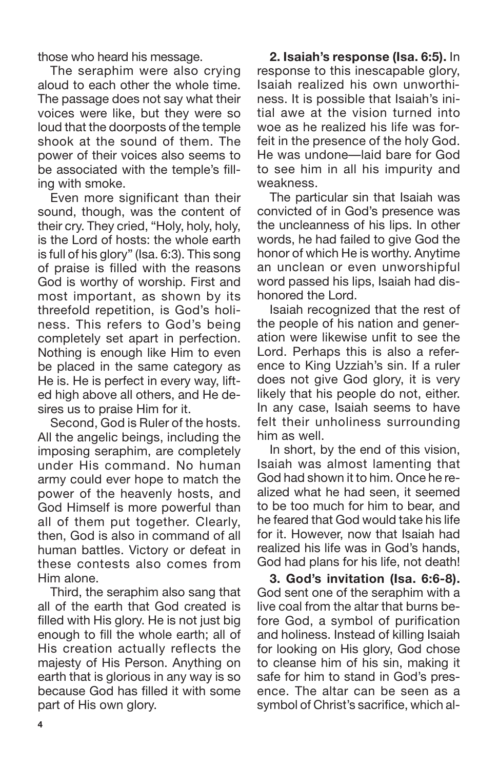those who heard his message.

The seraphim were also crying aloud to each other the whole time. The passage does not say what their voices were like, but they were so loud that the doorposts of the temple shook at the sound of them. The power of their voices also seems to be associated with the temple's filling with smoke.

Even more significant than their sound, though, was the content of their cry. They cried, "Holy, holy, holy, is the Lord of hosts: the whole earth is full of his glory" (Isa. 6:3). This song of praise is filled with the reasons God is worthy of worship. First and most important, as shown by its threefold repetition, is God's holiness. This refers to God's being completely set apart in perfection. Nothing is enough like Him to even be placed in the same category as He is. He is perfect in every way, lifted high above all others, and He desires us to praise Him for it.

Second, God is Ruler of the hosts. All the angelic beings, including the imposing seraphim, are completely under His command. No human army could ever hope to match the power of the heavenly hosts, and God Himself is more powerful than all of them put together. Clearly, then, God is also in command of all human battles. Victory or defeat in these contests also comes from Him alone.

Third, the seraphim also sang that all of the earth that God created is filled with His glory. He is not just big enough to fill the whole earth; all of His creation actually reflects the majesty of His Person. Anything on earth that is glorious in any way is so because God has filled it with some part of His own glory.

**2. Isaiah's response (Isa. 6:5).** In response to this inescapable glory, Isaiah realized his own unworthiness. It is possible that Isaiah's initial awe at the vision turned into woe as he realized his life was forfeit in the presence of the holy God. He was undone—laid bare for God to see him in all his impurity and weakness.

The particular sin that Isaiah was convicted of in God's presence was the uncleanness of his lips. In other words, he had failed to give God the honor of which He is worthy. Anytime an unclean or even unworshipful word passed his lips, Isaiah had dishonored the Lord.

Isaiah recognized that the rest of the people of his nation and generation were likewise unfit to see the Lord. Perhaps this is also a reference to King Uzziah's sin. If a ruler does not give God glory, it is very likely that his people do not, either. In any case, Isaiah seems to have felt their unholiness surrounding him as well.

In short, by the end of this vision, Isaiah was almost lamenting that God had shown it to him. Once he realized what he had seen, it seemed to be too much for him to bear, and he feared that God would take his life for it. However, now that Isaiah had realized his life was in God's hands, God had plans for his life, not death!

**3. God's invitation (Isa. 6:6-8).** God sent one of the seraphim with a live coal from the altar that burns before God, a symbol of purification and holiness. Instead of killing Isaiah for looking on His glory, God chose to cleanse him of his sin, making it safe for him to stand in God's presence. The altar can be seen as a symbol of Christ's sacrifice, which al-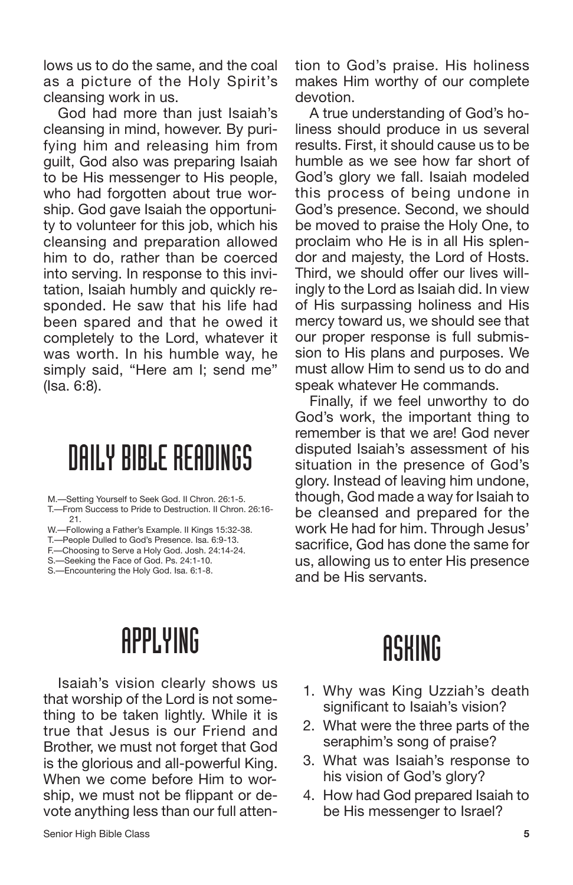lows us to do the same, and the coal as a picture of the Holy Spirit's cleansing work in us.

God had more than just Isaiah's cleansing in mind, however. By purifying him and releasing him from guilt, God also was preparing Isaiah to be His messenger to His people, who had forgotten about true worship. God gave Isaiah the opportunity to volunteer for this job, which his cleansing and preparation allowed him to do, rather than be coerced into serving. In response to this invitation, Isaiah humbly and quickly responded. He saw that his life had been spared and that he owed it completely to the Lord, whatever it was worth. In his humble way, he simply said, "Here am I; send me" (Isa. 6:8).

# DAILY BIBLE READINGS

M.—Setting Yourself to Seek God. II Chron. 26:1-5.
T.—From Success to Pride to Destruction. II Chron. 26:16-21.
W.—Following a Father's Example. II Kings 15:32-38.
T.—People Dulled to God's Presence. Isa. 6:9-13.
F.—Choosing to Serve a Holy God. Josh. 24:14-24.
S.—Seeking the Face of God. Ps. 24:1-10.
S.—Encountering the Holy God. Isa. 6:1-8.

# APPLYING

Isaiah's vision clearly shows us that worship of the Lord is not something to be taken lightly. While it is true that Jesus is our Friend and Brother, we must not forget that God is the glorious and all-powerful King. When we come before Him to worship, we must not be flippant or devote anything less than our full attention to God's praise. His holiness makes Him worthy of our complete devotion.

A true understanding of God's holiness should produce in us several results. First, it should cause us to be humble as we see how far short of God's glory we fall. Isaiah modeled this process of being undone in God's presence. Second, we should be moved to praise the Holy One, to proclaim who He is in all His splendor and majesty, the Lord of Hosts. Third, we should offer our lives willingly to the Lord as Isaiah did. In view of His surpassing holiness and His mercy toward us, we should see that our proper response is full submission to His plans and purposes. We must allow Him to send us to do and speak whatever He commands.

Finally, if we feel unworthy to do God's work, the important thing to remember is that we are! God never disputed Isaiah's assessment of his situation in the presence of God's glory. Instead of leaving him undone, though, God made a way for Isaiah to be cleansed and prepared for the work He had for him. Through Jesus' sacrifice, God has done the same for us, allowing us to enter His presence and be His servants.

# ASKING

1. Why was King Uzziah's death significant to Isaiah's vision?
2. What were the three parts of the seraphim's song of praise?
3. What was Isaiah's response to his vision of God's glory?
4. How had God prepared Isaiah to be His messenger to Israel?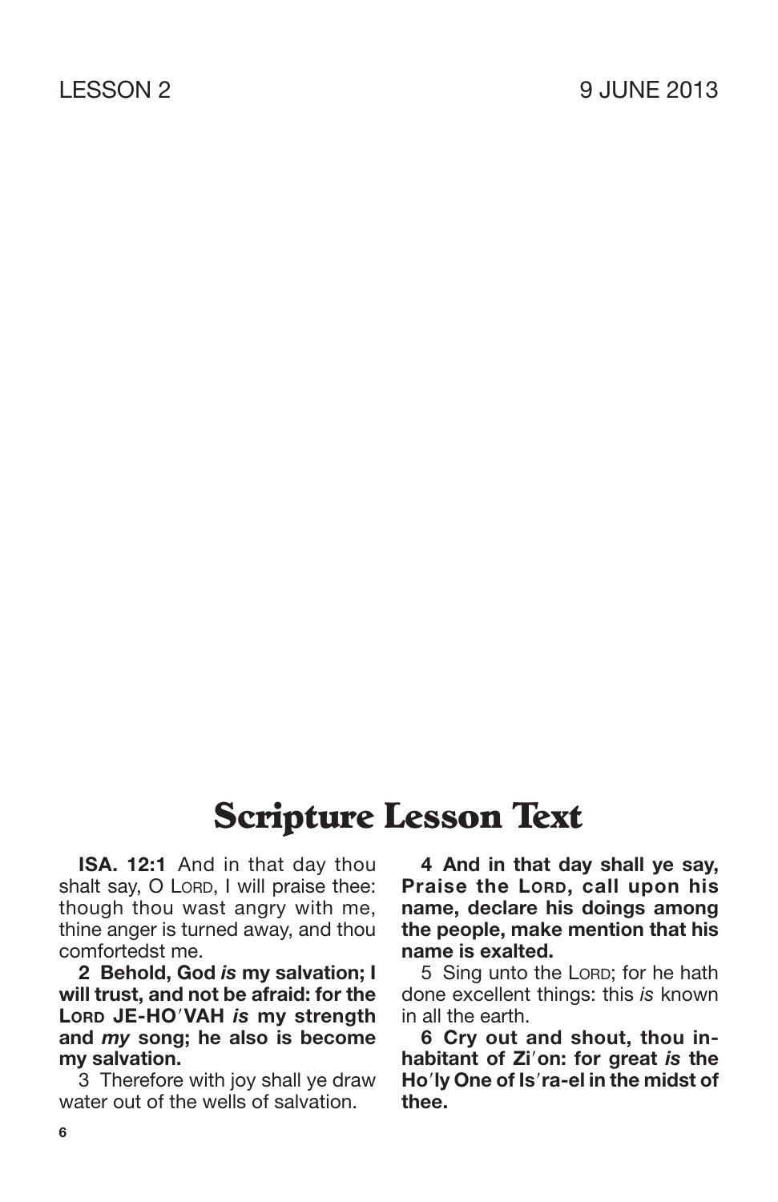LESSON 2 9 JUNE 2013

# Scripture Lesson Text

**ISA. 12:1** And in that day thou shalt say, O LORD, I will praise thee: though thou wast angry with me, thine anger is turned away, and thou comfortedst me.

**2 Behold, God *is* my salvation; I will trust, and not be afraid: for the LORD JE-HO′VAH *is* my strength and *my* song; he also is become my salvation.**

3 Therefore with joy shall ye draw water out of the wells of salvation.

**4 And in that day shall ye say, Praise the LORD, call upon his name, declare his doings among the people, make mention that his name is exalted.**

5 Sing unto the LORD; for he hath done excellent things: this *is* known in all the earth.

**6 Cry out and shout, thou inhabitant of Zi′on: for great *is* the Ho′ly One of Is′ra-el in the midst of thee.**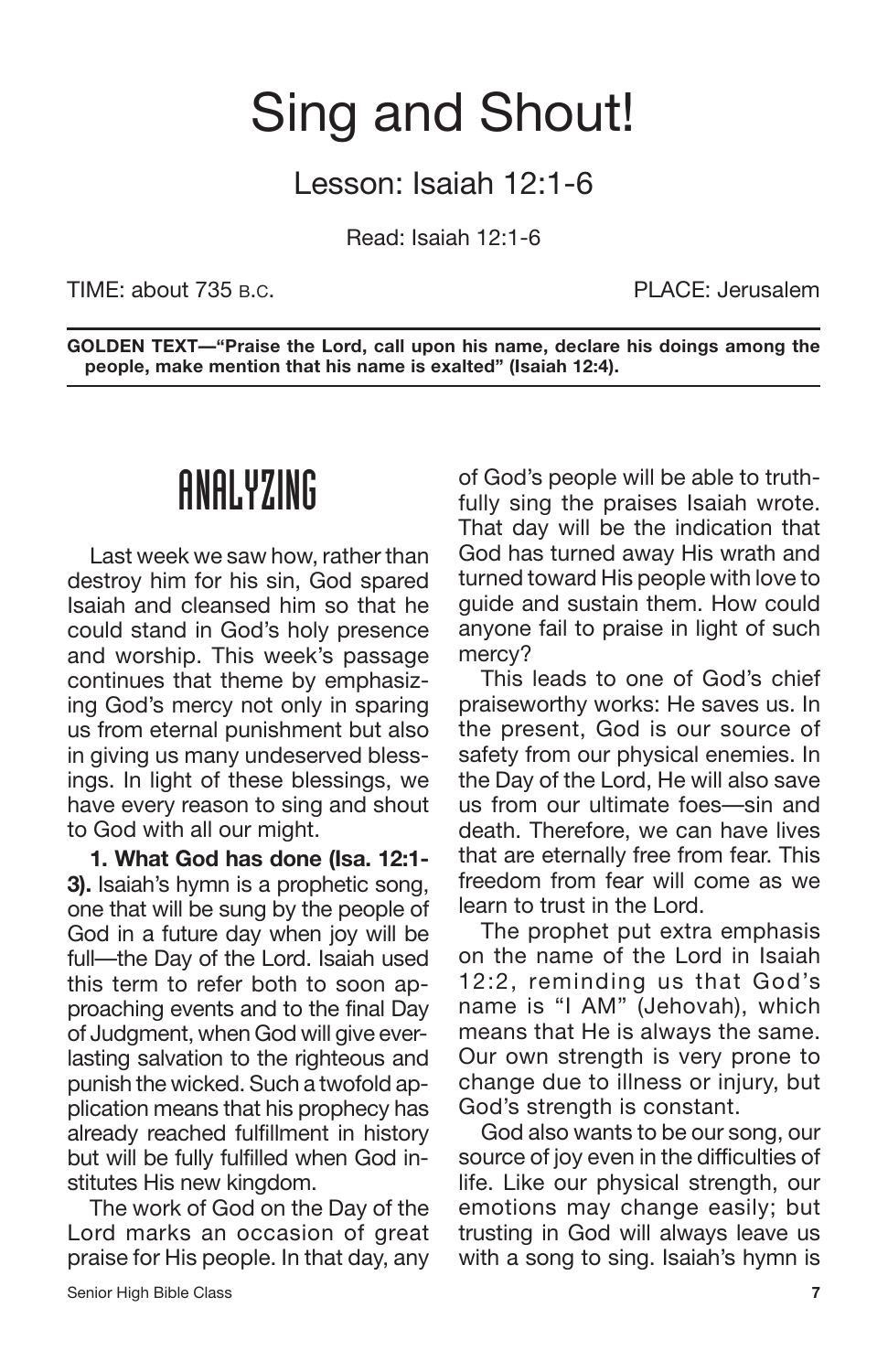# Sing and Shout!

## Lesson: Isaiah 12:1-6

Read: Isaiah 12:1-6

TIME: about 735 B.C. PLACE: Jerusalem

**GOLDEN TEXT—"Praise the Lord, call upon his name, declare his doings among the people, make mention that his name is exalted" (Isaiah 12:4).**

## ANALYZING

Last week we saw how, rather than destroy him for his sin, God spared Isaiah and cleansed him so that he could stand in God's holy presence and worship. This week's passage continues that theme by emphasizing God's mercy not only in sparing us from eternal punishment but also in giving us many undeserved blessings. In light of these blessings, we have every reason to sing and shout to God with all our might.

**1. What God has done (Isa. 12:1-3).** Isaiah's hymn is a prophetic song, one that will be sung by the people of God in a future day when joy will be full—the Day of the Lord. Isaiah used this term to refer both to soon approaching events and to the final Day of Judgment, when God will give everlasting salvation to the righteous and punish the wicked. Such a twofold application means that his prophecy has already reached fulfillment in history but will be fully fulfilled when God institutes His new kingdom.

The work of God on the Day of the Lord marks an occasion of great praise for His people. In that day, any of God's people will be able to truthfully sing the praises Isaiah wrote. That day will be the indication that God has turned away His wrath and turned toward His people with love to guide and sustain them. How could anyone fail to praise in light of such mercy?

This leads to one of God's chief praiseworthy works: He saves us. In the present, God is our source of safety from our physical enemies. In the Day of the Lord, He will also save us from our ultimate foes—sin and death. Therefore, we can have lives that are eternally free from fear. This freedom from fear will come as we learn to trust in the Lord.

The prophet put extra emphasis on the name of the Lord in Isaiah 12:2, reminding us that God's name is "I AM" (Jehovah), which means that He is always the same. Our own strength is very prone to change due to illness or injury, but God's strength is constant.

God also wants to be our song, our source of joy even in the difficulties of life. Like our physical strength, our emotions may change easily; but trusting in God will always leave us with a song to sing. Isaiah's hymn is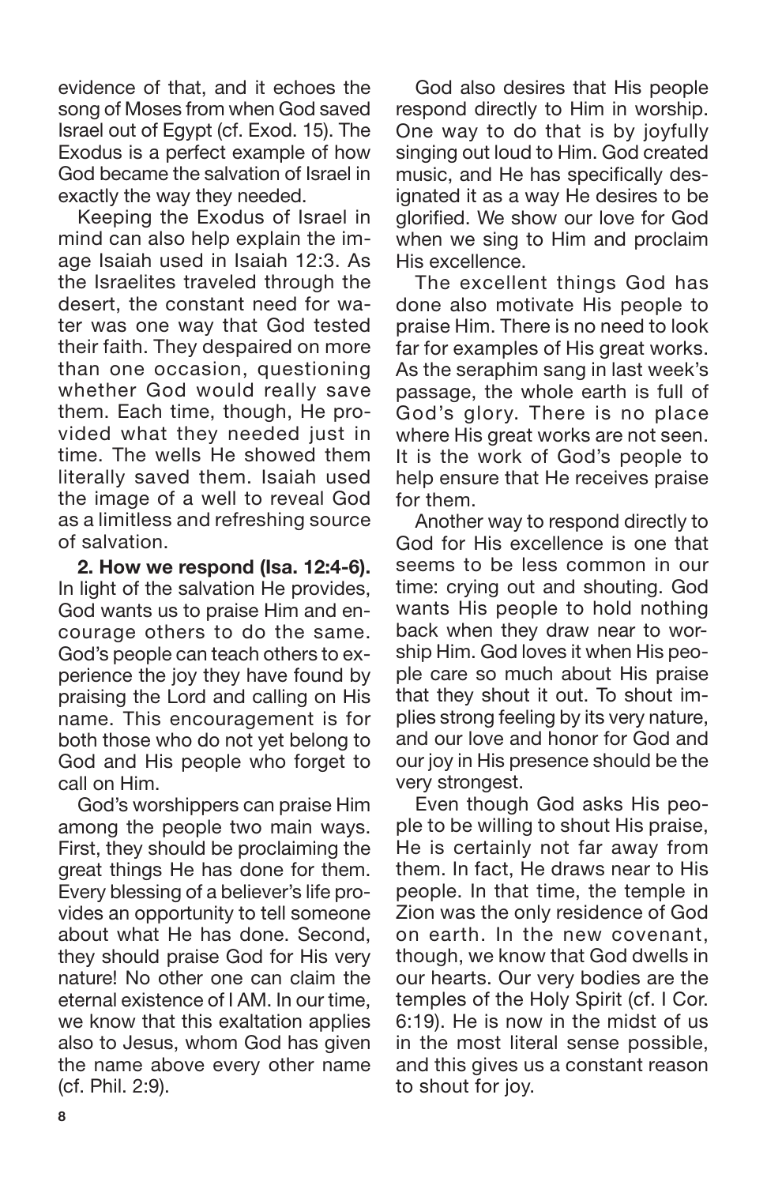evidence of that, and it echoes the song of Moses from when God saved Israel out of Egypt (cf. Exod. 15). The Exodus is a perfect example of how God became the salvation of Israel in exactly the way they needed.

Keeping the Exodus of Israel in mind can also help explain the image Isaiah used in Isaiah 12:3. As the Israelites traveled through the desert, the constant need for water was one way that God tested their faith. They despaired on more than one occasion, questioning whether God would really save them. Each time, though, He provided what they needed just in time. The wells He showed them literally saved them. Isaiah used the image of a well to reveal God as a limitless and refreshing source of salvation.

**2. How we respond (Isa. 12:4-6).** In light of the salvation He provides, God wants us to praise Him and encourage others to do the same. God's people can teach others to experience the joy they have found by praising the Lord and calling on His name. This encouragement is for both those who do not yet belong to God and His people who forget to call on Him.

God's worshippers can praise Him among the people two main ways. First, they should be proclaiming the great things He has done for them. Every blessing of a believer's life provides an opportunity to tell someone about what He has done. Second, they should praise God for His very nature! No other one can claim the eternal existence of I AM. In our time, we know that this exaltation applies also to Jesus, whom God has given the name above every other name (cf. Phil. 2:9).

God also desires that His people respond directly to Him in worship. One way to do that is by joyfully singing out loud to Him. God created music, and He has specifically designated it as a way He desires to be glorified. We show our love for God when we sing to Him and proclaim His excellence.

The excellent things God has done also motivate His people to praise Him. There is no need to look far for examples of His great works. As the seraphim sang in last week's passage, the whole earth is full of God's glory. There is no place where His great works are not seen. It is the work of God's people to help ensure that He receives praise for them.

Another way to respond directly to God for His excellence is one that seems to be less common in our time: crying out and shouting. God wants His people to hold nothing back when they draw near to worship Him. God loves it when His people care so much about His praise that they shout it out. To shout implies strong feeling by its very nature, and our love and honor for God and our joy in His presence should be the very strongest.

Even though God asks His people to be willing to shout His praise, He is certainly not far away from them. In fact, He draws near to His people. In that time, the temple in Zion was the only residence of God on earth. In the new covenant, though, we know that God dwells in our hearts. Our very bodies are the temples of the Holy Spirit (cf. I Cor. 6:19). He is now in the midst of us in the most literal sense possible, and this gives us a constant reason to shout for joy.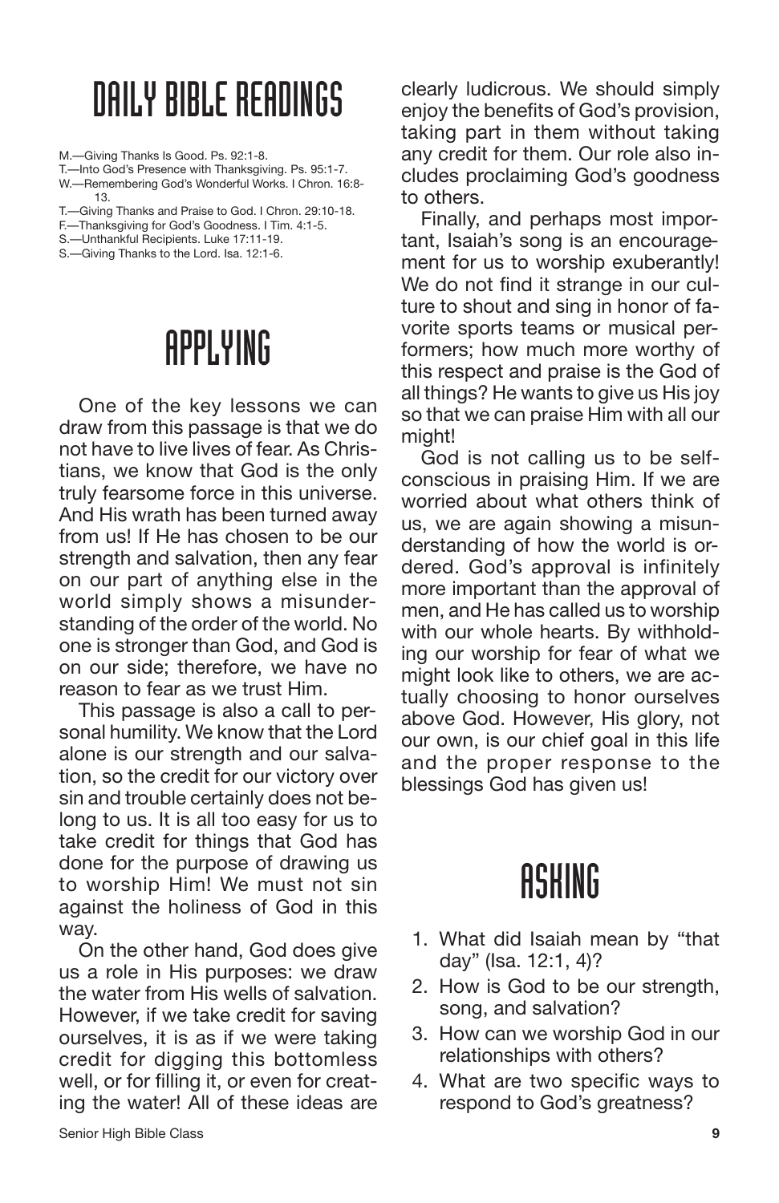# DAILY BIBLE READINGS

M.—Giving Thanks Is Good. Ps. 92:1-8.
T.—Into God's Presence with Thanksgiving. Ps. 95:1-7.
W.—Remembering God's Wonderful Works. I Chron. 16:8-13.
T.—Giving Thanks and Praise to God. I Chron. 29:10-18.
F.—Thanksgiving for God's Goodness. I Tim. 4:1-5.
S.—Unthankful Recipients. Luke 17:11-19.
S.—Giving Thanks to the Lord. Isa. 12:1-6.

# APPLYING

One of the key lessons we can draw from this passage is that we do not have to live lives of fear. As Christians, we know that God is the only truly fearsome force in this universe. And His wrath has been turned away from us! If He has chosen to be our strength and salvation, then any fear on our part of anything else in the world simply shows a misunderstanding of the order of the world. No one is stronger than God, and God is on our side; therefore, we have no reason to fear as we trust Him.

This passage is also a call to personal humility. We know that the Lord alone is our strength and our salvation, so the credit for our victory over sin and trouble certainly does not belong to us. It is all too easy for us to take credit for things that God has done for the purpose of drawing us to worship Him! We must not sin against the holiness of God in this way.

On the other hand, God does give us a role in His purposes: we draw the water from His wells of salvation. However, if we take credit for saving ourselves, it is as if we were taking credit for digging this bottomless well, or for filling it, or even for creating the water! All of these ideas are clearly ludicrous. We should simply enjoy the benefits of God's provision, taking part in them without taking any credit for them. Our role also includes proclaiming God's goodness to others.

Finally, and perhaps most important, Isaiah's song is an encouragement for us to worship exuberantly! We do not find it strange in our culture to shout and sing in honor of favorite sports teams or musical performers; how much more worthy of this respect and praise is the God of all things? He wants to give us His joy so that we can praise Him with all our might!

God is not calling us to be self-conscious in praising Him. If we are worried about what others think of us, we are again showing a misunderstanding of how the world is ordered. God's approval is infinitely more important than the approval of men, and He has called us to worship with our whole hearts. By withholding our worship for fear of what we might look like to others, we are actually choosing to honor ourselves above God. However, His glory, not our own, is our chief goal in this life and the proper response to the blessings God has given us!

# ASKING

1. What did Isaiah mean by "that day" (Isa. 12:1, 4)?
2. How is God to be our strength, song, and salvation?
3. How can we worship God in our relationships with others?
4. What are two specific ways to respond to God's greatness?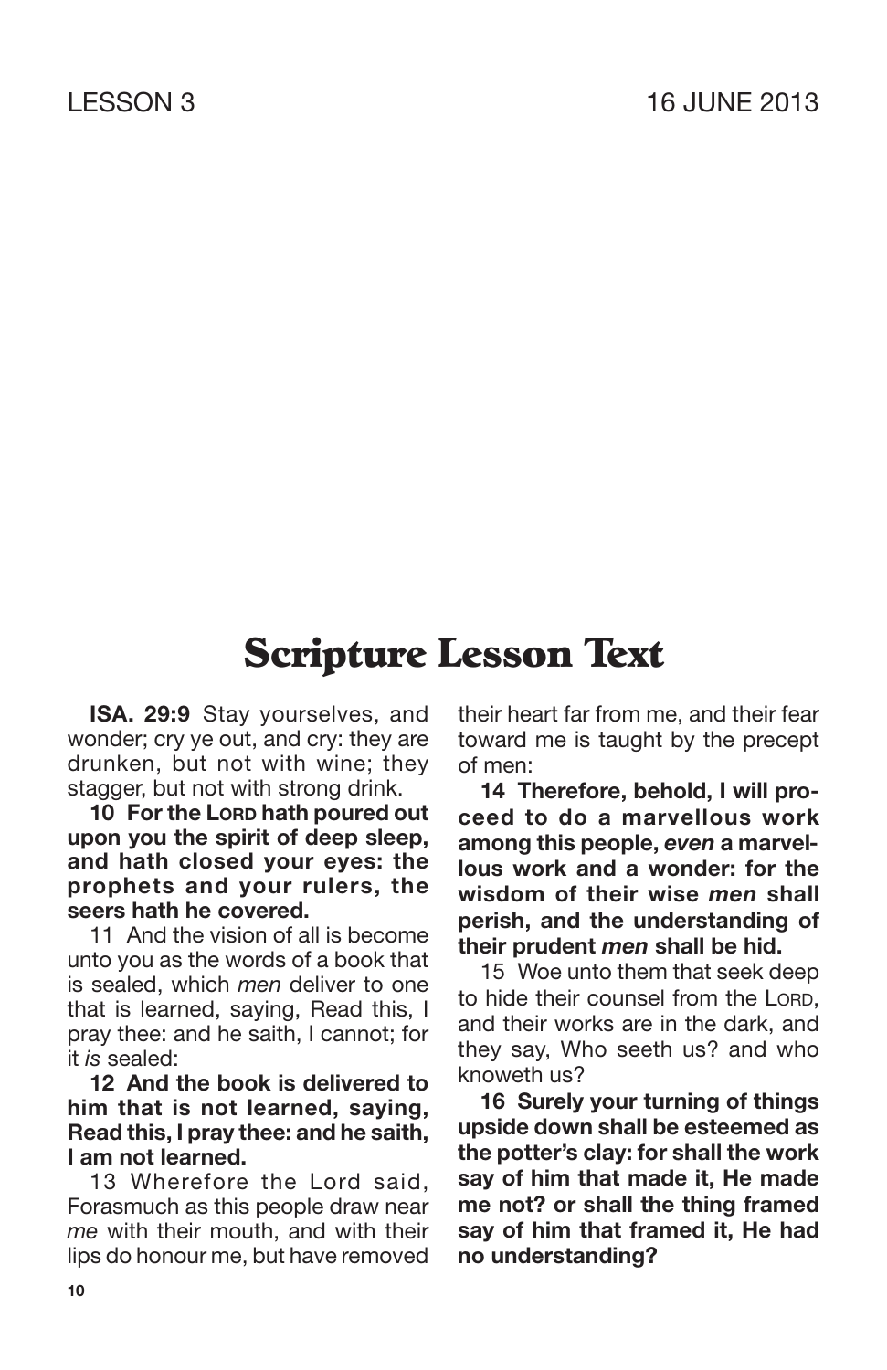LESSON 3 16 JUNE 2013

# Scripture Lesson Text

**ISA. 29:9** Stay yourselves, and wonder; cry ye out, and cry: they are drunken, but not with wine; they stagger, but not with strong drink.

**10 For the LORD hath poured out upon you the spirit of deep sleep, and hath closed your eyes: the prophets and your rulers, the seers hath he covered.**

11 And the vision of all is become unto you as the words of a book that is sealed, which *men* deliver to one that is learned, saying, Read this, I pray thee: and he saith, I cannot; for it *is* sealed:

**12 And the book is delivered to him that is not learned, saying, Read this, I pray thee: and he saith, I am not learned.**

13 Wherefore the Lord said, Forasmuch as this people draw near *me* with their mouth, and with their lips do honour me, but have removed their heart far from me, and their fear toward me is taught by the precept of men:

**14 Therefore, behold, I will proceed to do a marvellous work among this people, *even* a marvellous work and a wonder: for the wisdom of their wise *men* shall perish, and the understanding of their prudent *men* shall be hid.**

15 Woe unto them that seek deep to hide their counsel from the LORD, and their works are in the dark, and they say, Who seeth us? and who knoweth us?

**16 Surely your turning of things upside down shall be esteemed as the potter's clay: for shall the work say of him that made it, He made me not? or shall the thing framed say of him that framed it, He had no understanding?**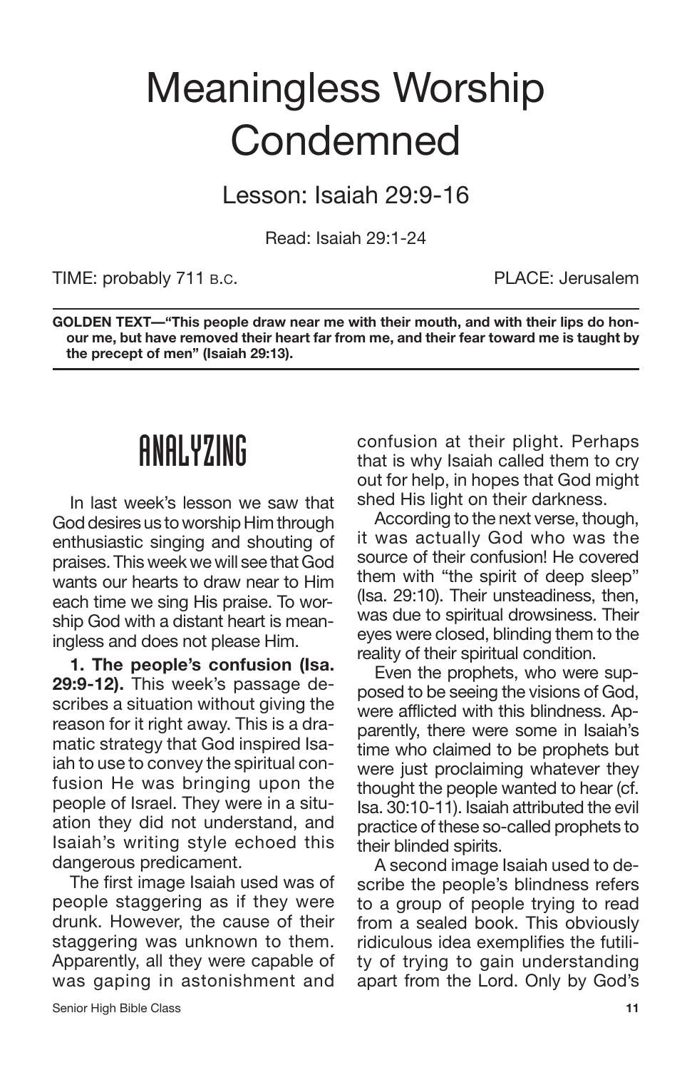# Meaningless Worship Condemned

## Lesson: Isaiah 29:9-16

Read: Isaiah 29:1-24

TIME: probably 711 B.C.

PLACE: Jerusalem

**GOLDEN TEXT—"This people draw near me with their mouth, and with their lips do honour me, but have removed their heart far from me, and their fear toward me is taught by the precept of men" (Isaiah 29:13).**

## ANALYZING

In last week's lesson we saw that God desires us to worship Him through enthusiastic singing and shouting of praises. This week we will see that God wants our hearts to draw near to Him each time we sing His praise. To worship God with a distant heart is meaningless and does not please Him.

**1. The people's confusion (Isa. 29:9-12).** This week's passage describes a situation without giving the reason for it right away. This is a dramatic strategy that God inspired Isaiah to use to convey the spiritual confusion He was bringing upon the people of Israel. They were in a situation they did not understand, and Isaiah's writing style echoed this dangerous predicament.

The first image Isaiah used was of people staggering as if they were drunk. However, the cause of their staggering was unknown to them. Apparently, all they were capable of was gaping in astonishment and confusion at their plight. Perhaps that is why Isaiah called them to cry out for help, in hopes that God might shed His light on their darkness.

According to the next verse, though, it was actually God who was the source of their confusion! He covered them with "the spirit of deep sleep" (Isa. 29:10). Their unsteadiness, then, was due to spiritual drowsiness. Their eyes were closed, blinding them to the reality of their spiritual condition.

Even the prophets, who were supposed to be seeing the visions of God, were afflicted with this blindness. Apparently, there were some in Isaiah's time who claimed to be prophets but were just proclaiming whatever they thought the people wanted to hear (cf. Isa. 30:10-11). Isaiah attributed the evil practice of these so-called prophets to their blinded spirits.

A second image Isaiah used to describe the people's blindness refers to a group of people trying to read from a sealed book. This obviously ridiculous idea exemplifies the futility of trying to gain understanding apart from the Lord. Only by God's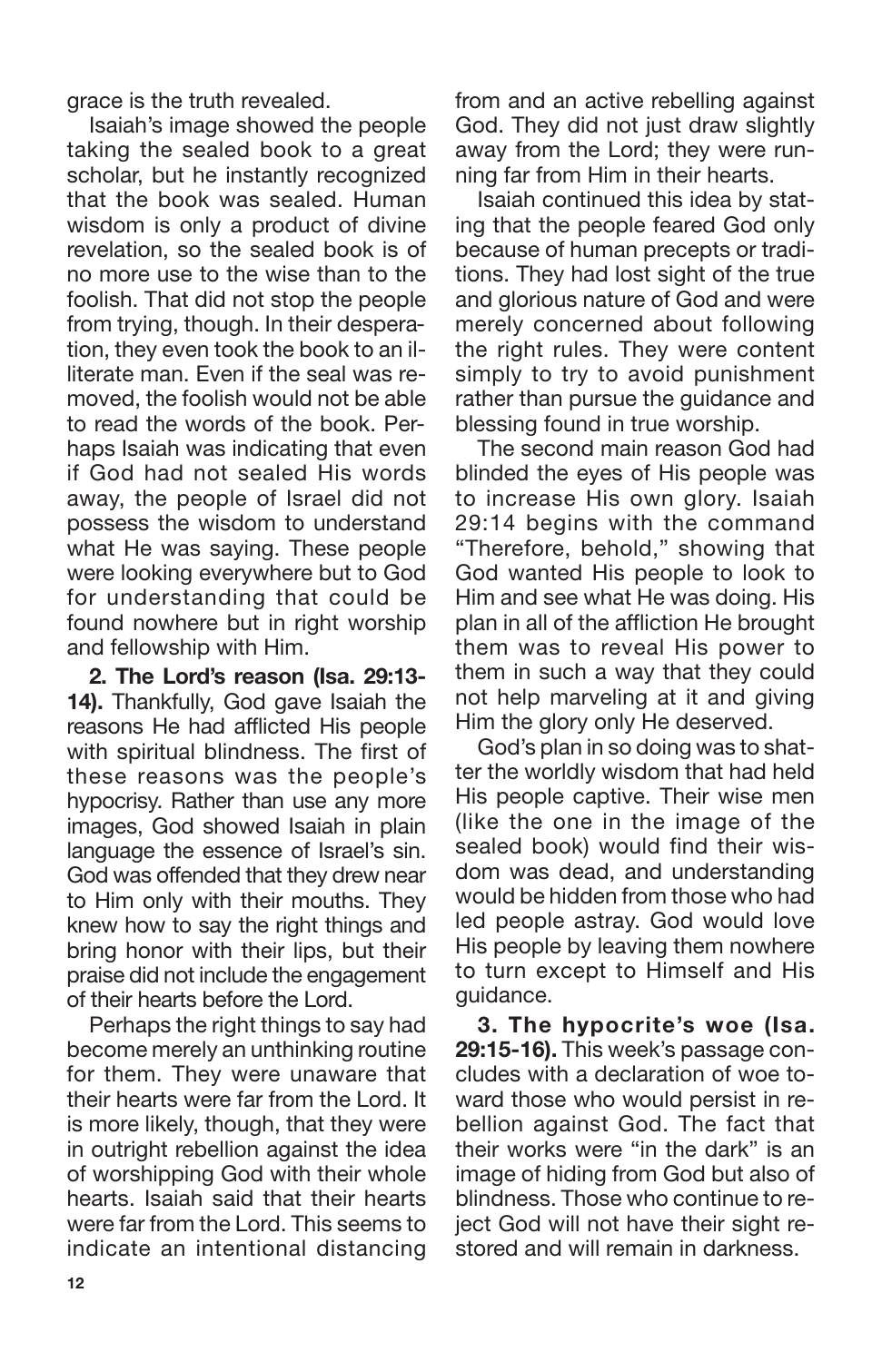grace is the truth revealed.

Isaiah's image showed the people taking the sealed book to a great scholar, but he instantly recognized that the book was sealed. Human wisdom is only a product of divine revelation, so the sealed book is of no more use to the wise than to the foolish. That did not stop the people from trying, though. In their desperation, they even took the book to an illiterate man. Even if the seal was removed, the foolish would not be able to read the words of the book. Perhaps Isaiah was indicating that even if God had not sealed His words away, the people of Israel did not possess the wisdom to understand what He was saying. These people were looking everywhere but to God for understanding that could be found nowhere but in right worship and fellowship with Him.

**2. The Lord's reason (Isa. 29:13-14).** Thankfully, God gave Isaiah the reasons He had afflicted His people with spiritual blindness. The first of these reasons was the people's hypocrisy. Rather than use any more images, God showed Isaiah in plain language the essence of Israel's sin. God was offended that they drew near to Him only with their mouths. They knew how to say the right things and bring honor with their lips, but their praise did not include the engagement of their hearts before the Lord.

Perhaps the right things to say had become merely an unthinking routine for them. They were unaware that their hearts were far from the Lord. It is more likely, though, that they were in outright rebellion against the idea of worshipping God with their whole hearts. Isaiah said that their hearts were far from the Lord. This seems to indicate an intentional distancing from and an active rebelling against God. They did not just draw slightly away from the Lord; they were running far from Him in their hearts.

Isaiah continued this idea by stating that the people feared God only because of human precepts or traditions. They had lost sight of the true and glorious nature of God and were merely concerned about following the right rules. They were content simply to try to avoid punishment rather than pursue the guidance and blessing found in true worship.

The second main reason God had blinded the eyes of His people was to increase His own glory. Isaiah 29:14 begins with the command "Therefore, behold," showing that God wanted His people to look to Him and see what He was doing. His plan in all of the affliction He brought them was to reveal His power to them in such a way that they could not help marveling at it and giving Him the glory only He deserved.

God's plan in so doing was to shatter the worldly wisdom that had held His people captive. Their wise men (like the one in the image of the sealed book) would find their wisdom was dead, and understanding would be hidden from those who had led people astray. God would love His people by leaving them nowhere to turn except to Himself and His guidance.

**3. The hypocrite's woe (Isa. 29:15-16).** This week's passage concludes with a declaration of woe toward those who would persist in rebellion against God. The fact that their works were "in the dark" is an image of hiding from God but also of blindness. Those who continue to reject God will not have their sight restored and will remain in darkness.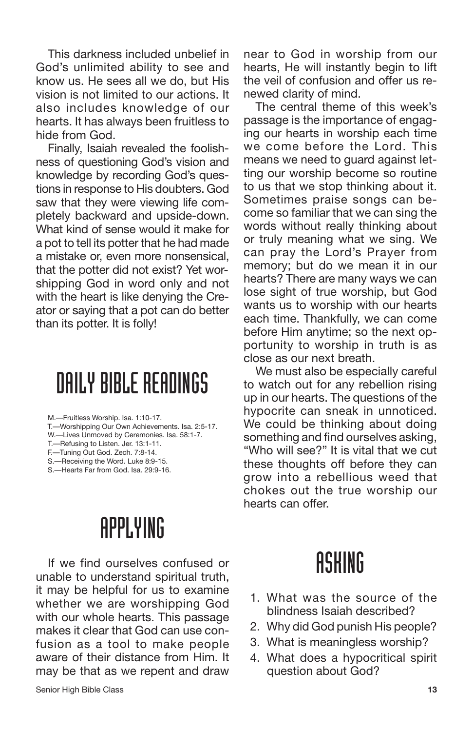This darkness included unbelief in God's unlimited ability to see and know us. He sees all we do, but His vision is not limited to our actions. It also includes knowledge of our hearts. It has always been fruitless to hide from God.

Finally, Isaiah revealed the foolishness of questioning God's vision and knowledge by recording God's questions in response to His doubters. God saw that they were viewing life completely backward and upside-down. What kind of sense would it make for a pot to tell its potter that he had made a mistake or, even more nonsensical, that the potter did not exist? Yet worshipping God in word only and not with the heart is like denying the Creator or saying that a pot can do better than its potter. It is folly!

## DAILY BIBLE READINGS

M.—Fruitless Worship. Isa. 1:10-17.
T.—Worshipping Our Own Achievements. Isa. 2:5-17.
W.—Lives Unmoved by Ceremonies. Isa. 58:1-7.
T.—Refusing to Listen. Jer. 13:1-11.
F.—Tuning Out God. Zech. 7:8-14.
S.—Receiving the Word. Luke 8:9-15.
S.—Hearts Far from God. Isa. 29:9-16.

## APPLYING

If we find ourselves confused or unable to understand spiritual truth, it may be helpful for us to examine whether we are worshipping God with our whole hearts. This passage makes it clear that God can use confusion as a tool to make people aware of their distance from Him. It may be that as we repent and draw near to God in worship from our hearts, He will instantly begin to lift the veil of confusion and offer us renewed clarity of mind.

The central theme of this week's passage is the importance of engaging our hearts in worship each time we come before the Lord. This means we need to guard against letting our worship become so routine to us that we stop thinking about it. Sometimes praise songs can become so familiar that we can sing the words without really thinking about or truly meaning what we sing. We can pray the Lord's Prayer from memory; but do we mean it in our hearts? There are many ways we can lose sight of true worship, but God wants us to worship with our hearts each time. Thankfully, we can come before Him anytime; so the next opportunity to worship in truth is as close as our next breath.

We must also be especially careful to watch out for any rebellion rising up in our hearts. The questions of the hypocrite can sneak in unnoticed. We could be thinking about doing something and find ourselves asking, "Who will see?" It is vital that we cut these thoughts off before they can grow into a rebellious weed that chokes out the true worship our hearts can offer.

## ASKING

1. What was the source of the blindness Isaiah described?
2. Why did God punish His people?
3. What is meaningless worship?
4. What does a hypocritical spirit question about God?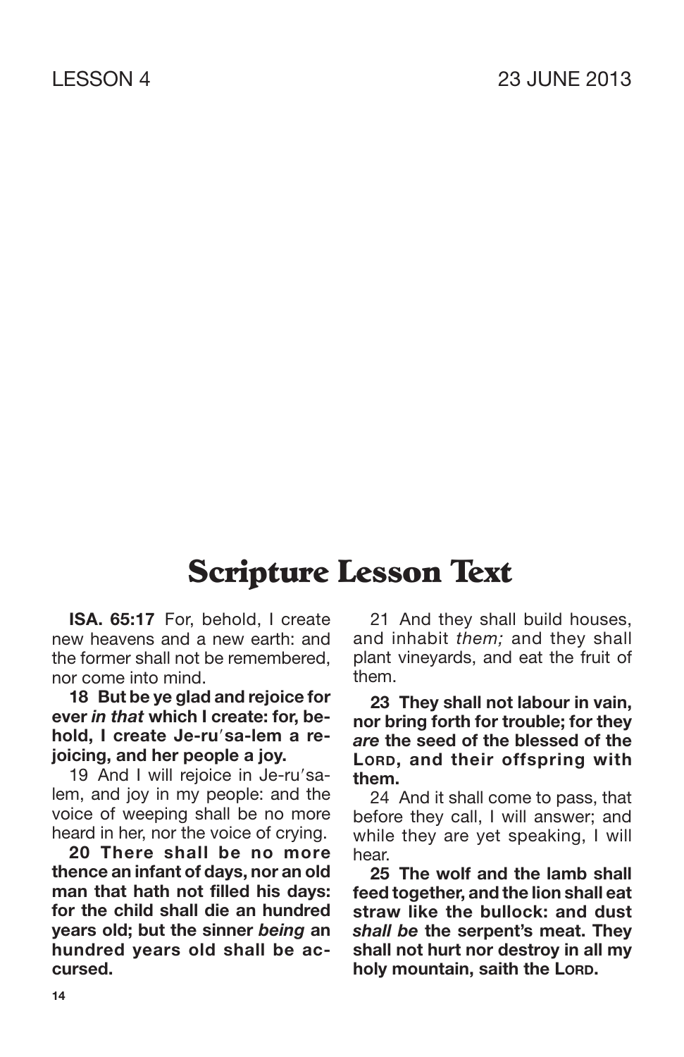# Scripture Lesson Text

**ISA. 65:17** For, behold, I create new heavens and a new earth: and the former shall not be remembered, nor come into mind.

**18 But be ye glad and rejoice for ever *in that* which I create: for, behold, I create Je-ru′sa-lem a rejoicing, and her people a joy.**

19 And I will rejoice in Je-ru′sa-lem, and joy in my people: and the voice of weeping shall be no more heard in her, nor the voice of crying.

**20 There shall be no more thence an infant of days, nor an old man that hath not filled his days: for the child shall die an hundred years old; but the sinner *being* an hundred years old shall be accursed.**

21 And they shall build houses, and inhabit *them;* and they shall plant vineyards, and eat the fruit of them.

**23 They shall not labour in vain, nor bring forth for trouble; for they *are* the seed of the blessed of the LORD, and their offspring with them.**

24 And it shall come to pass, that before they call, I will answer; and while they are yet speaking, I will hear.

**25 The wolf and the lamb shall feed together, and the lion shall eat straw like the bullock: and dust *shall be* the serpent's meat. They shall not hurt nor destroy in all my holy mountain, saith the LORD.**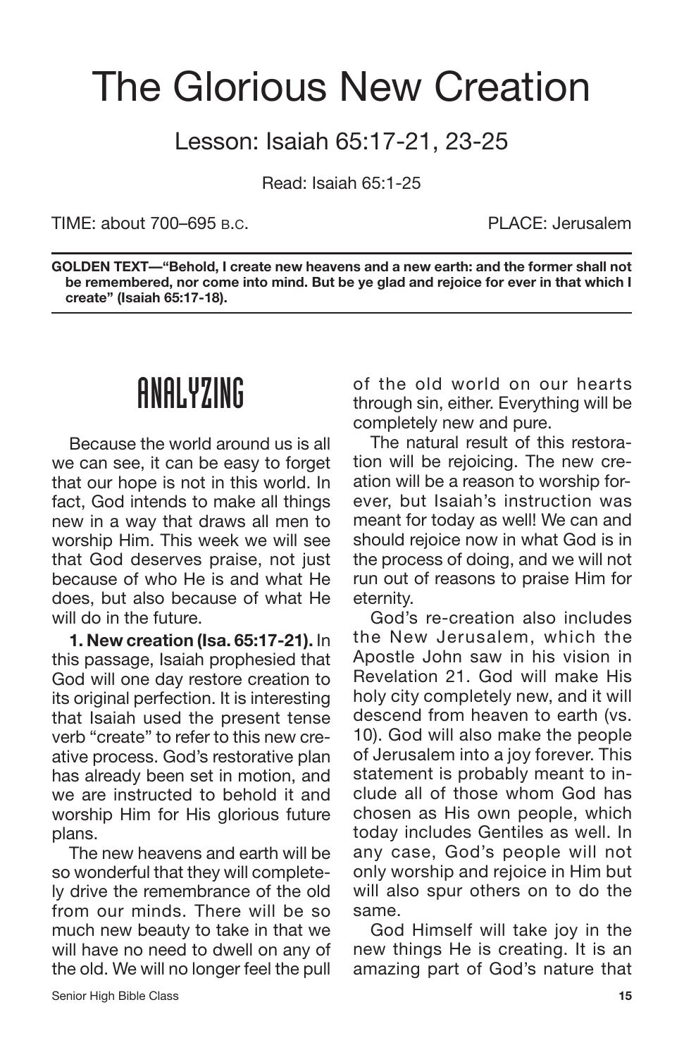# The Glorious New Creation

## Lesson: Isaiah 65:17-21, 23-25

Read: Isaiah 65:1-25

TIME: about 700–695 B.C. PLACE: Jerusalem

**GOLDEN TEXT—"Behold, I create new heavens and a new earth: and the former shall not be remembered, nor come into mind. But be ye glad and rejoice for ever in that which I create" (Isaiah 65:17-18).**

## ANALYZING

Because the world around us is all we can see, it can be easy to forget that our hope is not in this world. In fact, God intends to make all things new in a way that draws all men to worship Him. This week we will see that God deserves praise, not just because of who He is and what He does, but also because of what He will do in the future.

**1. New creation (Isa. 65:17-21).** In this passage, Isaiah prophesied that God will one day restore creation to its original perfection. It is interesting that Isaiah used the present tense verb "create" to refer to this new creative process. God's restorative plan has already been set in motion, and we are instructed to behold it and worship Him for His glorious future plans.

The new heavens and earth will be so wonderful that they will completely drive the remembrance of the old from our minds. There will be so much new beauty to take in that we will have no need to dwell on any of the old. We will no longer feel the pull of the old world on our hearts through sin, either. Everything will be completely new and pure.

The natural result of this restoration will be rejoicing. The new creation will be a reason to worship forever, but Isaiah's instruction was meant for today as well! We can and should rejoice now in what God is in the process of doing, and we will not run out of reasons to praise Him for eternity.

God's re-creation also includes the New Jerusalem, which the Apostle John saw in his vision in Revelation 21. God will make His holy city completely new, and it will descend from heaven to earth (vs. 10). God will also make the people of Jerusalem into a joy forever. This statement is probably meant to include all of those whom God has chosen as His own people, which today includes Gentiles as well. In any case, God's people will not only worship and rejoice in Him but will also spur others on to do the same.

God Himself will take joy in the new things He is creating. It is an amazing part of God's nature that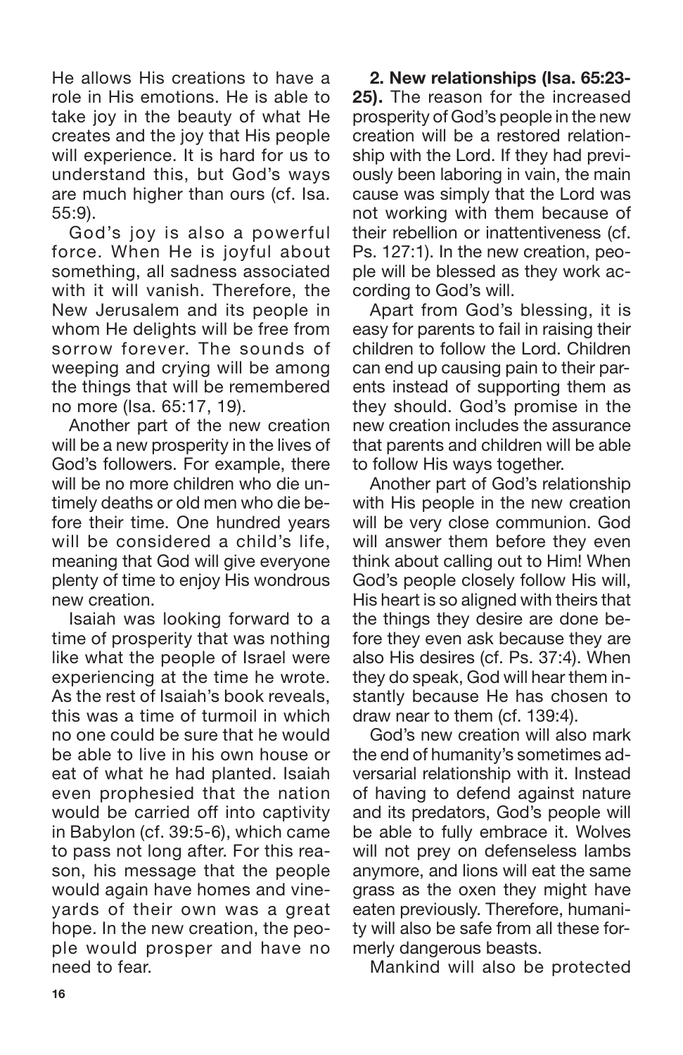He allows His creations to have a role in His emotions. He is able to take joy in the beauty of what He creates and the joy that His people will experience. It is hard for us to understand this, but God's ways are much higher than ours (cf. Isa. 55:9).

God's joy is also a powerful force. When He is joyful about something, all sadness associated with it will vanish. Therefore, the New Jerusalem and its people in whom He delights will be free from sorrow forever. The sounds of weeping and crying will be among the things that will be remembered no more (Isa. 65:17, 19).

Another part of the new creation will be a new prosperity in the lives of God's followers. For example, there will be no more children who die untimely deaths or old men who die before their time. One hundred years will be considered a child's life, meaning that God will give everyone plenty of time to enjoy His wondrous new creation.

Isaiah was looking forward to a time of prosperity that was nothing like what the people of Israel were experiencing at the time he wrote. As the rest of Isaiah's book reveals, this was a time of turmoil in which no one could be sure that he would be able to live in his own house or eat of what he had planted. Isaiah even prophesied that the nation would be carried off into captivity in Babylon (cf. 39:5-6), which came to pass not long after. For this reason, his message that the people would again have homes and vineyards of their own was a great hope. In the new creation, the people would prosper and have no need to fear.

**2. New relationships (Isa. 65:23-25).** The reason for the increased prosperity of God's people in the new creation will be a restored relationship with the Lord. If they had previously been laboring in vain, the main cause was simply that the Lord was not working with them because of their rebellion or inattentiveness (cf. Ps. 127:1). In the new creation, people will be blessed as they work according to God's will.

Apart from God's blessing, it is easy for parents to fail in raising their children to follow the Lord. Children can end up causing pain to their parents instead of supporting them as they should. God's promise in the new creation includes the assurance that parents and children will be able to follow His ways together.

Another part of God's relationship with His people in the new creation will be very close communion. God will answer them before they even think about calling out to Him! When God's people closely follow His will, His heart is so aligned with theirs that the things they desire are done before they even ask because they are also His desires (cf. Ps. 37:4). When they do speak, God will hear them instantly because He has chosen to draw near to them (cf. 139:4).

God's new creation will also mark the end of humanity's sometimes adversarial relationship with it. Instead of having to defend against nature and its predators, God's people will be able to fully embrace it. Wolves will not prey on defenseless lambs anymore, and lions will eat the same grass as the oxen they might have eaten previously. Therefore, humanity will also be safe from all these formerly dangerous beasts.

Mankind will also be protected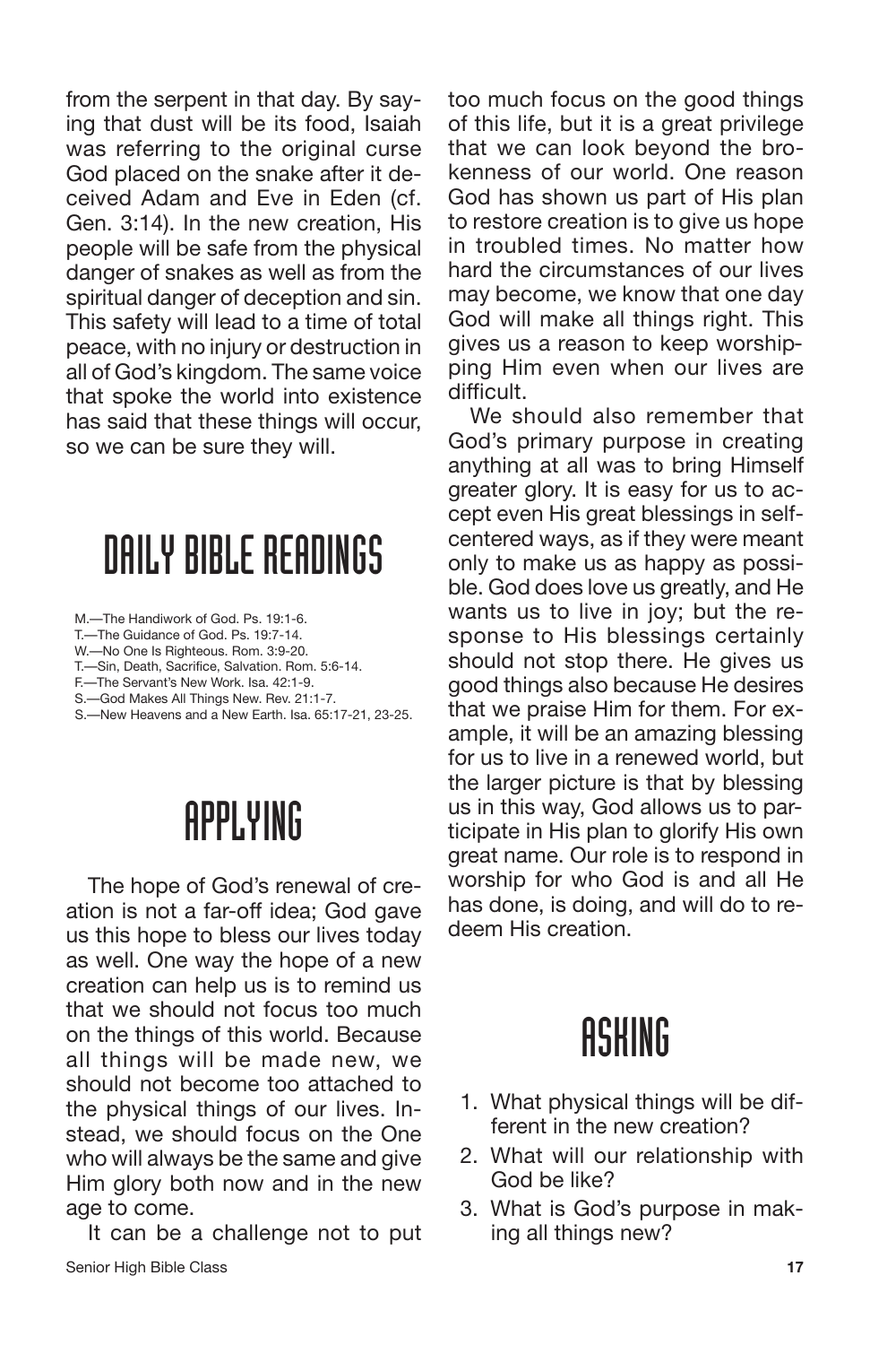from the serpent in that day. By saying that dust will be its food, Isaiah was referring to the original curse God placed on the snake after it deceived Adam and Eve in Eden (cf. Gen. 3:14). In the new creation, His people will be safe from the physical danger of snakes as well as from the spiritual danger of deception and sin. This safety will lead to a time of total peace, with no injury or destruction in all of God's kingdom. The same voice that spoke the world into existence has said that these things will occur, so we can be sure they will.

# DAILY BIBLE READINGS

M.—The Handiwork of God. Ps. 19:1-6.
T.—The Guidance of God. Ps. 19:7-14.
W.—No One Is Righteous. Rom. 3:9-20.
T.—Sin, Death, Sacrifice, Salvation. Rom. 5:6-14.
F.—The Servant's New Work. Isa. 42:1-9.
S.—God Makes All Things New. Rev. 21:1-7.
S.—New Heavens and a New Earth. Isa. 65:17-21, 23-25.

# APPLYING

The hope of God's renewal of creation is not a far-off idea; God gave us this hope to bless our lives today as well. One way the hope of a new creation can help us is to remind us that we should not focus too much on the things of this world. Because all things will be made new, we should not become too attached to the physical things of our lives. Instead, we should focus on the One who will always be the same and give Him glory both now and in the new age to come.

It can be a challenge not to put too much focus on the good things of this life, but it is a great privilege that we can look beyond the brokenness of our world. One reason God has shown us part of His plan to restore creation is to give us hope in troubled times. No matter how hard the circumstances of our lives may become, we know that one day God will make all things right. This gives us a reason to keep worshipping Him even when our lives are difficult.

We should also remember that God's primary purpose in creating anything at all was to bring Himself greater glory. It is easy for us to accept even His great blessings in self-centered ways, as if they were meant only to make us as happy as possible. God does love us greatly, and He wants us to live in joy; but the response to His blessings certainly should not stop there. He gives us good things also because He desires that we praise Him for them. For example, it will be an amazing blessing for us to live in a renewed world, but the larger picture is that by blessing us in this way, God allows us to participate in His plan to glorify His own great name. Our role is to respond in worship for who God is and all He has done, is doing, and will do to redeem His creation.

# ASKING

1. What physical things will be different in the new creation?
2. What will our relationship with God be like?
3. What is God's purpose in making all things new?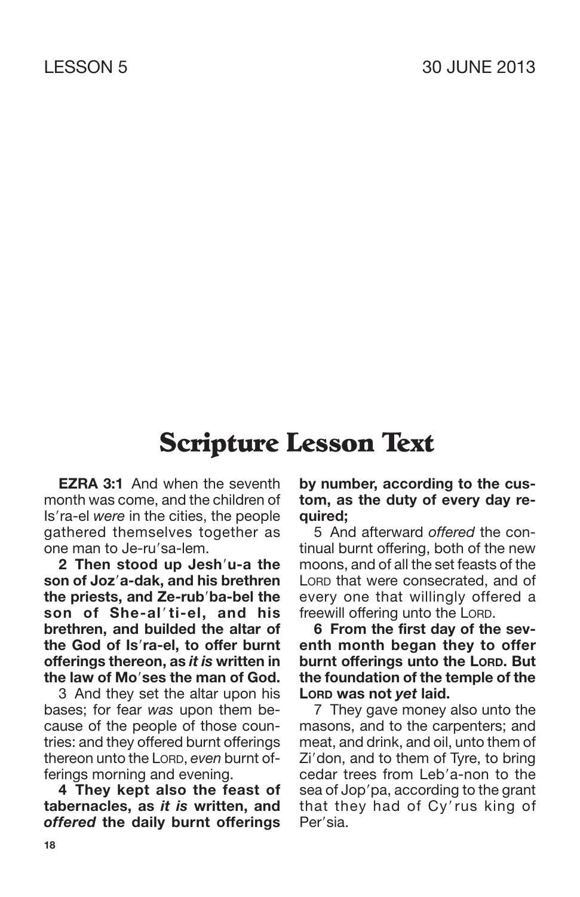LESSON 5 30 JUNE 2013

# Scripture Lesson Text

**EZRA 3:1** And when the seventh month was come, and the children of Is′ra-el *were* in the cities, the people gathered themselves together as one man to Je-ru′sa-lem.

**2 Then stood up Jesh′u-a the son of Joz′a-dak, and his brethren the priests, and Ze-rub′ba-bel the son of She-al′ti-el, and his brethren, and builded the altar of the God of Is′ra-el, to offer burnt offerings thereon, as *it is* written in the law of Mo′ses the man of God.**

3 And they set the altar upon his bases; for fear *was* upon them because of the people of those countries: and they offered burnt offerings thereon unto the LORD, *even* burnt offerings morning and evening.

**4 They kept also the feast of tabernacles, as *it is* written, and *offered* the daily burnt offerings by number, according to the custom, as the duty of every day required;**

5 And afterward *offered* the continual burnt offering, both of the new moons, and of all the set feasts of the LORD that were consecrated, and of every one that willingly offered a freewill offering unto the LORD.

**6 From the first day of the seventh month began they to offer burnt offerings unto the LORD. But the foundation of the temple of the LORD was not *yet* laid.**

7 They gave money also unto the masons, and to the carpenters; and meat, and drink, and oil, unto them of Zi′don, and to them of Tyre, to bring cedar trees from Leb′a-non to the sea of Jop′pa, according to the grant that they had of Cy′rus king of Per′sia.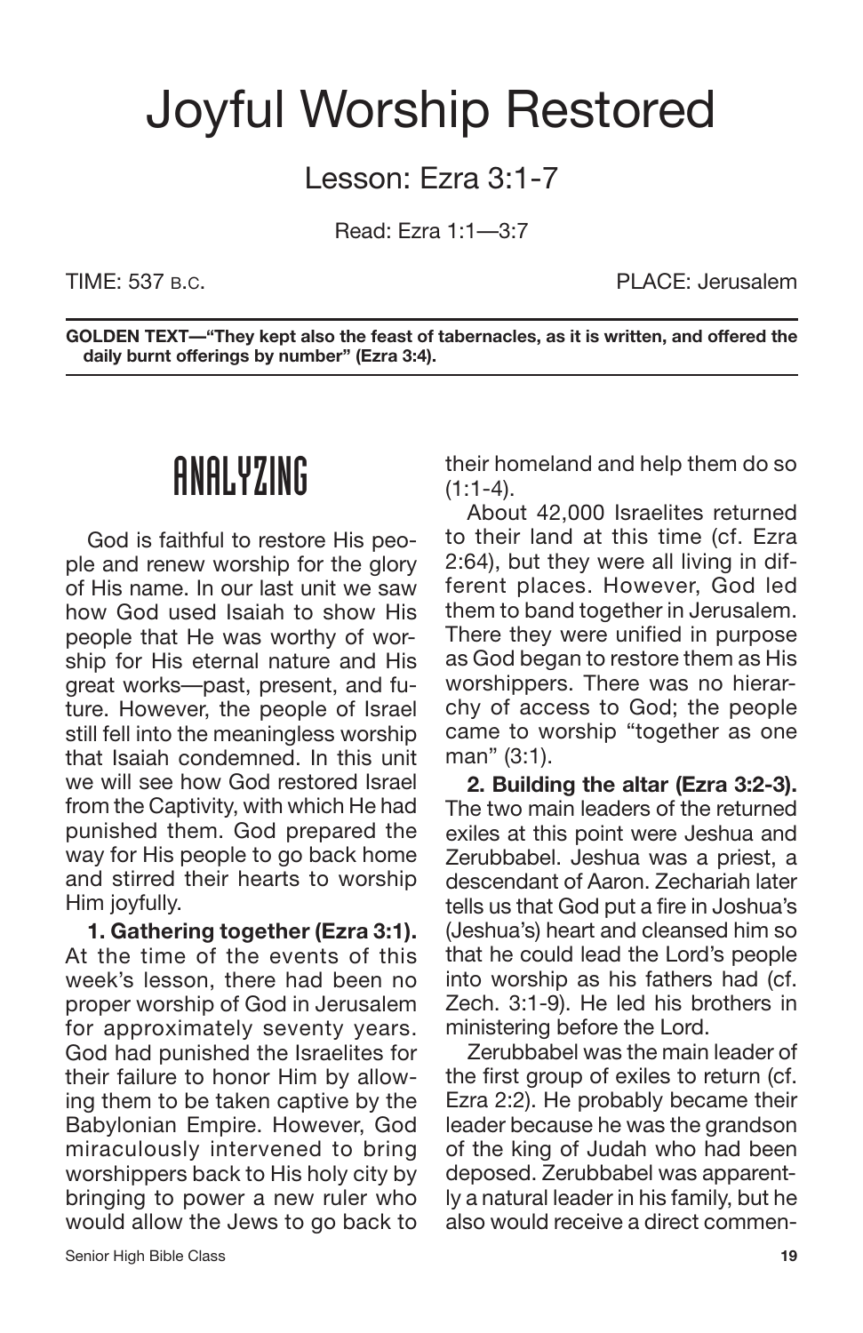# Joyful Worship Restored

## Lesson: Ezra 3:1-7

Read: Ezra 1:1—3:7

TIME: 537 B.C. PLACE: Jerusalem

**GOLDEN TEXT—"They kept also the feast of tabernacles, as it is written, and offered the daily burnt offerings by number" (Ezra 3:4).**

## ANALYZING

God is faithful to restore His people and renew worship for the glory of His name. In our last unit we saw how God used Isaiah to show His people that He was worthy of worship for His eternal nature and His great works—past, present, and future. However, the people of Israel still fell into the meaningless worship that Isaiah condemned. In this unit we will see how God restored Israel from the Captivity, with which He had punished them. God prepared the way for His people to go back home and stirred their hearts to worship Him joyfully.

**1. Gathering together (Ezra 3:1).** At the time of the events of this week's lesson, there had been no proper worship of God in Jerusalem for approximately seventy years. God had punished the Israelites for their failure to honor Him by allowing them to be taken captive by the Babylonian Empire. However, God miraculously intervened to bring worshippers back to His holy city by bringing to power a new ruler who would allow the Jews to go back to their homeland and help them do so (1:1-4).

About 42,000 Israelites returned to their land at this time (cf. Ezra 2:64), but they were all living in different places. However, God led them to band together in Jerusalem. There they were unified in purpose as God began to restore them as His worshippers. There was no hierarchy of access to God; the people came to worship "together as one man" (3:1).

**2. Building the altar (Ezra 3:2-3).** The two main leaders of the returned exiles at this point were Jeshua and Zerubbabel. Jeshua was a priest, a descendant of Aaron. Zechariah later tells us that God put a fire in Joshua's (Jeshua's) heart and cleansed him so that he could lead the Lord's people into worship as his fathers had (cf. Zech. 3:1-9). He led his brothers in ministering before the Lord.

Zerubbabel was the main leader of the first group of exiles to return (cf. Ezra 2:2). He probably became their leader because he was the grandson of the king of Judah who had been deposed. Zerubbabel was apparently a natural leader in his family, but he also would receive a direct commen-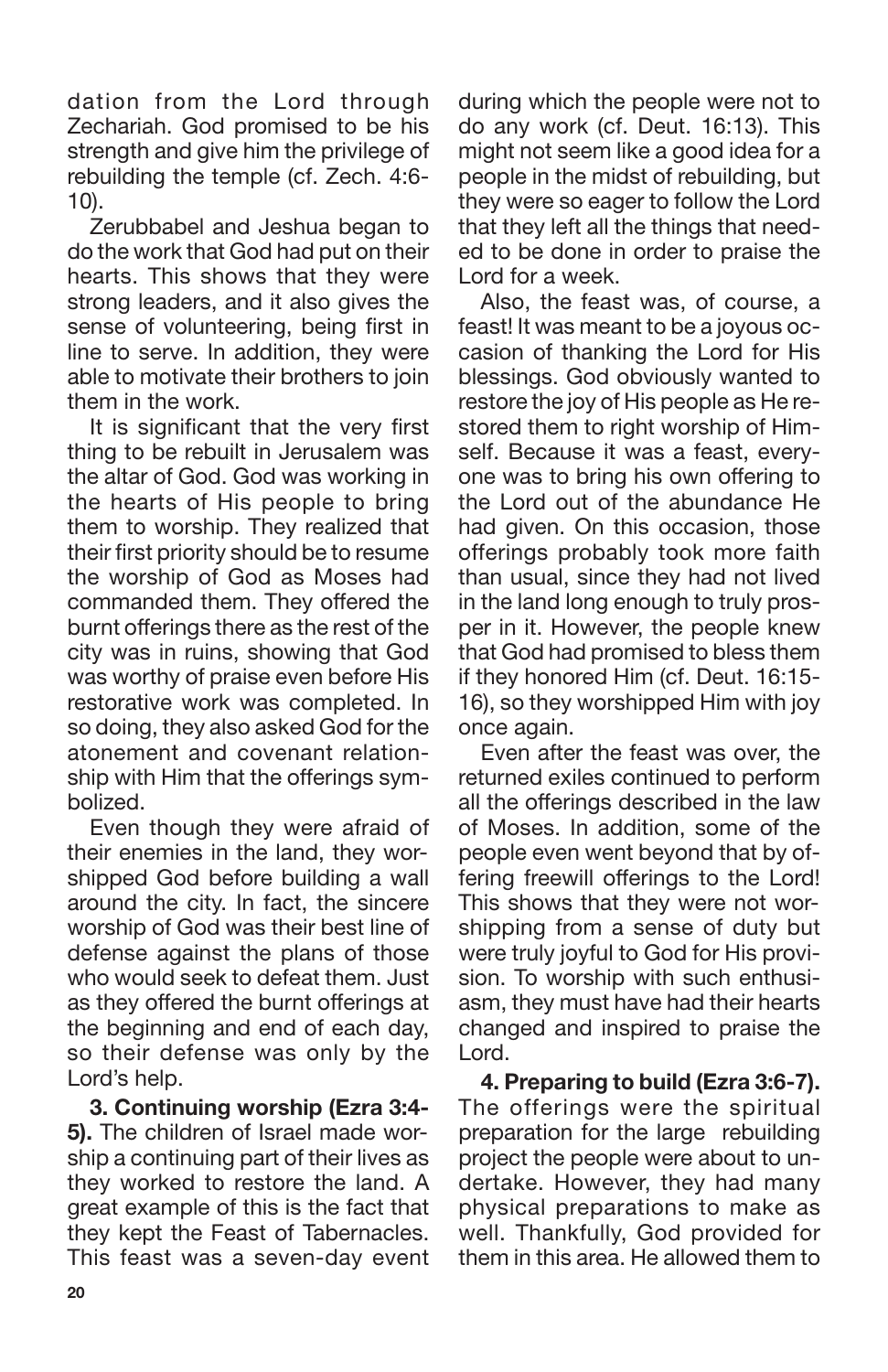dation from the Lord through Zechariah. God promised to be his strength and give him the privilege of rebuilding the temple (cf. Zech. 4:6-10).

Zerubbabel and Jeshua began to do the work that God had put on their hearts. This shows that they were strong leaders, and it also gives the sense of volunteering, being first in line to serve. In addition, they were able to motivate their brothers to join them in the work.

It is significant that the very first thing to be rebuilt in Jerusalem was the altar of God. God was working in the hearts of His people to bring them to worship. They realized that their first priority should be to resume the worship of God as Moses had commanded them. They offered the burnt offerings there as the rest of the city was in ruins, showing that God was worthy of praise even before His restorative work was completed. In so doing, they also asked God for the atonement and covenant relationship with Him that the offerings symbolized.

Even though they were afraid of their enemies in the land, they worshipped God before building a wall around the city. In fact, the sincere worship of God was their best line of defense against the plans of those who would seek to defeat them. Just as they offered the burnt offerings at the beginning and end of each day, so their defense was only by the Lord's help.

**3. Continuing worship (Ezra 3:4-5).** The children of Israel made worship a continuing part of their lives as they worked to restore the land. A great example of this is the fact that they kept the Feast of Tabernacles. This feast was a seven-day event during which the people were not to do any work (cf. Deut. 16:13). This might not seem like a good idea for a people in the midst of rebuilding, but they were so eager to follow the Lord that they left all the things that needed to be done in order to praise the Lord for a week.

Also, the feast was, of course, a feast! It was meant to be a joyous occasion of thanking the Lord for His blessings. God obviously wanted to restore the joy of His people as He restored them to right worship of Himself. Because it was a feast, everyone was to bring his own offering to the Lord out of the abundance He had given. On this occasion, those offerings probably took more faith than usual, since they had not lived in the land long enough to truly prosper in it. However, the people knew that God had promised to bless them if they honored Him (cf. Deut. 16:15-16), so they worshipped Him with joy once again.

Even after the feast was over, the returned exiles continued to perform all the offerings described in the law of Moses. In addition, some of the people even went beyond that by offering freewill offerings to the Lord! This shows that they were not worshipping from a sense of duty but were truly joyful to God for His provision. To worship with such enthusiasm, they must have had their hearts changed and inspired to praise the Lord.

**4. Preparing to build (Ezra 3:6-7).** The offerings were the spiritual preparation for the large rebuilding project the people were about to undertake. However, they had many physical preparations to make as well. Thankfully, God provided for them in this area. He allowed them to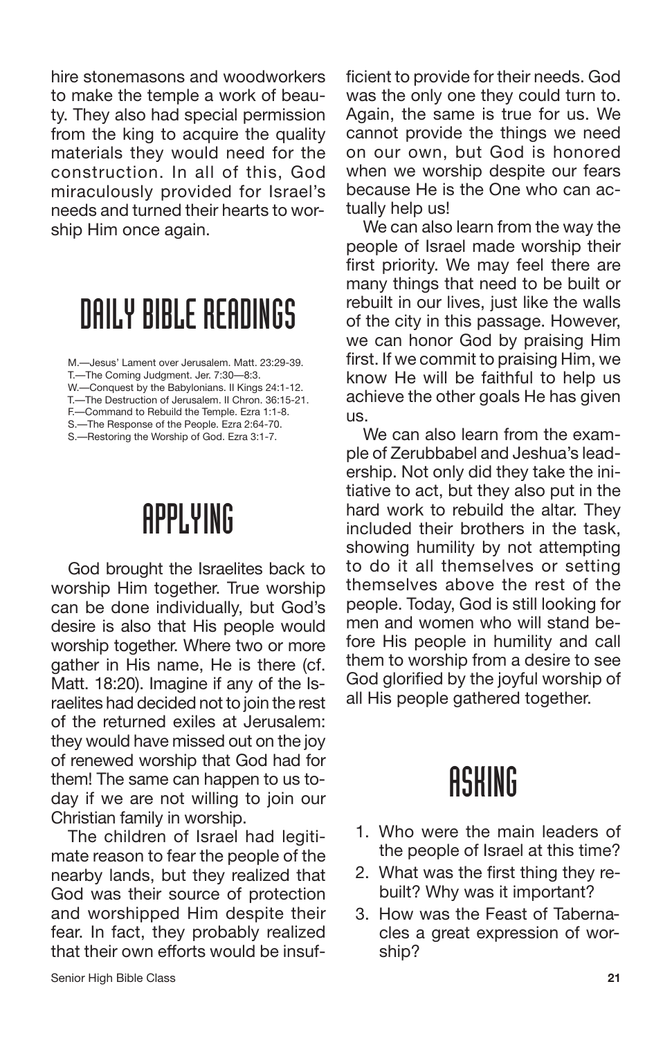hire stonemasons and woodworkers to make the temple a work of beauty. They also had special permission from the king to acquire the quality materials they would need for the construction. In all of this, God miraculously provided for Israel's needs and turned their hearts to worship Him once again.

## DAILY BIBLE READINGS

M.—Jesus' Lament over Jerusalem. Matt. 23:29-39.
T.—The Coming Judgment. Jer. 7:30—8:3.
W.—Conquest by the Babylonians. II Kings 24:1-12.
T.—The Destruction of Jerusalem. II Chron. 36:15-21.
F.—Command to Rebuild the Temple. Ezra 1:1-8.
S.—The Response of the People. Ezra 2:64-70.
S.—Restoring the Worship of God. Ezra 3:1-7.

## APPLYING

God brought the Israelites back to worship Him together. True worship can be done individually, but God's desire is also that His people would worship together. Where two or more gather in His name, He is there (cf. Matt. 18:20). Imagine if any of the Israelites had decided not to join the rest of the returned exiles at Jerusalem: they would have missed out on the joy of renewed worship that God had for them! The same can happen to us today if we are not willing to join our Christian family in worship.

The children of Israel had legitimate reason to fear the people of the nearby lands, but they realized that God was their source of protection and worshipped Him despite their fear. In fact, they probably realized that their own efforts would be insufficient to provide for their needs. God was the only one they could turn to. Again, the same is true for us. We cannot provide the things we need on our own, but God is honored when we worship despite our fears because He is the One who can actually help us!

We can also learn from the way the people of Israel made worship their first priority. We may feel there are many things that need to be built or rebuilt in our lives, just like the walls of the city in this passage. However, we can honor God by praising Him first. If we commit to praising Him, we know He will be faithful to help us achieve the other goals He has given us.

We can also learn from the example of Zerubbabel and Jeshua's leadership. Not only did they take the initiative to act, but they also put in the hard work to rebuild the altar. They included their brothers in the task, showing humility by not attempting to do it all themselves or setting themselves above the rest of the people. Today, God is still looking for men and women who will stand before His people in humility and call them to worship from a desire to see God glorified by the joyful worship of all His people gathered together.

## ASKING

1. Who were the main leaders of the people of Israel at this time?
2. What was the first thing they rebuilt? Why was it important?
3. How was the Feast of Tabernacles a great expression of worship?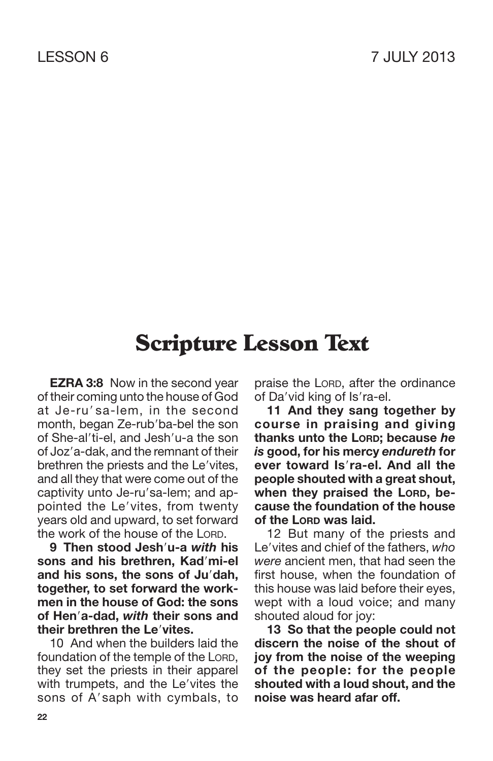LESSON 6 7 JULY 2013

# Scripture Lesson Text

**EZRA 3:8** Now in the second year of their coming unto the house of God at Je-ru′sa-lem, in the second month, began Ze-rub′ba-bel the son of She-al′ti-el, and Jesh′u-a the son of Joz′a-dak, and the remnant of their brethren the priests and the Le′vites, and all they that were come out of the captivity unto Je-ru′sa-lem; and appointed the Le′vites, from twenty years old and upward, to set forward the work of the house of the LORD.

**9 Then stood Jesh′u-a *with* his sons and his brethren, Kad′mi-el and his sons, the sons of Ju′dah, together, to set forward the workmen in the house of God: the sons of Hen′a-dad, *with* their sons and their brethren the Le′vites.**

10 And when the builders laid the foundation of the temple of the LORD, they set the priests in their apparel with trumpets, and the Le′vites the sons of A′saph with cymbals, to praise the LORD, after the ordinance of Da′vid king of Is′ra-el.

**11 And they sang together by course in praising and giving thanks unto the LORD; because *he is* good, for his mercy *endureth* for ever toward Is′ra-el. And all the people shouted with a great shout, when they praised the LORD, because the foundation of the house of the LORD was laid.**

12 But many of the priests and Le′vites and chief of the fathers, *who were* ancient men, that had seen the first house, when the foundation of this house was laid before their eyes, wept with a loud voice; and many shouted aloud for joy:

**13 So that the people could not discern the noise of the shout of joy from the noise of the weeping of the people: for the people shouted with a loud shout, and the noise was heard afar off.**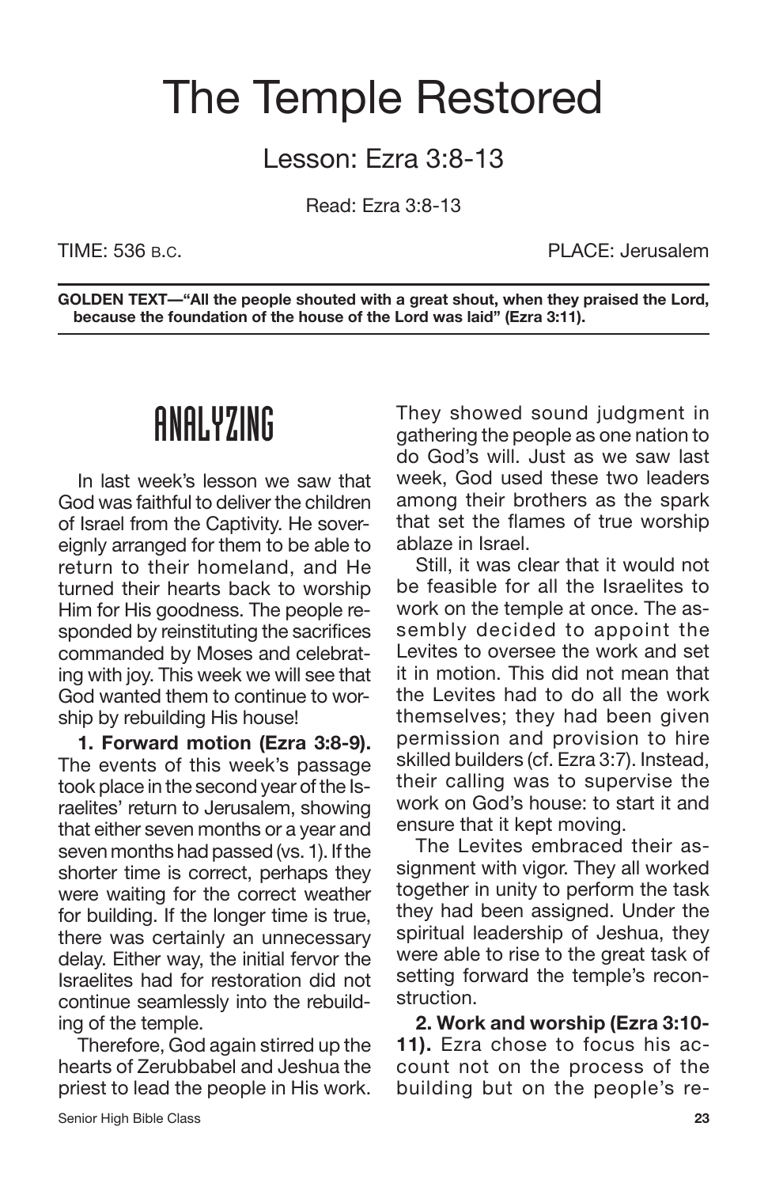# The Temple Restored

## Lesson: Ezra 3:8-13

Read: Ezra 3:8-13

TIME: 536 B.C. PLACE: Jerusalem

---

**GOLDEN TEXT—"All the people shouted with a great shout, when they praised the Lord, because the foundation of the house of the Lord was laid" (Ezra 3:11).**

---

## ANALYZING

In last week's lesson we saw that God was faithful to deliver the children of Israel from the Captivity. He sovereignly arranged for them to be able to return to their homeland, and He turned their hearts back to worship Him for His goodness. The people responded by reinstituting the sacrifices commanded by Moses and celebrating with joy. This week we will see that God wanted them to continue to worship by rebuilding His house!

**1. Forward motion (Ezra 3:8-9).** The events of this week's passage took place in the second year of the Israelites' return to Jerusalem, showing that either seven months or a year and seven months had passed (vs. 1). If the shorter time is correct, perhaps they were waiting for the correct weather for building. If the longer time is true, there was certainly an unnecessary delay. Either way, the initial fervor the Israelites had for restoration did not continue seamlessly into the rebuilding of the temple.

Therefore, God again stirred up the hearts of Zerubbabel and Jeshua the priest to lead the people in His work. They showed sound judgment in gathering the people as one nation to do God's will. Just as we saw last week, God used these two leaders among their brothers as the spark that set the flames of true worship ablaze in Israel.

Still, it was clear that it would not be feasible for all the Israelites to work on the temple at once. The assembly decided to appoint the Levites to oversee the work and set it in motion. This did not mean that the Levites had to do all the work themselves; they had been given permission and provision to hire skilled builders (cf. Ezra 3:7). Instead, their calling was to supervise the work on God's house: to start it and ensure that it kept moving.

The Levites embraced their assignment with vigor. They all worked together in unity to perform the task they had been assigned. Under the spiritual leadership of Jeshua, they were able to rise to the great task of setting forward the temple's reconstruction.

**2. Work and worship (Ezra 3:10-11).** Ezra chose to focus his account not on the process of the building but on the people's re-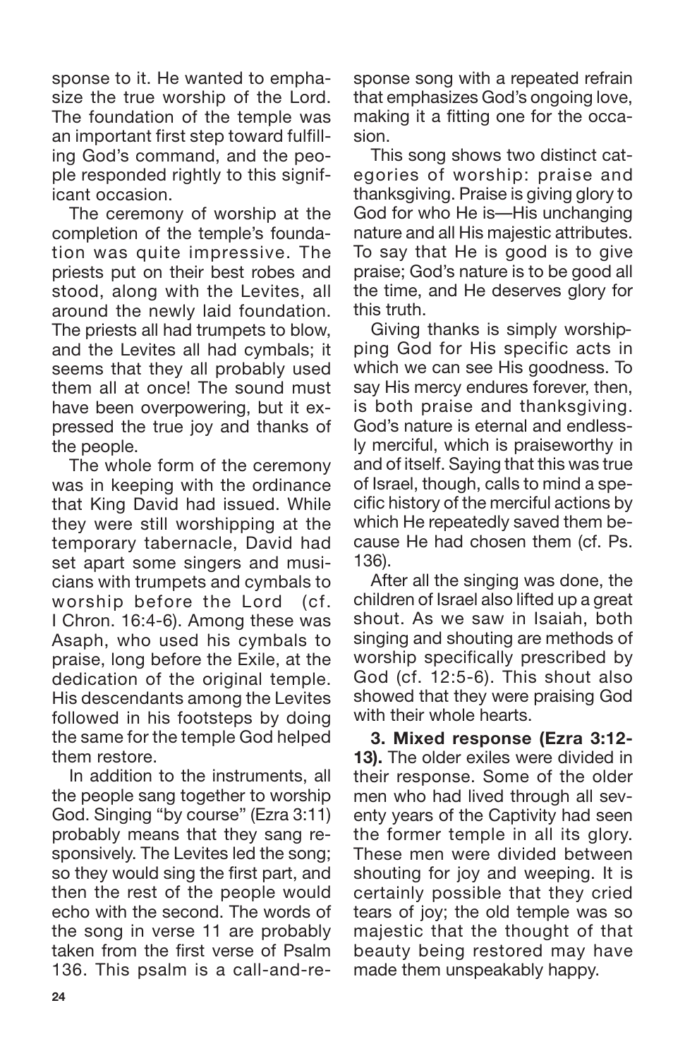sponse to it. He wanted to emphasize the true worship of the Lord. The foundation of the temple was an important first step toward fulfilling God's command, and the people responded rightly to this significant occasion.

The ceremony of worship at the completion of the temple's foundation was quite impressive. The priests put on their best robes and stood, along with the Levites, all around the newly laid foundation. The priests all had trumpets to blow, and the Levites all had cymbals; it seems that they all probably used them all at once! The sound must have been overpowering, but it expressed the true joy and thanks of the people.

The whole form of the ceremony was in keeping with the ordinance that King David had issued. While they were still worshipping at the temporary tabernacle, David had set apart some singers and musicians with trumpets and cymbals to worship before the Lord (cf. I Chron. 16:4-6). Among these was Asaph, who used his cymbals to praise, long before the Exile, at the dedication of the original temple. His descendants among the Levites followed in his footsteps by doing the same for the temple God helped them restore.

In addition to the instruments, all the people sang together to worship God. Singing "by course" (Ezra 3:11) probably means that they sang responsively. The Levites led the song; so they would sing the first part, and then the rest of the people would echo with the second. The words of the song in verse 11 are probably taken from the first verse of Psalm 136. This psalm is a call-and-response song with a repeated refrain that emphasizes God's ongoing love, making it a fitting one for the occasion.

This song shows two distinct categories of worship: praise and thanksgiving. Praise is giving glory to God for who He is—His unchanging nature and all His majestic attributes. To say that He is good is to give praise; God's nature is to be good all the time, and He deserves glory for this truth.

Giving thanks is simply worshipping God for His specific acts in which we can see His goodness. To say His mercy endures forever, then, is both praise and thanksgiving. God's nature is eternal and endlessly merciful, which is praiseworthy in and of itself. Saying that this was true of Israel, though, calls to mind a specific history of the merciful actions by which He repeatedly saved them because He had chosen them (cf. Ps. 136).

After all the singing was done, the children of Israel also lifted up a great shout. As we saw in Isaiah, both singing and shouting are methods of worship specifically prescribed by God (cf. 12:5-6). This shout also showed that they were praising God with their whole hearts.

**3. Mixed response (Ezra 3:12-13).** The older exiles were divided in their response. Some of the older men who had lived through all seventy years of the Captivity had seen the former temple in all its glory. These men were divided between shouting for joy and weeping. It is certainly possible that they cried tears of joy; the old temple was so majestic that the thought of that beauty being restored may have made them unspeakably happy.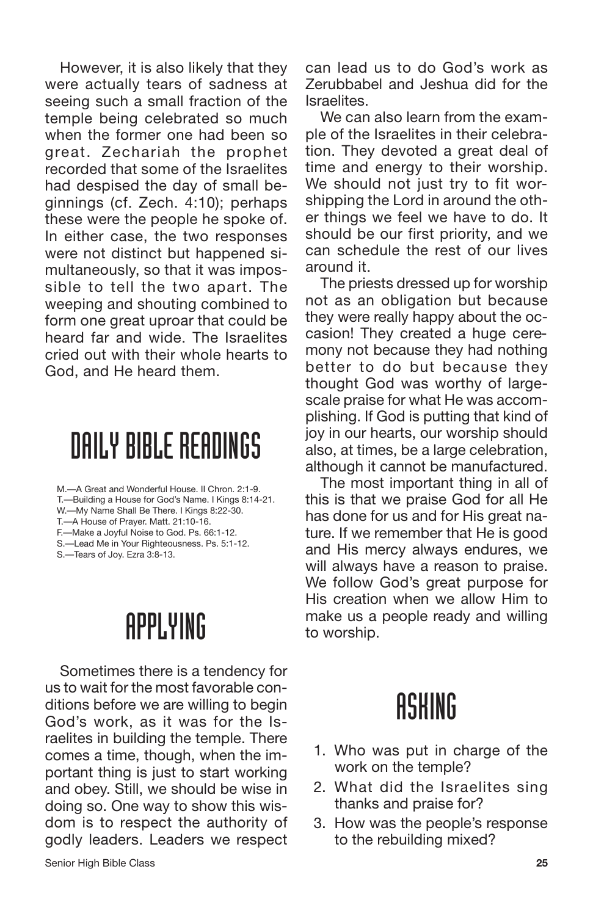However, it is also likely that they were actually tears of sadness at seeing such a small fraction of the temple being celebrated so much when the former one had been so great. Zechariah the prophet recorded that some of the Israelites had despised the day of small beginnings (cf. Zech. 4:10); perhaps these were the people he spoke of. In either case, the two responses were not distinct but happened simultaneously, so that it was impossible to tell the two apart. The weeping and shouting combined to form one great uproar that could be heard far and wide. The Israelites cried out with their whole hearts to God, and He heard them.

## DAILY BIBLE READINGS

M.—A Great and Wonderful House. II Chron. 2:1-9.
T.—Building a House for God's Name. I Kings 8:14-21.
W.—My Name Shall Be There. I Kings 8:22-30.
T.—A House of Prayer. Matt. 21:10-16.
F.—Make a Joyful Noise to God. Ps. 66:1-12.
S.—Lead Me in Your Righteousness. Ps. 5:1-12.
S.—Tears of Joy. Ezra 3:8-13.

## APPLYING

Sometimes there is a tendency for us to wait for the most favorable conditions before we are willing to begin God's work, as it was for the Israelites in building the temple. There comes a time, though, when the important thing is just to start working and obey. Still, we should be wise in doing so. One way to show this wisdom is to respect the authority of godly leaders. Leaders we respect can lead us to do God's work as Zerubbabel and Jeshua did for the Israelites.

We can also learn from the example of the Israelites in their celebration. They devoted a great deal of time and energy to their worship. We should not just try to fit worshipping the Lord in around the other things we feel we have to do. It should be our first priority, and we can schedule the rest of our lives around it.

The priests dressed up for worship not as an obligation but because they were really happy about the occasion! They created a huge ceremony not because they had nothing better to do but because they thought God was worthy of large-scale praise for what He was accomplishing. If God is putting that kind of joy in our hearts, our worship should also, at times, be a large celebration, although it cannot be manufactured.

The most important thing in all of this is that we praise God for all He has done for us and for His great nature. If we remember that He is good and His mercy always endures, we will always have a reason to praise. We follow God's great purpose for His creation when we allow Him to make us a people ready and willing to worship.

## ASKING

1. Who was put in charge of the work on the temple?
2. What did the Israelites sing thanks and praise for?
3. How was the people's response to the rebuilding mixed?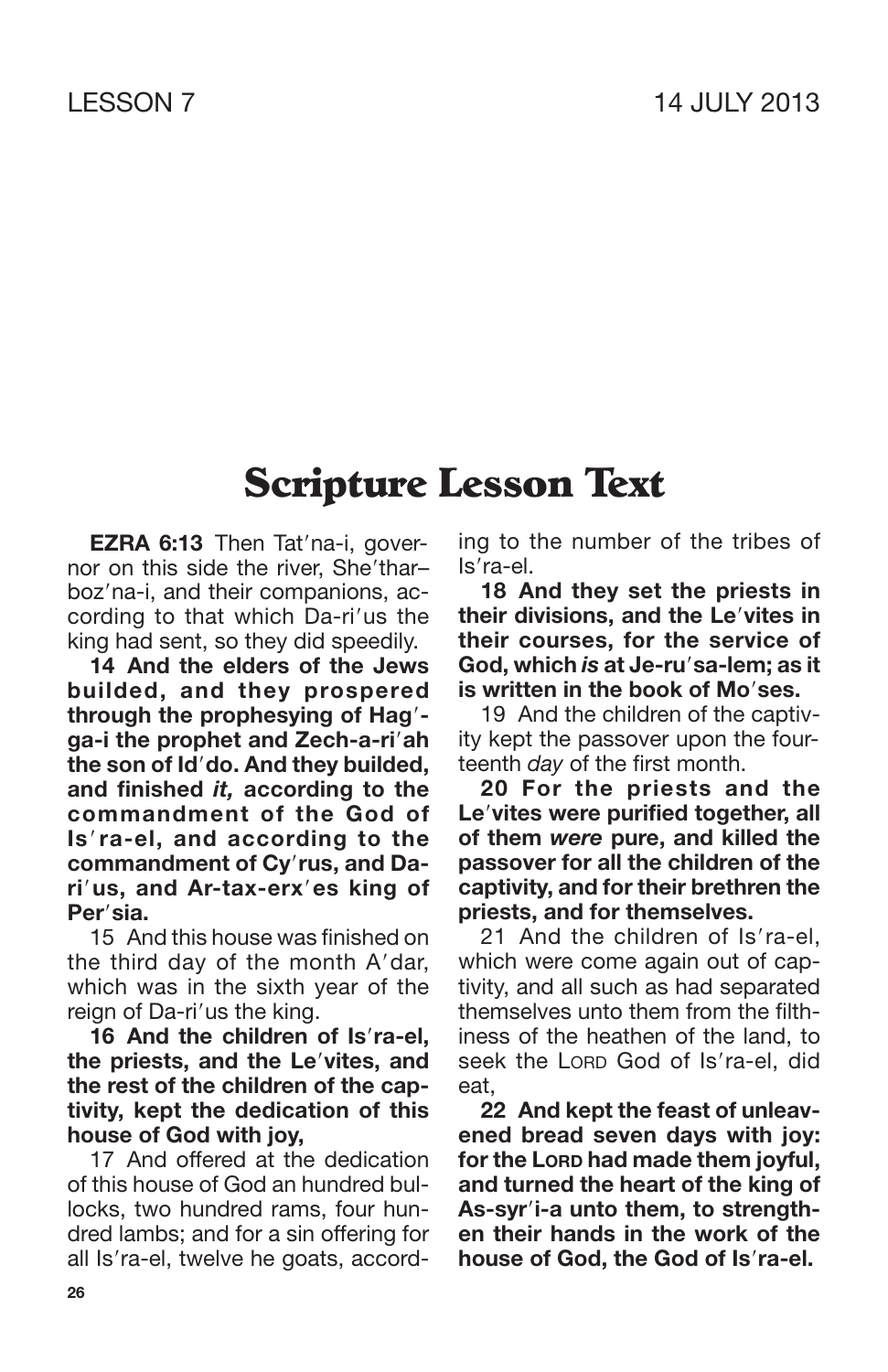LESSON 7 14 JULY 2013

# Scripture Lesson Text

**EZRA 6:13** Then Tat′na-i, governor on this side the river, She′thar–boz′na-i, and their companions, according to that which Da-ri′us the king had sent, so they did speedily.

**14 And the elders of the Jews builded, and they prospered through the prophesying of Hag′ga-i the prophet and Zech-a-ri′ah the son of Id′do. And they builded, and finished *it,* according to the commandment of the God of Is′ra-el, and according to the commandment of Cy′rus, and Da-ri′us, and Ar-tax-erx′es king of Per′sia.**

15 And this house was finished on the third day of the month A′dar, which was in the sixth year of the reign of Da-ri′us the king.

**16 And the children of Is′ra-el, the priests, and the Le′vites, and the rest of the children of the captivity, kept the dedication of this house of God with joy,**

17 And offered at the dedication of this house of God an hundred bullocks, two hundred rams, four hundred lambs; and for a sin offering for all Is′ra-el, twelve he goats, according to the number of the tribes of Is′ra-el.

**18 And they set the priests in their divisions, and the Le′vites in their courses, for the service of God, which *is* at Je-ru′sa-lem; as it is written in the book of Mo′ses.**

19 And the children of the captivity kept the passover upon the fourteenth *day* of the first month.

**20 For the priests and the Le′vites were purified together, all of them *were* pure, and killed the passover for all the children of the captivity, and for their brethren the priests, and for themselves.**

21 And the children of Is′ra-el, which were come again out of captivity, and all such as had separated themselves unto them from the filthiness of the heathen of the land, to seek the LORD God of Is′ra-el, did eat,

**22 And kept the feast of unleavened bread seven days with joy: for the LORD had made them joyful, and turned the heart of the king of As-syr′i-a unto them, to strengthen their hands in the work of the house of God, the God of Is′ra-el.**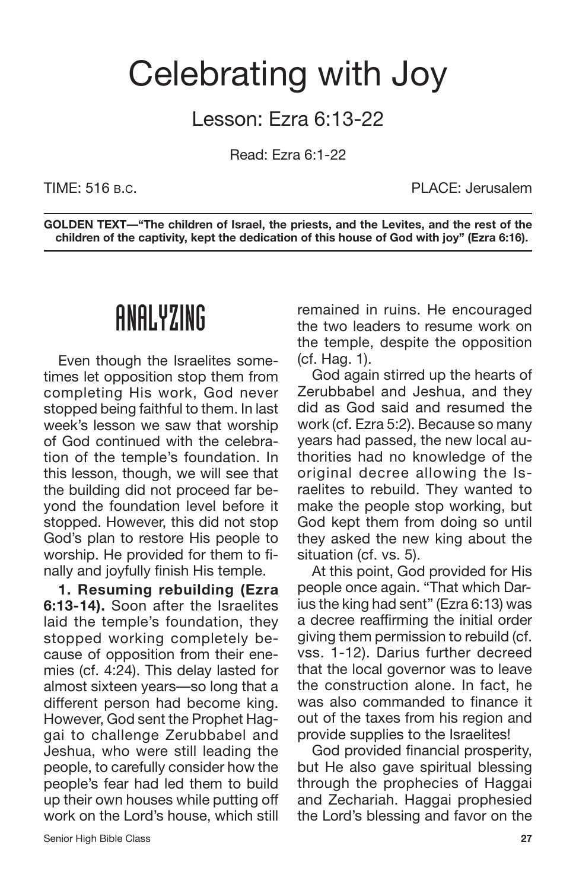# Celebrating with Joy

## Lesson: Ezra 6:13-22

Read: Ezra 6:1-22

TIME: 516 B.C. PLACE: Jerusalem

**GOLDEN TEXT—"The children of Israel, the priests, and the Levites, and the rest of the children of the captivity, kept the dedication of this house of God with joy" (Ezra 6:16).**

## ANALYZING

Even though the Israelites sometimes let opposition stop them from completing His work, God never stopped being faithful to them. In last week's lesson we saw that worship of God continued with the celebration of the temple's foundation. In this lesson, though, we will see that the building did not proceed far beyond the foundation level before it stopped. However, this did not stop God's plan to restore His people to worship. He provided for them to finally and joyfully finish His temple.

**1. Resuming rebuilding (Ezra 6:13-14).** Soon after the Israelites laid the temple's foundation, they stopped working completely because of opposition from their enemies (cf. 4:24). This delay lasted for almost sixteen years—so long that a different person had become king. However, God sent the Prophet Haggai to challenge Zerubbabel and Jeshua, who were still leading the people, to carefully consider how the people's fear had led them to build up their own houses while putting off work on the Lord's house, which still remained in ruins. He encouraged the two leaders to resume work on the temple, despite the opposition (cf. Hag. 1).

God again stirred up the hearts of Zerubbabel and Jeshua, and they did as God said and resumed the work (cf. Ezra 5:2). Because so many years had passed, the new local authorities had no knowledge of the original decree allowing the Israelites to rebuild. They wanted to make the people stop working, but God kept them from doing so until they asked the new king about the situation (cf. vs. 5).

At this point, God provided for His people once again. "That which Darius the king had sent" (Ezra 6:13) was a decree reaffirming the initial order giving them permission to rebuild (cf. vss. 1-12). Darius further decreed that the local governor was to leave the construction alone. In fact, he was also commanded to finance it out of the taxes from his region and provide supplies to the Israelites!

God provided financial prosperity, but He also gave spiritual blessing through the prophecies of Haggai and Zechariah. Haggai prophesied the Lord's blessing and favor on the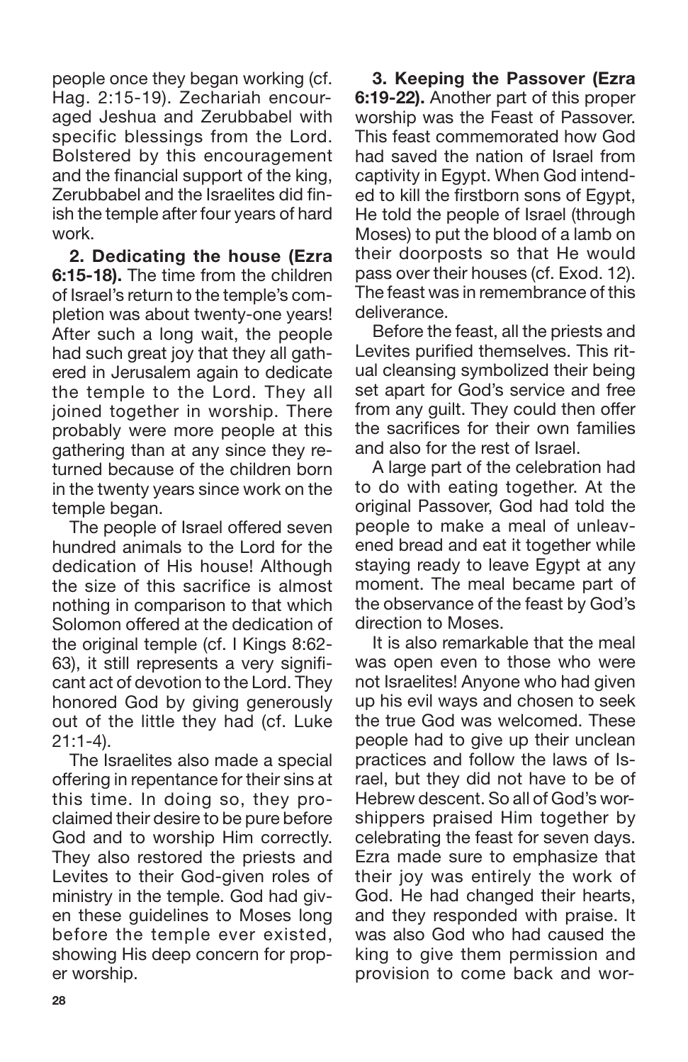people once they began working (cf. Hag. 2:15-19). Zechariah encouraged Jeshua and Zerubbabel with specific blessings from the Lord. Bolstered by this encouragement and the financial support of the king, Zerubbabel and the Israelites did finish the temple after four years of hard work.

**2. Dedicating the house (Ezra 6:15-18).** The time from the children of Israel's return to the temple's completion was about twenty-one years! After such a long wait, the people had such great joy that they all gathered in Jerusalem again to dedicate the temple to the Lord. They all joined together in worship. There probably were more people at this gathering than at any since they returned because of the children born in the twenty years since work on the temple began.

The people of Israel offered seven hundred animals to the Lord for the dedication of His house! Although the size of this sacrifice is almost nothing in comparison to that which Solomon offered at the dedication of the original temple (cf. I Kings 8:62-63), it still represents a very significant act of devotion to the Lord. They honored God by giving generously out of the little they had (cf. Luke 21:1-4).

The Israelites also made a special offering in repentance for their sins at this time. In doing so, they proclaimed their desire to be pure before God and to worship Him correctly. They also restored the priests and Levites to their God-given roles of ministry in the temple. God had given these guidelines to Moses long before the temple ever existed, showing His deep concern for proper worship.

**3. Keeping the Passover (Ezra 6:19-22).** Another part of this proper worship was the Feast of Passover. This feast commemorated how God had saved the nation of Israel from captivity in Egypt. When God intended to kill the firstborn sons of Egypt, He told the people of Israel (through Moses) to put the blood of a lamb on their doorposts so that He would pass over their houses (cf. Exod. 12). The feast was in remembrance of this deliverance.

Before the feast, all the priests and Levites purified themselves. This ritual cleansing symbolized their being set apart for God's service and free from any guilt. They could then offer the sacrifices for their own families and also for the rest of Israel.

A large part of the celebration had to do with eating together. At the original Passover, God had told the people to make a meal of unleavened bread and eat it together while staying ready to leave Egypt at any moment. The meal became part of the observance of the feast by God's direction to Moses.

It is also remarkable that the meal was open even to those who were not Israelites! Anyone who had given up his evil ways and chosen to seek the true God was welcomed. These people had to give up their unclean practices and follow the laws of Israel, but they did not have to be of Hebrew descent. So all of God's worshippers praised Him together by celebrating the feast for seven days. Ezra made sure to emphasize that their joy was entirely the work of God. He had changed their hearts, and they responded with praise. It was also God who had caused the king to give them permission and provision to come back and wor-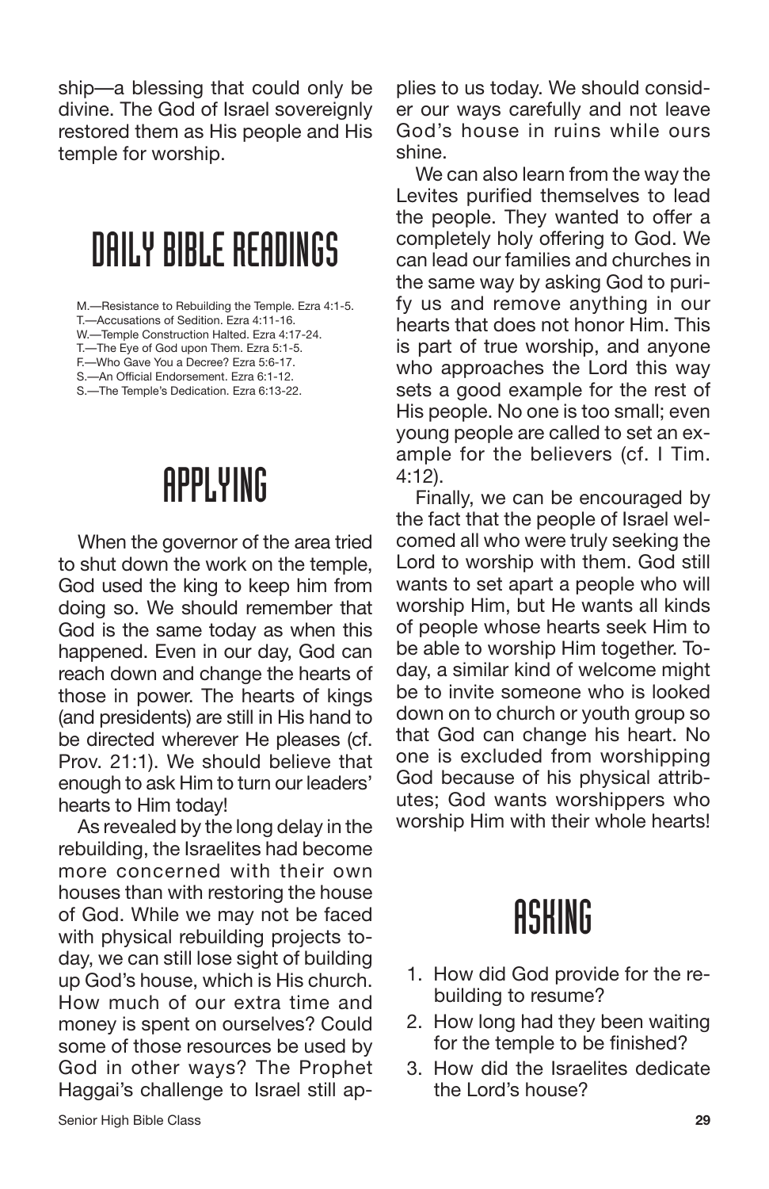ship—a blessing that could only be divine. The God of Israel sovereignly restored them as His people and His temple for worship.

# DAILY BIBLE READINGS

M.—Resistance to Rebuilding the Temple. Ezra 4:1-5.
T.—Accusations of Sedition. Ezra 4:11-16.
W.—Temple Construction Halted. Ezra 4:17-24.
T.—The Eye of God upon Them. Ezra 5:1-5.
F.—Who Gave You a Decree? Ezra 5:6-17.
S.—An Official Endorsement. Ezra 6:1-12.
S.—The Temple's Dedication. Ezra 6:13-22.

# APPLYING

When the governor of the area tried to shut down the work on the temple, God used the king to keep him from doing so. We should remember that God is the same today as when this happened. Even in our day, God can reach down and change the hearts of those in power. The hearts of kings (and presidents) are still in His hand to be directed wherever He pleases (cf. Prov. 21:1). We should believe that enough to ask Him to turn our leaders' hearts to Him today!

As revealed by the long delay in the rebuilding, the Israelites had become more concerned with their own houses than with restoring the house of God. While we may not be faced with physical rebuilding projects today, we can still lose sight of building up God's house, which is His church. How much of our extra time and money is spent on ourselves? Could some of those resources be used by God in other ways? The Prophet Haggai's challenge to Israel still applies to us today. We should consider our ways carefully and not leave God's house in ruins while ours shine.

We can also learn from the way the Levites purified themselves to lead the people. They wanted to offer a completely holy offering to God. We can lead our families and churches in the same way by asking God to purify us and remove anything in our hearts that does not honor Him. This is part of true worship, and anyone who approaches the Lord this way sets a good example for the rest of His people. No one is too small; even young people are called to set an example for the believers (cf. I Tim. 4:12).

Finally, we can be encouraged by the fact that the people of Israel welcomed all who were truly seeking the Lord to worship with them. God still wants to set apart a people who will worship Him, but He wants all kinds of people whose hearts seek Him to be able to worship Him together. Today, a similar kind of welcome might be to invite someone who is looked down on to church or youth group so that God can change his heart. No one is excluded from worshipping God because of his physical attributes; God wants worshippers who worship Him with their whole hearts!

# ASKING

1. How did God provide for the rebuilding to resume?
2. How long had they been waiting for the temple to be finished?
3. How did the Israelites dedicate the Lord's house?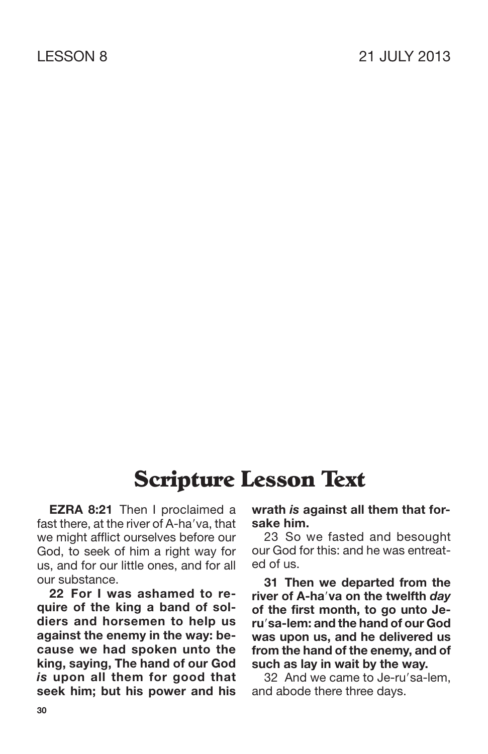# Scripture Lesson Text

**EZRA 8:21** Then I proclaimed a fast there, at the river of A-ha′va, that we might afflict ourselves before our God, to seek of him a right way for us, and for our little ones, and for all our substance.

**22 For I was ashamed to require of the king a band of soldiers and horsemen to help us against the enemy in the way: because we had spoken unto the king, saying, The hand of our God *is* upon all them for good that seek him; but his power and his wrath *is* against all them that forsake him.**

23 So we fasted and besought our God for this: and he was entreated of us.

**31 Then we departed from the river of A-ha′va on the twelfth *day* of the first month, to go unto Je-ru′sa-lem: and the hand of our God was upon us, and he delivered us from the hand of the enemy, and of such as lay in wait by the way.**

32 And we came to Je-ru′sa-lem, and abode there three days.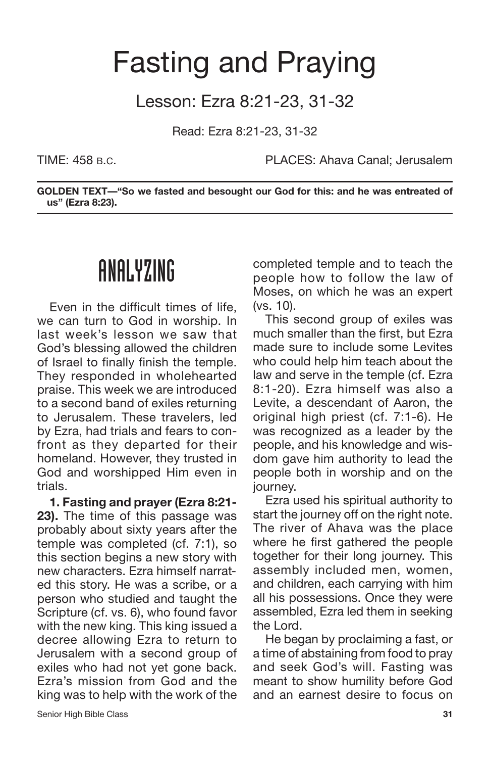# Fasting and Praying

## Lesson: Ezra 8:21-23, 31-32

Read: Ezra 8:21-23, 31-32

TIME: 458 B.C. PLACES: Ahava Canal; Jerusalem

**GOLDEN TEXT—"So we fasted and besought our God for this: and he was entreated of us" (Ezra 8:23).**

## ANALYZING

Even in the difficult times of life, we can turn to God in worship. In last week's lesson we saw that God's blessing allowed the children of Israel to finally finish the temple. They responded in wholehearted praise. This week we are introduced to a second band of exiles returning to Jerusalem. These travelers, led by Ezra, had trials and fears to confront as they departed for their homeland. However, they trusted in God and worshipped Him even in trials.

**1. Fasting and prayer (Ezra 8:21-23).** The time of this passage was probably about sixty years after the temple was completed (cf. 7:1), so this section begins a new story with new characters. Ezra himself narrated this story. He was a scribe, or a person who studied and taught the Scripture (cf. vs. 6), who found favor with the new king. This king issued a decree allowing Ezra to return to Jerusalem with a second group of exiles who had not yet gone back. Ezra's mission from God and the king was to help with the work of the completed temple and to teach the people how to follow the law of Moses, on which he was an expert (vs. 10).

This second group of exiles was much smaller than the first, but Ezra made sure to include some Levites who could help him teach about the law and serve in the temple (cf. Ezra 8:1-20). Ezra himself was also a Levite, a descendant of Aaron, the original high priest (cf. 7:1-6). He was recognized as a leader by the people, and his knowledge and wisdom gave him authority to lead the people both in worship and on the journey.

Ezra used his spiritual authority to start the journey off on the right note. The river of Ahava was the place where he first gathered the people together for their long journey. This assembly included men, women, and children, each carrying with him all his possessions. Once they were assembled, Ezra led them in seeking the Lord.

He began by proclaiming a fast, or a time of abstaining from food to pray and seek God's will. Fasting was meant to show humility before God and an earnest desire to focus on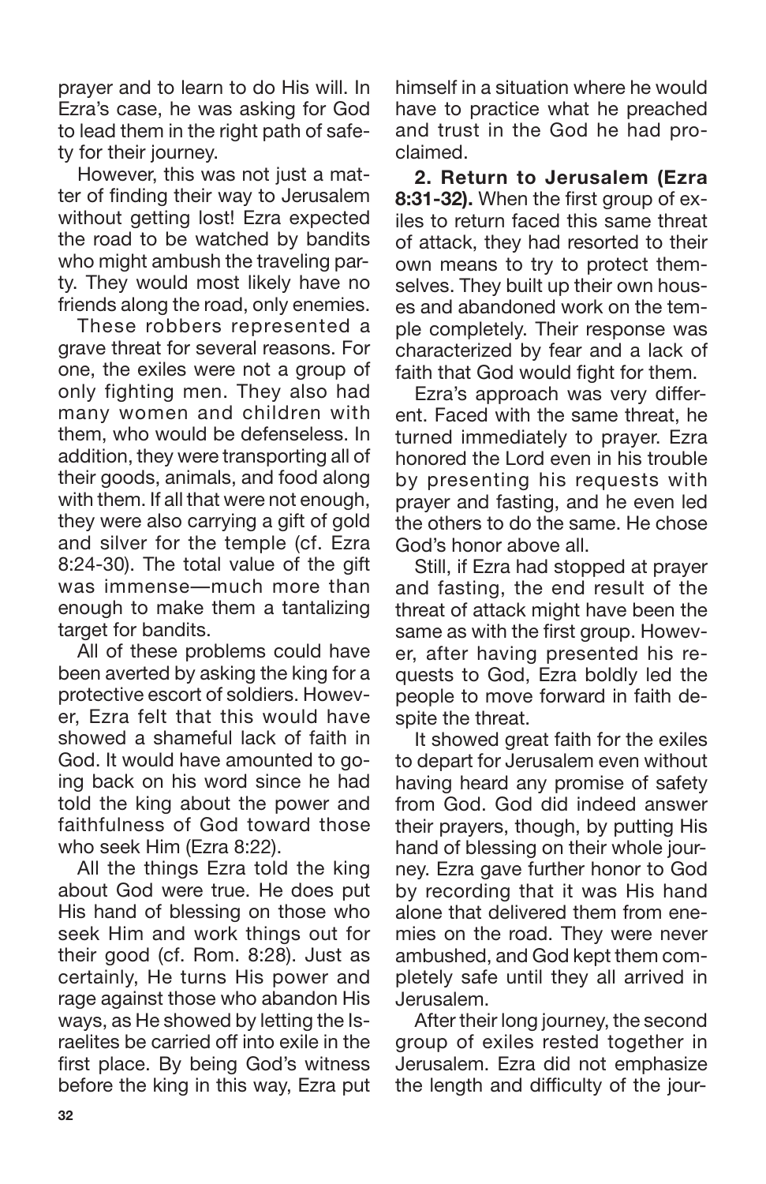prayer and to learn to do His will. In Ezra's case, he was asking for God to lead them in the right path of safety for their journey.

However, this was not just a matter of finding their way to Jerusalem without getting lost! Ezra expected the road to be watched by bandits who might ambush the traveling party. They would most likely have no friends along the road, only enemies.

These robbers represented a grave threat for several reasons. For one, the exiles were not a group of only fighting men. They also had many women and children with them, who would be defenseless. In addition, they were transporting all of their goods, animals, and food along with them. If all that were not enough, they were also carrying a gift of gold and silver for the temple (cf. Ezra 8:24-30). The total value of the gift was immense—much more than enough to make them a tantalizing target for bandits.

All of these problems could have been averted by asking the king for a protective escort of soldiers. However, Ezra felt that this would have showed a shameful lack of faith in God. It would have amounted to going back on his word since he had told the king about the power and faithfulness of God toward those who seek Him (Ezra 8:22).

All the things Ezra told the king about God were true. He does put His hand of blessing on those who seek Him and work things out for their good (cf. Rom. 8:28). Just as certainly, He turns His power and rage against those who abandon His ways, as He showed by letting the Israelites be carried off into exile in the first place. By being God's witness before the king in this way, Ezra put himself in a situation where he would have to practice what he preached and trust in the God he had proclaimed.

**2. Return to Jerusalem (Ezra 8:31-32).** When the first group of exiles to return faced this same threat of attack, they had resorted to their own means to try to protect themselves. They built up their own houses and abandoned work on the temple completely. Their response was characterized by fear and a lack of faith that God would fight for them.

Ezra's approach was very different. Faced with the same threat, he turned immediately to prayer. Ezra honored the Lord even in his trouble by presenting his requests with prayer and fasting, and he even led the others to do the same. He chose God's honor above all.

Still, if Ezra had stopped at prayer and fasting, the end result of the threat of attack might have been the same as with the first group. However, after having presented his requests to God, Ezra boldly led the people to move forward in faith despite the threat.

It showed great faith for the exiles to depart for Jerusalem even without having heard any promise of safety from God. God did indeed answer their prayers, though, by putting His hand of blessing on their whole journey. Ezra gave further honor to God by recording that it was His hand alone that delivered them from enemies on the road. They were never ambushed, and God kept them completely safe until they all arrived in Jerusalem.

After their long journey, the second group of exiles rested together in Jerusalem. Ezra did not emphasize the length and difficulty of the jour-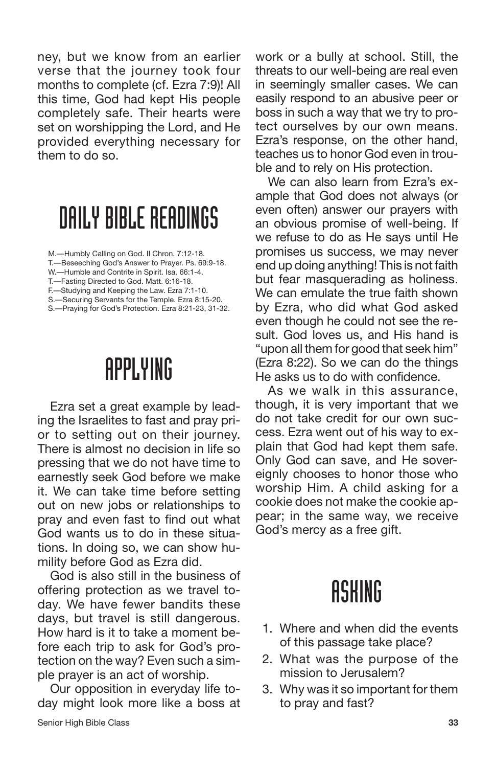ney, but we know from an earlier verse that the journey took four months to complete (cf. Ezra 7:9)! All this time, God had kept His people completely safe. Their hearts were set on worshipping the Lord, and He provided everything necessary for them to do so.

## DAILY BIBLE READINGS

M.—Humbly Calling on God. II Chron. 7:12-18.
T.—Beseeching God's Answer to Prayer. Ps. 69:9-18.
W.—Humble and Contrite in Spirit. Isa. 66:1-4.
T.—Fasting Directed to God. Matt. 6:16-18.
F.—Studying and Keeping the Law. Ezra 7:1-10.
S.—Securing Servants for the Temple. Ezra 8:15-20.
S.—Praying for God's Protection. Ezra 8:21-23, 31-32.

## APPLYING

Ezra set a great example by leading the Israelites to fast and pray prior to setting out on their journey. There is almost no decision in life so pressing that we do not have time to earnestly seek God before we make it. We can take time before setting out on new jobs or relationships to pray and even fast to find out what God wants us to do in these situations. In doing so, we can show humility before God as Ezra did.

God is also still in the business of offering protection as we travel today. We have fewer bandits these days, but travel is still dangerous. How hard is it to take a moment before each trip to ask for God's protection on the way? Even such a simple prayer is an act of worship.

Our opposition in everyday life today might look more like a boss at work or a bully at school. Still, the threats to our well-being are real even in seemingly smaller cases. We can easily respond to an abusive peer or boss in such a way that we try to protect ourselves by our own means. Ezra's response, on the other hand, teaches us to honor God even in trouble and to rely on His protection.

We can also learn from Ezra's example that God does not always (or even often) answer our prayers with an obvious promise of well-being. If we refuse to do as He says until He promises us success, we may never end up doing anything! This is not faith but fear masquerading as holiness. We can emulate the true faith shown by Ezra, who did what God asked even though he could not see the result. God loves us, and His hand is "upon all them for good that seek him" (Ezra 8:22). So we can do the things He asks us to do with confidence.

As we walk in this assurance, though, it is very important that we do not take credit for our own success. Ezra went out of his way to explain that God had kept them safe. Only God can save, and He sovereignly chooses to honor those who worship Him. A child asking for a cookie does not make the cookie appear; in the same way, we receive God's mercy as a free gift.

## ASKING

1. Where and when did the events of this passage take place?
2. What was the purpose of the mission to Jerusalem?
3. Why was it so important for them to pray and fast?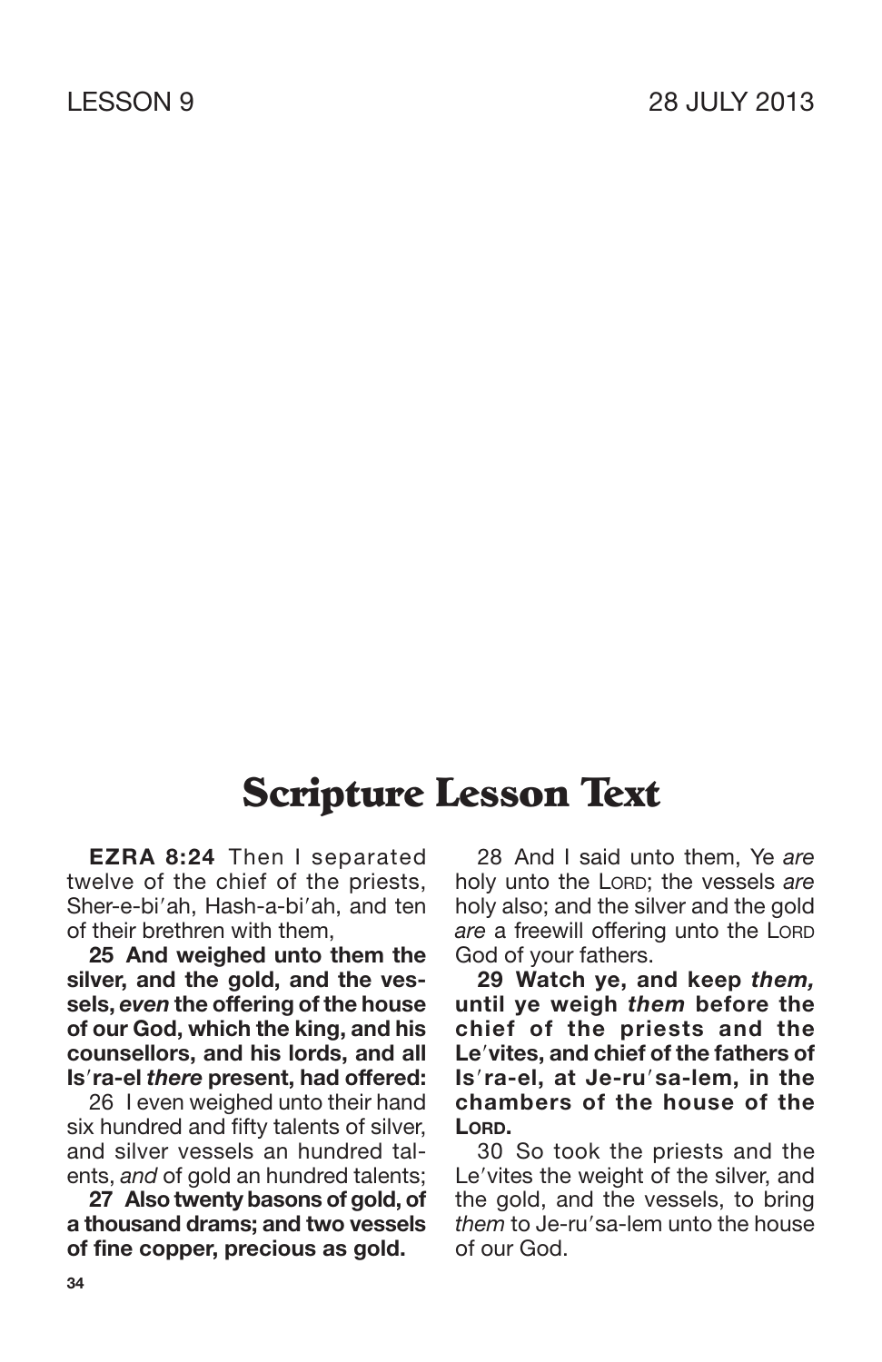LESSON 9 28 JULY 2013

# Scripture Lesson Text

**EZRA 8:24** Then I separated twelve of the chief of the priests, Sher-e-bi′ah, Hash-a-bi′ah, and ten of their brethren with them,

**25 And weighed unto them the silver, and the gold, and the vessels, *even* the offering of the house of our God, which the king, and his counsellors, and his lords, and all Is′ra-el *there* present, had offered:**

26 I even weighed unto their hand six hundred and fifty talents of silver, and silver vessels an hundred talents, *and* of gold an hundred talents;

**27 Also twenty basons of gold, of a thousand drams; and two vessels of fine copper, precious as gold.**

28 And I said unto them, Ye *are* holy unto the LORD; the vessels *are* holy also; and the silver and the gold *are* a freewill offering unto the LORD God of your fathers.

**29 Watch ye, and keep *them,* until ye weigh *them* before the chief of the priests and the Le′vites, and chief of the fathers of Is′ra-el, at Je-ru′sa-lem, in the chambers of the house of the LORD.**

30 So took the priests and the Le′vites the weight of the silver, and the gold, and the vessels, to bring *them* to Je-ru′sa-lem unto the house of our God.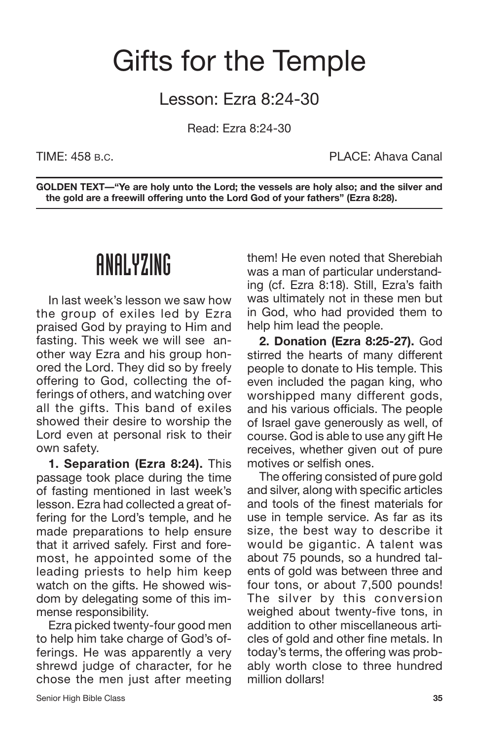# Gifts for the Temple

## Lesson: Ezra 8:24-30

Read: Ezra 8:24-30

TIME: 458 B.C. PLACE: Ahava Canal

**GOLDEN TEXT—"Ye are holy unto the Lord; the vessels are holy also; and the silver and the gold are a freewill offering unto the Lord God of your fathers" (Ezra 8:28).**

## ANALYZING

In last week's lesson we saw how the group of exiles led by Ezra praised God by praying to Him and fasting. This week we will see another way Ezra and his group honored the Lord. They did so by freely offering to God, collecting the offerings of others, and watching over all the gifts. This band of exiles showed their desire to worship the Lord even at personal risk to their own safety.

**1. Separation (Ezra 8:24).** This passage took place during the time of fasting mentioned in last week's lesson. Ezra had collected a great offering for the Lord's temple, and he made preparations to help ensure that it arrived safely. First and foremost, he appointed some of the leading priests to help him keep watch on the gifts. He showed wisdom by delegating some of this immense responsibility.

Ezra picked twenty-four good men to help him take charge of God's offerings. He was apparently a very shrewd judge of character, for he chose the men just after meeting them! He even noted that Sherebiah was a man of particular understanding (cf. Ezra 8:18). Still, Ezra's faith was ultimately not in these men but in God, who had provided them to help him lead the people.

**2. Donation (Ezra 8:25-27).** God stirred the hearts of many different people to donate to His temple. This even included the pagan king, who worshipped many different gods, and his various officials. The people of Israel gave generously as well, of course. God is able to use any gift He receives, whether given out of pure motives or selfish ones.

The offering consisted of pure gold and silver, along with specific articles and tools of the finest materials for use in temple service. As far as its size, the best way to describe it would be gigantic. A talent was about 75 pounds, so a hundred talents of gold was between three and four tons, or about 7,500 pounds! The silver by this conversion weighed about twenty-five tons, in addition to other miscellaneous articles of gold and other fine metals. In today's terms, the offering was probably worth close to three hundred million dollars!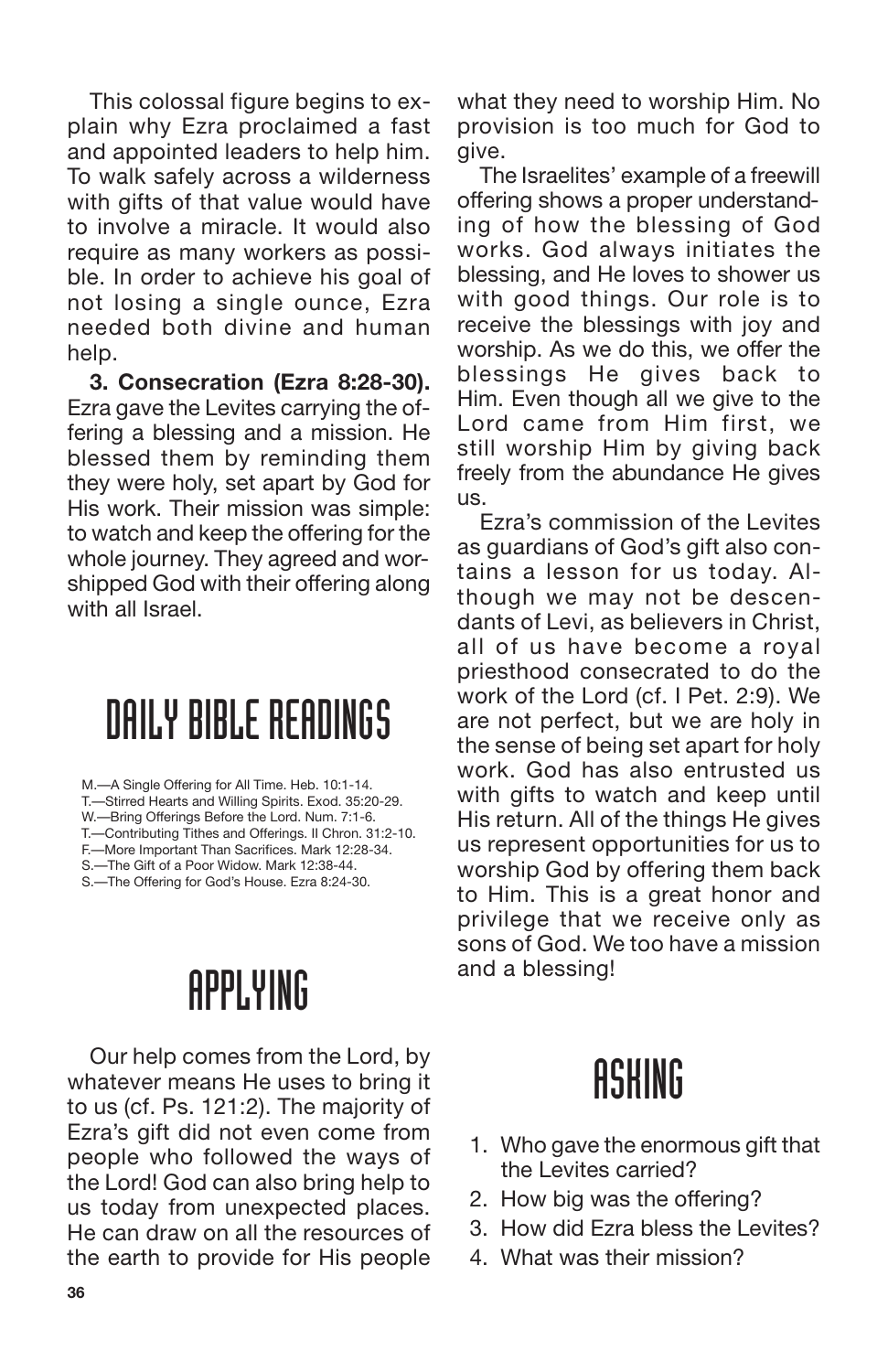This colossal figure begins to explain why Ezra proclaimed a fast and appointed leaders to help him. To walk safely across a wilderness with gifts of that value would have to involve a miracle. It would also require as many workers as possible. In order to achieve his goal of not losing a single ounce, Ezra needed both divine and human help.

**3. Consecration (Ezra 8:28-30).** Ezra gave the Levites carrying the offering a blessing and a mission. He blessed them by reminding them they were holy, set apart by God for His work. Their mission was simple: to watch and keep the offering for the whole journey. They agreed and worshipped God with their offering along with all Israel.

# DAILY BIBLE READINGS

M.—A Single Offering for All Time. Heb. 10:1-14.
T.—Stirred Hearts and Willing Spirits. Exod. 35:20-29.
W.—Bring Offerings Before the Lord. Num. 7:1-6.
T.—Contributing Tithes and Offerings. II Chron. 31:2-10.
F.—More Important Than Sacrifices. Mark 12:28-34.
S.—The Gift of a Poor Widow. Mark 12:38-44.
S.—The Offering for God's House. Ezra 8:24-30.

# APPLYING

Our help comes from the Lord, by whatever means He uses to bring it to us (cf. Ps. 121:2). The majority of Ezra's gift did not even come from people who followed the ways of the Lord! God can also bring help to us today from unexpected places. He can draw on all the resources of the earth to provide for His people what they need to worship Him. No provision is too much for God to give.

The Israelites' example of a freewill offering shows a proper understanding of how the blessing of God works. God always initiates the blessing, and He loves to shower us with good things. Our role is to receive the blessings with joy and worship. As we do this, we offer the blessings He gives back to Him. Even though all we give to the Lord came from Him first, we still worship Him by giving back freely from the abundance He gives us.

Ezra's commission of the Levites as guardians of God's gift also contains a lesson for us today. Although we may not be descendants of Levi, as believers in Christ, all of us have become a royal priesthood consecrated to do the work of the Lord (cf. I Pet. 2:9). We are not perfect, but we are holy in the sense of being set apart for holy work. God has also entrusted us with gifts to watch and keep until His return. All of the things He gives us represent opportunities for us to worship God by offering them back to Him. This is a great honor and privilege that we receive only as sons of God. We too have a mission and a blessing!

# ASKING

1. Who gave the enormous gift that the Levites carried?
2. How big was the offering?
3. How did Ezra bless the Levites?
4. What was their mission?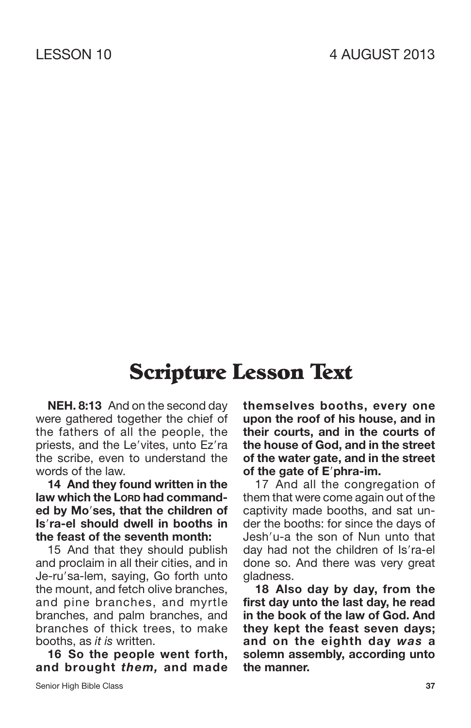LESSON 10 4 AUGUST 2013

# Scripture Lesson Text

**NEH. 8:13** And on the second day were gathered together the chief of the fathers of all the people, the priests, and the Le′vites, unto Ez′ra the scribe, even to understand the words of the law.

**14 And they found written in the law which the LORD had commanded by Mo′ses, that the children of Is′ra-el should dwell in booths in the feast of the seventh month:**

15 And that they should publish and proclaim in all their cities, and in Je-ru′sa-lem, saying, Go forth unto the mount, and fetch olive branches, and pine branches, and myrtle branches, and palm branches, and branches of thick trees, to make booths, as *it is* written.

**16 So the people went forth, and brought *them,* and made themselves booths, every one upon the roof of his house, and in their courts, and in the courts of the house of God, and in the street of the water gate, and in the street of the gate of E′phra-im.**

17 And all the congregation of them that were come again out of the captivity made booths, and sat under the booths: for since the days of Jesh′u-a the son of Nun unto that day had not the children of Is′ra-el done so. And there was very great gladness.

**18 Also day by day, from the first day unto the last day, he read in the book of the law of God. And they kept the feast seven days; and on the eighth day *was* a solemn assembly, according unto the manner.**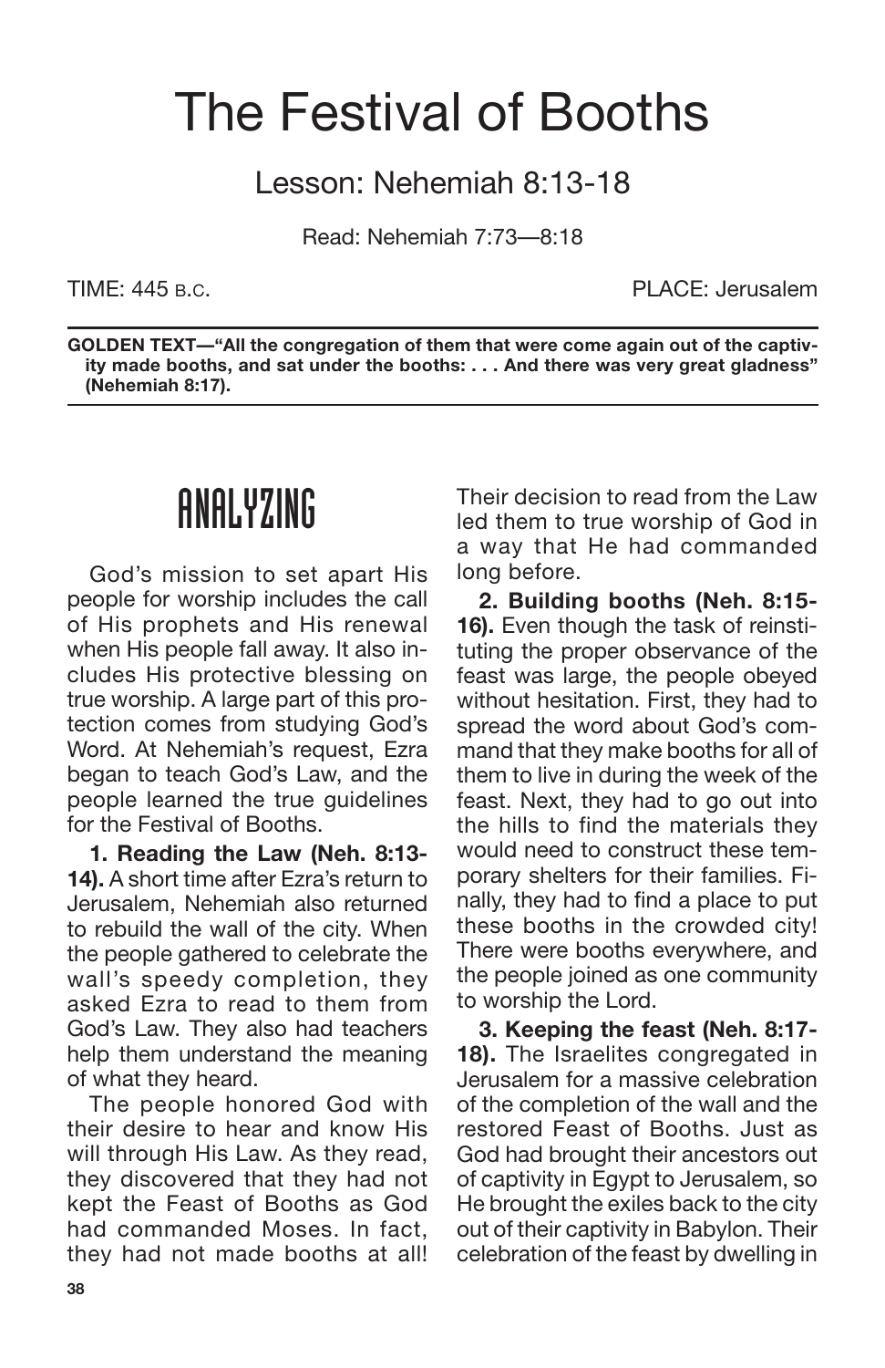# The Festival of Booths

## Lesson: Nehemiah 8:13-18

Read: Nehemiah 7:73—8:18

TIME: 445 B.C. PLACE: Jerusalem

**GOLDEN TEXT—"All the congregation of them that were come again out of the captivity made booths, and sat under the booths: . . . And there was very great gladness" (Nehemiah 8:17).**

## ANALYZING

God's mission to set apart His people for worship includes the call of His prophets and His renewal when His people fall away. It also includes His protective blessing on true worship. A large part of this protection comes from studying God's Word. At Nehemiah's request, Ezra began to teach God's Law, and the people learned the true guidelines for the Festival of Booths.

**1. Reading the Law (Neh. 8:13-14).** A short time after Ezra's return to Jerusalem, Nehemiah also returned to rebuild the wall of the city. When the people gathered to celebrate the wall's speedy completion, they asked Ezra to read to them from God's Law. They also had teachers help them understand the meaning of what they heard.

The people honored God with their desire to hear and know His will through His Law. As they read, they discovered that they had not kept the Feast of Booths as God had commanded Moses. In fact, they had not made booths at all! Their decision to read from the Law led them to true worship of God in a way that He had commanded long before.

**2. Building booths (Neh. 8:15-16).** Even though the task of reinstituting the proper observance of the feast was large, the people obeyed without hesitation. First, they had to spread the word about God's command that they make booths for all of them to live in during the week of the feast. Next, they had to go out into the hills to find the materials they would need to construct these temporary shelters for their families. Finally, they had to find a place to put these booths in the crowded city! There were booths everywhere, and the people joined as one community to worship the Lord.

**3. Keeping the feast (Neh. 8:17-18).** The Israelites congregated in Jerusalem for a massive celebration of the completion of the wall and the restored Feast of Booths. Just as God had brought their ancestors out of captivity in Egypt to Jerusalem, so He brought the exiles back to the city out of their captivity in Babylon. Their celebration of the feast by dwelling in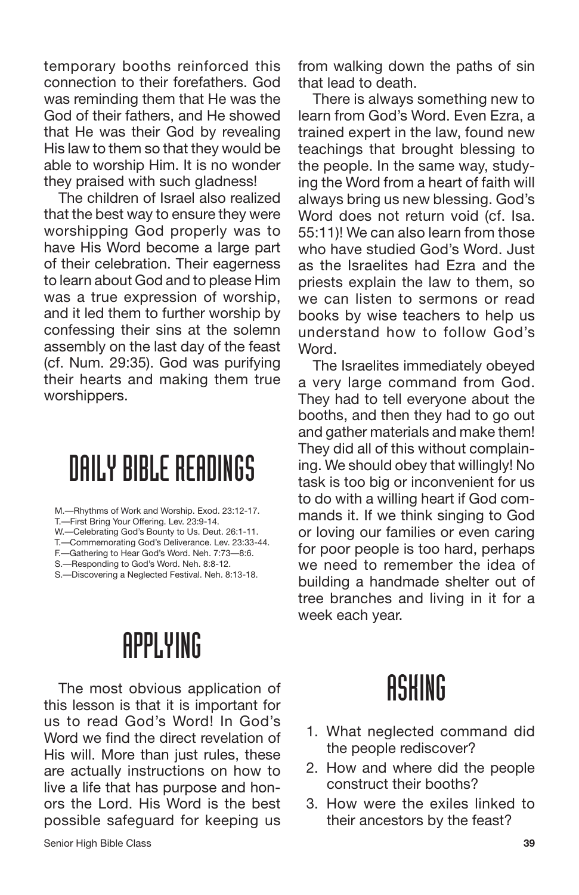temporary booths reinforced this connection to their forefathers. God was reminding them that He was the God of their fathers, and He showed that He was their God by revealing His law to them so that they would be able to worship Him. It is no wonder they praised with such gladness!

The children of Israel also realized that the best way to ensure they were worshipping God properly was to have His Word become a large part of their celebration. Their eagerness to learn about God and to please Him was a true expression of worship, and it led them to further worship by confessing their sins at the solemn assembly on the last day of the feast (cf. Num. 29:35). God was purifying their hearts and making them true worshippers.

## DAILY BIBLE READINGS

M.—Rhythms of Work and Worship. Exod. 23:12-17.
T.—First Bring Your Offering. Lev. 23:9-14.
W.—Celebrating God's Bounty to Us. Deut. 26:1-11.
T.—Commemorating God's Deliverance. Lev. 23:33-44.
F.—Gathering to Hear God's Word. Neh. 7:73—8:6.
S.—Responding to God's Word. Neh. 8:8-12.
S.—Discovering a Neglected Festival. Neh. 8:13-18.

## APPLYING

The most obvious application of this lesson is that it is important for us to read God's Word! In God's Word we find the direct revelation of His will. More than just rules, these are actually instructions on how to live a life that has purpose and honors the Lord. His Word is the best possible safeguard for keeping us from walking down the paths of sin that lead to death.

There is always something new to learn from God's Word. Even Ezra, a trained expert in the law, found new teachings that brought blessing to the people. In the same way, studying the Word from a heart of faith will always bring us new blessing. God's Word does not return void (cf. Isa. 55:11)! We can also learn from those who have studied God's Word. Just as the Israelites had Ezra and the priests explain the law to them, so we can listen to sermons or read books by wise teachers to help us understand how to follow God's Word.

The Israelites immediately obeyed a very large command from God. They had to tell everyone about the booths, and then they had to go out and gather materials and make them! They did all of this without complaining. We should obey that willingly! No task is too big or inconvenient for us to do with a willing heart if God commands it. If we think singing to God or loving our families or even caring for poor people is too hard, perhaps we need to remember the idea of building a handmade shelter out of tree branches and living in it for a week each year.

## ASKING

1. What neglected command did the people rediscover?
2. How and where did the people construct their booths?
3. How were the exiles linked to their ancestors by the feast?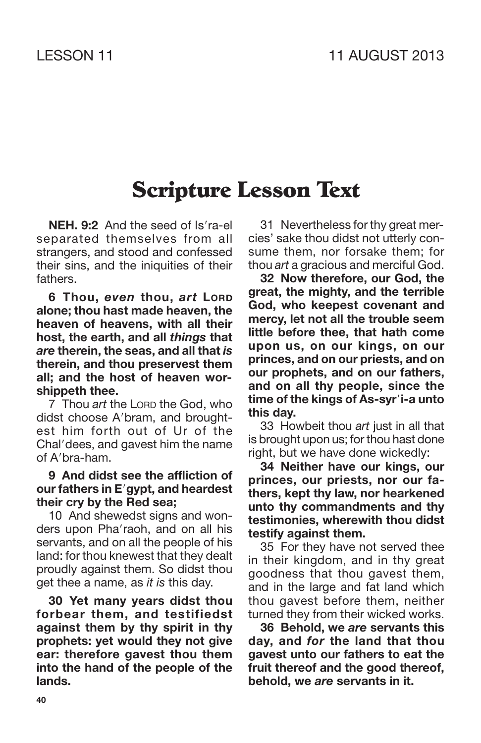# Scripture Lesson Text

**NEH. 9:2** And the seed of Is′ra-el separated themselves from all strangers, and stood and confessed their sins, and the iniquities of their fathers.

**6 Thou, *even* thou, *art* LORD alone; thou hast made heaven, the heaven of heavens, with all their host, the earth, and all *things* that *are* therein, the seas, and all that *is* therein, and thou preservest them all; and the host of heaven worshippeth thee.**

7 Thou *art* the LORD the God, who didst choose A′bram, and broughtest him forth out of Ur of the Chal′dees, and gavest him the name of A′bra-ham.

**9 And didst see the affliction of our fathers in E′gypt, and heardest their cry by the Red sea;**

10 And shewedst signs and wonders upon Pha′raoh, and on all his servants, and on all the people of his land: for thou knewest that they dealt proudly against them. So didst thou get thee a name, as *it is* this day.

**30 Yet many years didst thou forbear them, and testifiedst against them by thy spirit in thy prophets: yet would they not give ear: therefore gavest thou them into the hand of the people of the lands.**

31 Nevertheless for thy great mercies' sake thou didst not utterly consume them, nor forsake them; for thou *art* a gracious and merciful God.

**32 Now therefore, our God, the great, the mighty, and the terrible God, who keepest covenant and mercy, let not all the trouble seem little before thee, that hath come upon us, on our kings, on our princes, and on our priests, and on our prophets, and on our fathers, and on all thy people, since the time of the kings of As-syr′i-a unto this day.**

33 Howbeit thou *art* just in all that is brought upon us; for thou hast done right, but we have done wickedly:

**34 Neither have our kings, our princes, our priests, nor our fathers, kept thy law, nor hearkened unto thy commandments and thy testimonies, wherewith thou didst testify against them.**

35 For they have not served thee in their kingdom, and in thy great goodness that thou gavest them, and in the large and fat land which thou gavest before them, neither turned they from their wicked works.

**36 Behold, we *are* servants this day, and *for* the land that thou gavest unto our fathers to eat the fruit thereof and the good thereof, behold, we *are* servants in it.**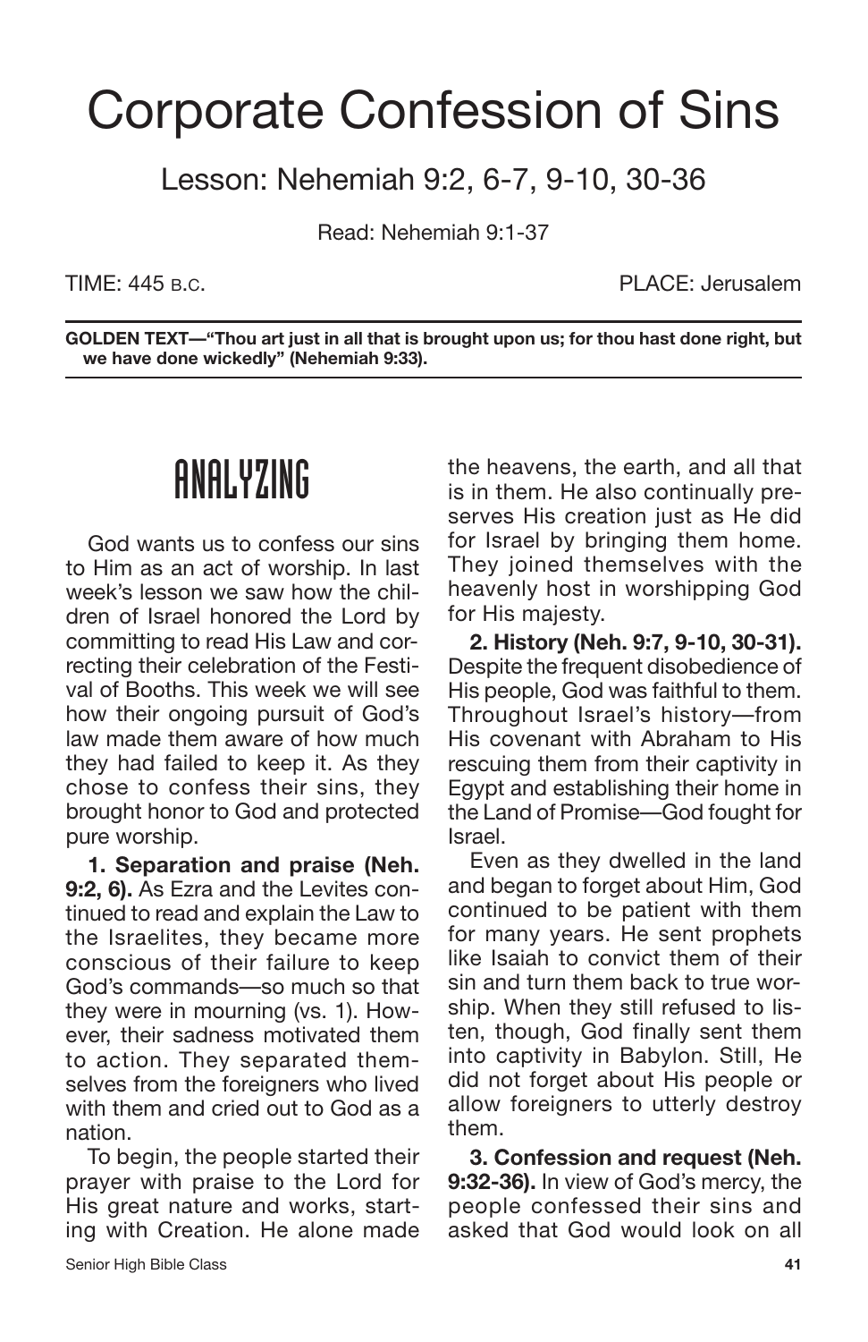# Corporate Confession of Sins

## Lesson: Nehemiah 9:2, 6-7, 9-10, 30-36

Read: Nehemiah 9:1-37

TIME: 445 B.C. PLACE: Jerusalem

**GOLDEN TEXT—"Thou art just in all that is brought upon us; for thou hast done right, but we have done wickedly" (Nehemiah 9:33).**

## ANALYZING

God wants us to confess our sins to Him as an act of worship. In last week's lesson we saw how the children of Israel honored the Lord by committing to read His Law and correcting their celebration of the Festival of Booths. This week we will see how their ongoing pursuit of God's law made them aware of how much they had failed to keep it. As they chose to confess their sins, they brought honor to God and protected pure worship.

**1. Separation and praise (Neh. 9:2, 6).** As Ezra and the Levites continued to read and explain the Law to the Israelites, they became more conscious of their failure to keep God's commands—so much so that they were in mourning (vs. 1). However, their sadness motivated them to action. They separated themselves from the foreigners who lived with them and cried out to God as a nation.

To begin, the people started their prayer with praise to the Lord for His great nature and works, starting with Creation. He alone made the heavens, the earth, and all that is in them. He also continually preserves His creation just as He did for Israel by bringing them home. They joined themselves with the heavenly host in worshipping God for His majesty.

**2. History (Neh. 9:7, 9-10, 30-31).** Despite the frequent disobedience of His people, God was faithful to them. Throughout Israel's history—from His covenant with Abraham to His rescuing them from their captivity in Egypt and establishing their home in the Land of Promise—God fought for Israel.

Even as they dwelled in the land and began to forget about Him, God continued to be patient with them for many years. He sent prophets like Isaiah to convict them of their sin and turn them back to true worship. When they still refused to listen, though, God finally sent them into captivity in Babylon. Still, He did not forget about His people or allow foreigners to utterly destroy them.

**3. Confession and request (Neh. 9:32-36).** In view of God's mercy, the people confessed their sins and asked that God would look on all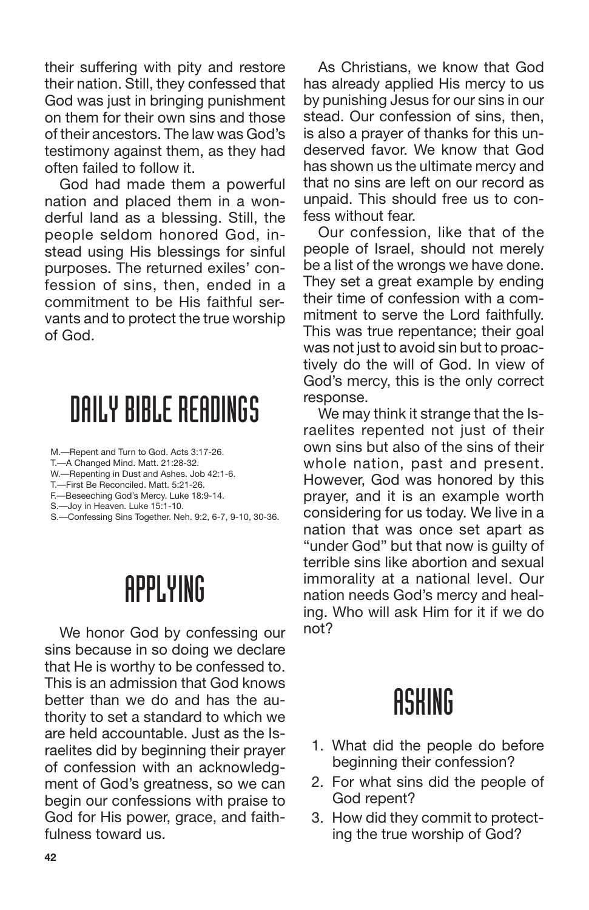their suffering with pity and restore their nation. Still, they confessed that God was just in bringing punishment on them for their own sins and those of their ancestors. The law was God's testimony against them, as they had often failed to follow it.

God had made them a powerful nation and placed them in a wonderful land as a blessing. Still, the people seldom honored God, instead using His blessings for sinful purposes. The returned exiles' confession of sins, then, ended in a commitment to be His faithful servants and to protect the true worship of God.

# DAILY BIBLE READINGS

M.—Repent and Turn to God. Acts 3:17-26.
T.—A Changed Mind. Matt. 21:28-32.
W.—Repenting in Dust and Ashes. Job 42:1-6.
T.—First Be Reconciled. Matt. 5:21-26.
F.—Beseeching God's Mercy. Luke 18:9-14.
S.—Joy in Heaven. Luke 15:1-10.
S.—Confessing Sins Together. Neh. 9:2, 6-7, 9-10, 30-36.

# APPLYING

We honor God by confessing our sins because in so doing we declare that He is worthy to be confessed to. This is an admission that God knows better than we do and has the authority to set a standard to which we are held accountable. Just as the Israelites did by beginning their prayer of confession with an acknowledgment of God's greatness, so we can begin our confessions with praise to God for His power, grace, and faithfulness toward us.

As Christians, we know that God has already applied His mercy to us by punishing Jesus for our sins in our stead. Our confession of sins, then, is also a prayer of thanks for this undeserved favor. We know that God has shown us the ultimate mercy and that no sins are left on our record as unpaid. This should free us to confess without fear.

Our confession, like that of the people of Israel, should not merely be a list of the wrongs we have done. They set a great example by ending their time of confession with a commitment to serve the Lord faithfully. This was true repentance; their goal was not just to avoid sin but to proactively do the will of God. In view of God's mercy, this is the only correct response.

We may think it strange that the Israelites repented not just of their own sins but also of the sins of their whole nation, past and present. However, God was honored by this prayer, and it is an example worth considering for us today. We live in a nation that was once set apart as "under God" but that now is guilty of terrible sins like abortion and sexual immorality at a national level. Our nation needs God's mercy and healing. Who will ask Him for it if we do not?

# ASKING

1. What did the people do before beginning their confession?
2. For what sins did the people of God repent?
3. How did they commit to protecting the true worship of God?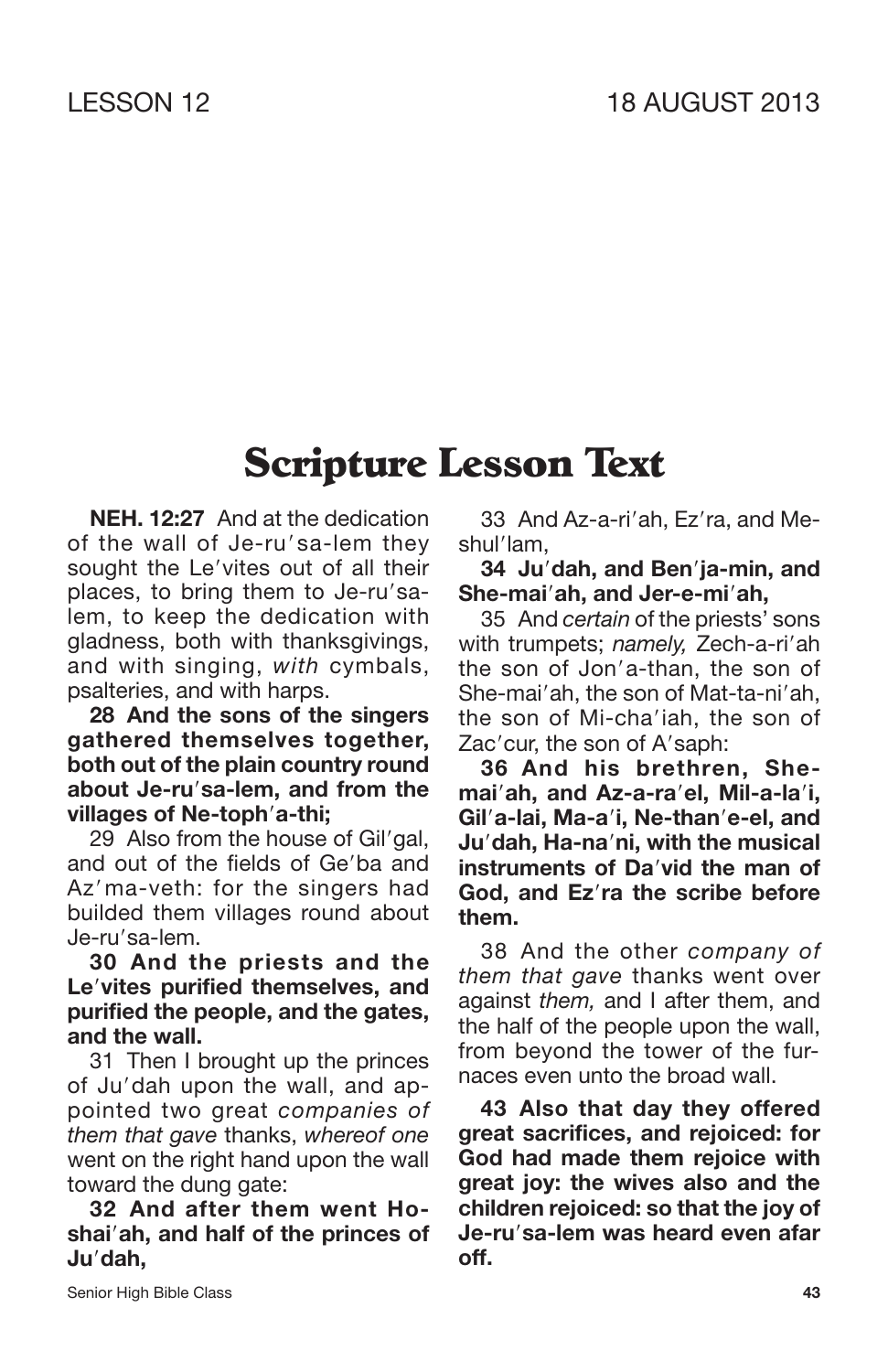LESSON 12 18 AUGUST 2013

# Scripture Lesson Text

**NEH. 12:27** And at the dedication of the wall of Je-ru′sa-lem they sought the Le′vites out of all their places, to bring them to Je-ru′sa-lem, to keep the dedication with gladness, both with thanksgivings, and with singing, *with* cymbals, psalteries, and with harps.

**28 And the sons of the singers gathered themselves together, both out of the plain country round about Je-ru′sa-lem, and from the villages of Ne-toph′a-thi;**

29 Also from the house of Gil′gal, and out of the fields of Ge′ba and Az′ma-veth: for the singers had builded them villages round about Je-ru′sa-lem.

**30 And the priests and the Le′vites purified themselves, and purified the people, and the gates, and the wall.**

31 Then I brought up the princes of Ju′dah upon the wall, and appointed two great *companies of them that gave* thanks, *whereof one* went on the right hand upon the wall toward the dung gate:

**32 And after them went Ho-shai′ah, and half of the princes of Ju′dah,**

33 And Az-a-ri′ah, Ez′ra, and Me-shul′lam,

**34 Ju′dah, and Ben′ja-min, and She-mai′ah, and Jer-e-mi′ah,**

35 And *certain* of the priests' sons with trumpets; *namely,* Zech-a-ri′ah the son of Jon′a-than, the son of She-mai′ah, the son of Mat-ta-ni′ah, the son of Mi-cha′iah, the son of Zac′cur, the son of A′saph:

**36 And his brethren, She-mai′ah, and Az-a-ra′el, Mil-a-la′i, Gil′a-lai, Ma-a′i, Ne-than′e-el, and Ju′dah, Ha-na′ni, with the musical instruments of Da′vid the man of God, and Ez′ra the scribe before them.**

38 And the other *company of them that gave* thanks went over against *them,* and I after them, and the half of the people upon the wall, from beyond the tower of the furnaces even unto the broad wall.

**43 Also that day they offered great sacrifices, and rejoiced: for God had made them rejoice with great joy: the wives also and the children rejoiced: so that the joy of Je-ru′sa-lem was heard even afar off.**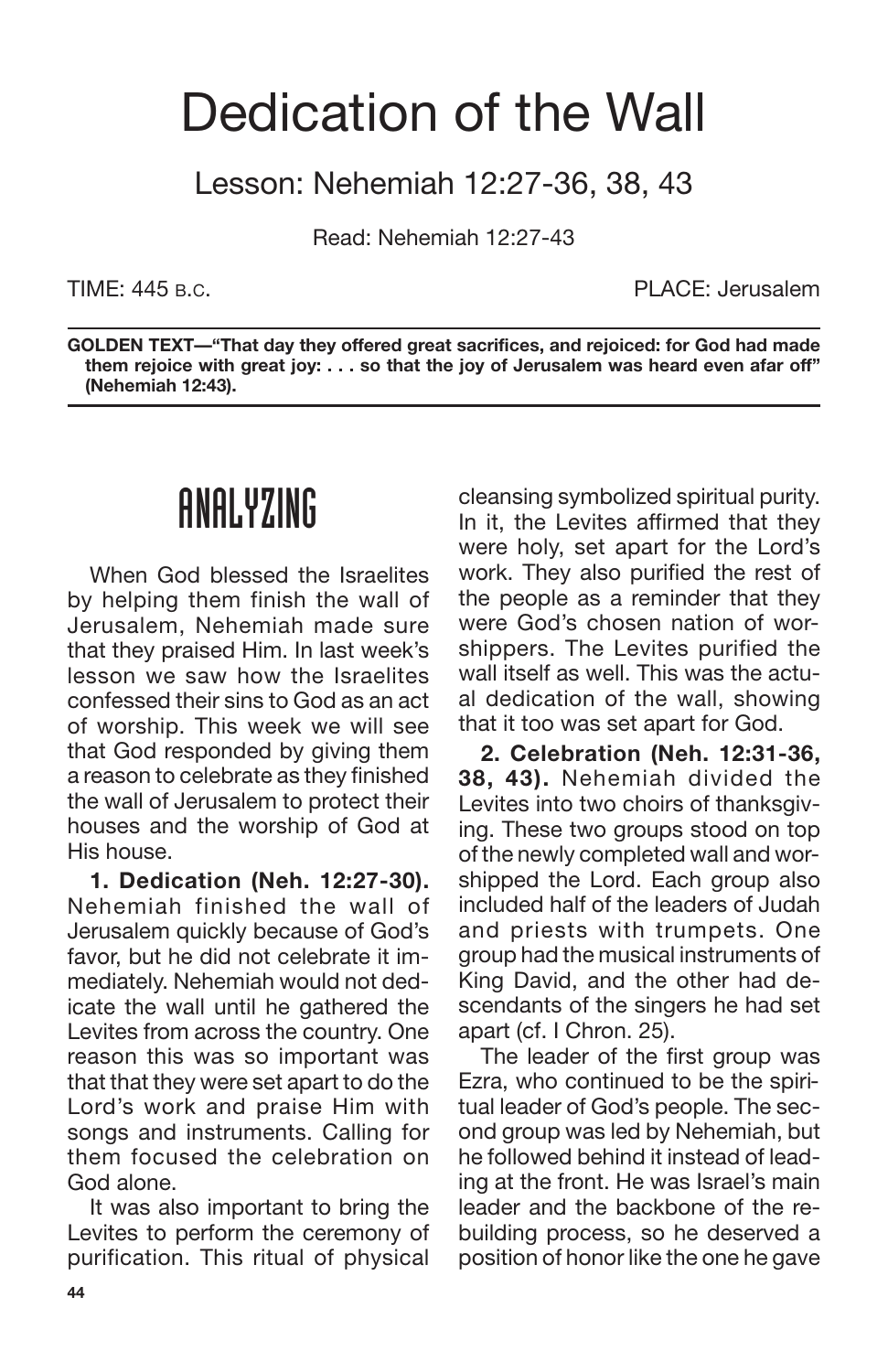# Dedication of the Wall

## Lesson: Nehemiah 12:27-36, 38, 43

Read: Nehemiah 12:27-43

TIME: 445 B.C. PLACE: Jerusalem

**GOLDEN TEXT—"That day they offered great sacrifices, and rejoiced: for God had made them rejoice with great joy: . . . so that the joy of Jerusalem was heard even afar off" (Nehemiah 12:43).**

## ANALYZING

When God blessed the Israelites by helping them finish the wall of Jerusalem, Nehemiah made sure that they praised Him. In last week's lesson we saw how the Israelites confessed their sins to God as an act of worship. This week we will see that God responded by giving them a reason to celebrate as they finished the wall of Jerusalem to protect their houses and the worship of God at His house.

**1. Dedication (Neh. 12:27-30).** Nehemiah finished the wall of Jerusalem quickly because of God's favor, but he did not celebrate it immediately. Nehemiah would not dedicate the wall until he gathered the Levites from across the country. One reason this was so important was that that they were set apart to do the Lord's work and praise Him with songs and instruments. Calling for them focused the celebration on God alone.

It was also important to bring the Levites to perform the ceremony of purification. This ritual of physical cleansing symbolized spiritual purity. In it, the Levites affirmed that they were holy, set apart for the Lord's work. They also purified the rest of the people as a reminder that they were God's chosen nation of worshippers. The Levites purified the wall itself as well. This was the actual dedication of the wall, showing that it too was set apart for God.

**2. Celebration (Neh. 12:31-36, 38, 43).** Nehemiah divided the Levites into two choirs of thanksgiving. These two groups stood on top of the newly completed wall and worshipped the Lord. Each group also included half of the leaders of Judah and priests with trumpets. One group had the musical instruments of King David, and the other had descendants of the singers he had set apart (cf. I Chron. 25).

The leader of the first group was Ezra, who continued to be the spiritual leader of God's people. The second group was led by Nehemiah, but he followed behind it instead of leading at the front. He was Israel's main leader and the backbone of the rebuilding process, so he deserved a position of honor like the one he gave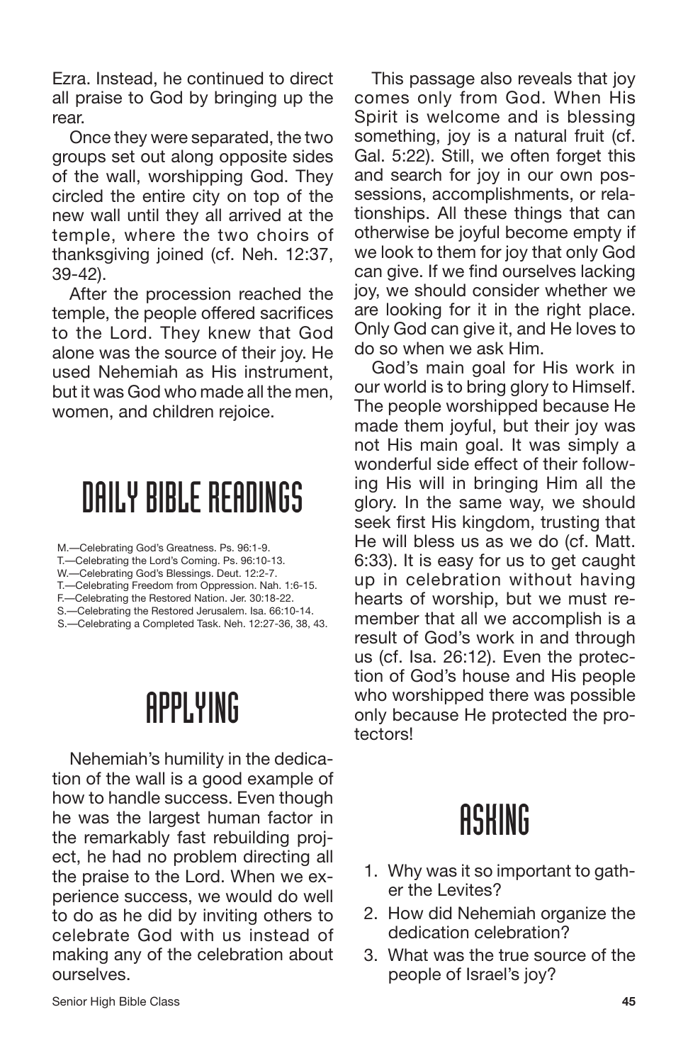Ezra. Instead, he continued to direct all praise to God by bringing up the rear.

Once they were separated, the two groups set out along opposite sides of the wall, worshipping God. They circled the entire city on top of the new wall until they all arrived at the temple, where the two choirs of thanksgiving joined (cf. Neh. 12:37, 39-42).

After the procession reached the temple, the people offered sacrifices to the Lord. They knew that God alone was the source of their joy. He used Nehemiah as His instrument, but it was God who made all the men, women, and children rejoice.

## DAILY BIBLE READINGS

M.—Celebrating God's Greatness. Ps. 96:1-9.
T.—Celebrating the Lord's Coming. Ps. 96:10-13.
W.—Celebrating God's Blessings. Deut. 12:2-7.
T.—Celebrating Freedom from Oppression. Nah. 1:6-15.
F.—Celebrating the Restored Nation. Jer. 30:18-22.
S.—Celebrating the Restored Jerusalem. Isa. 66:10-14.
S.—Celebrating a Completed Task. Neh. 12:27-36, 38, 43.

## APPLYING

Nehemiah's humility in the dedication of the wall is a good example of how to handle success. Even though he was the largest human factor in the remarkably fast rebuilding project, he had no problem directing all the praise to the Lord. When we experience success, we would do well to do as he did by inviting others to celebrate God with us instead of making any of the celebration about ourselves.

This passage also reveals that joy comes only from God. When His Spirit is welcome and is blessing something, joy is a natural fruit (cf. Gal. 5:22). Still, we often forget this and search for joy in our own possessions, accomplishments, or relationships. All these things that can otherwise be joyful become empty if we look to them for joy that only God can give. If we find ourselves lacking joy, we should consider whether we are looking for it in the right place. Only God can give it, and He loves to do so when we ask Him.

God's main goal for His work in our world is to bring glory to Himself. The people worshipped because He made them joyful, but their joy was not His main goal. It was simply a wonderful side effect of their following His will in bringing Him all the glory. In the same way, we should seek first His kingdom, trusting that He will bless us as we do (cf. Matt. 6:33). It is easy for us to get caught up in celebration without having hearts of worship, but we must remember that all we accomplish is a result of God's work in and through us (cf. Isa. 26:12). Even the protection of God's house and His people who worshipped there was possible only because He protected the protectors!

## ASKING

1. Why was it so important to gather the Levites?
2. How did Nehemiah organize the dedication celebration?
3. What was the true source of the people of Israel's joy?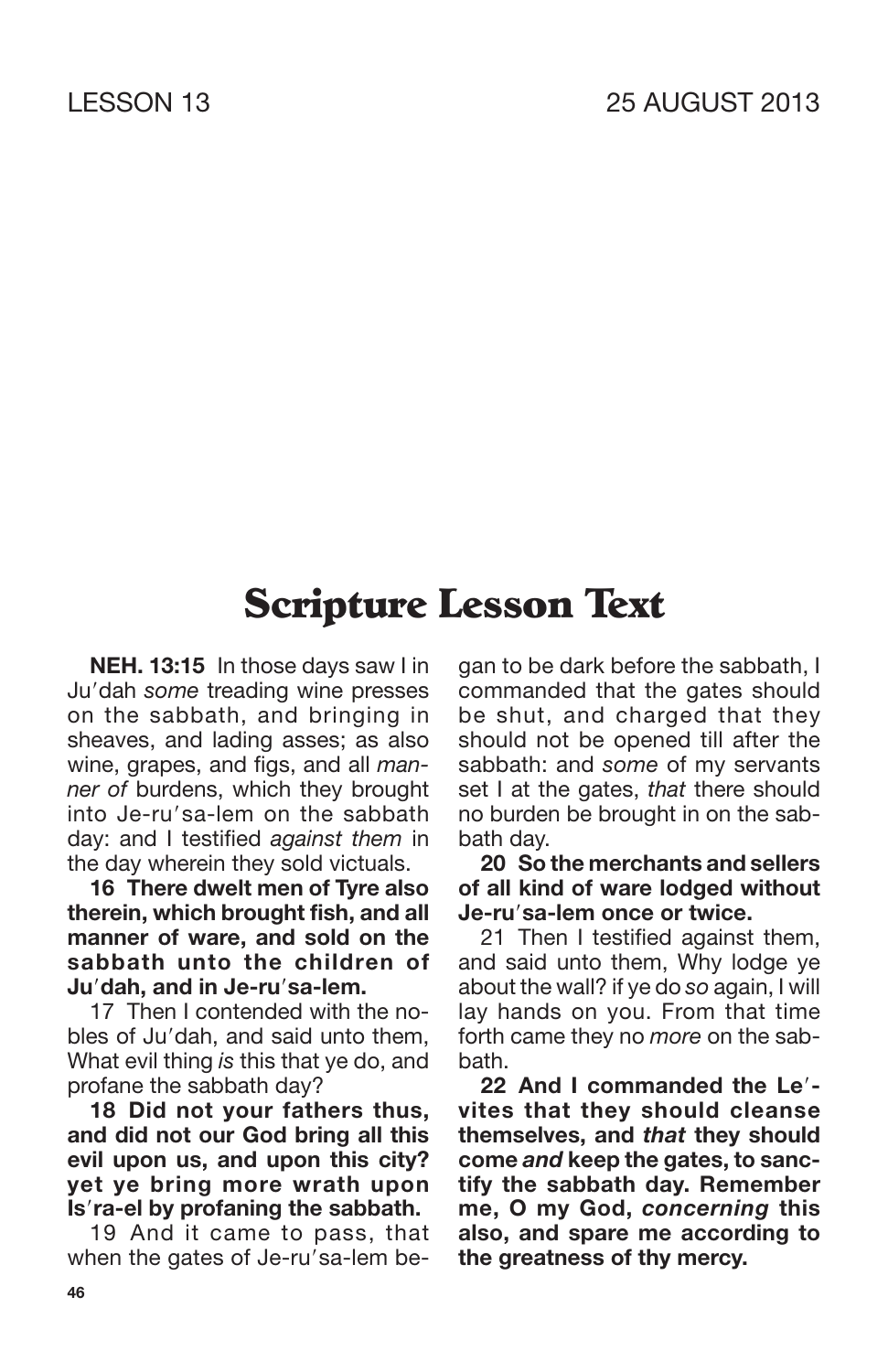# Scripture Lesson Text

**NEH. 13:15** In those days saw I in Ju′dah *some* treading wine presses on the sabbath, and bringing in sheaves, and lading asses; as also wine, grapes, and figs, and all *manner of* burdens, which they brought into Je-ru′sa-lem on the sabbath day: and I testified *against them* in the day wherein they sold victuals.

**16 There dwelt men of Tyre also therein, which brought fish, and all manner of ware, and sold on the sabbath unto the children of Ju′dah, and in Je-ru′sa-lem.**

17 Then I contended with the nobles of Ju′dah, and said unto them, What evil thing *is* this that ye do, and profane the sabbath day?

**18 Did not your fathers thus, and did not our God bring all this evil upon us, and upon this city? yet ye bring more wrath upon Is′ra-el by profaning the sabbath.**

19 And it came to pass, that when the gates of Je-ru′sa-lem began to be dark before the sabbath, I commanded that the gates should be shut, and charged that they should not be opened till after the sabbath: and *some* of my servants set I at the gates, *that* there should no burden be brought in on the sabbath day.

**20 So the merchants and sellers of all kind of ware lodged without Je-ru′sa-lem once or twice.**

21 Then I testified against them, and said unto them, Why lodge ye about the wall? if ye do *so* again, I will lay hands on you. From that time forth came they no *more* on the sabbath.

**22 And I commanded the Le′vites that they should cleanse themselves, and *that* they should come *and* keep the gates, to sanctify the sabbath day. Remember me, O my God, *concerning* this also, and spare me according to the greatness of thy mercy.**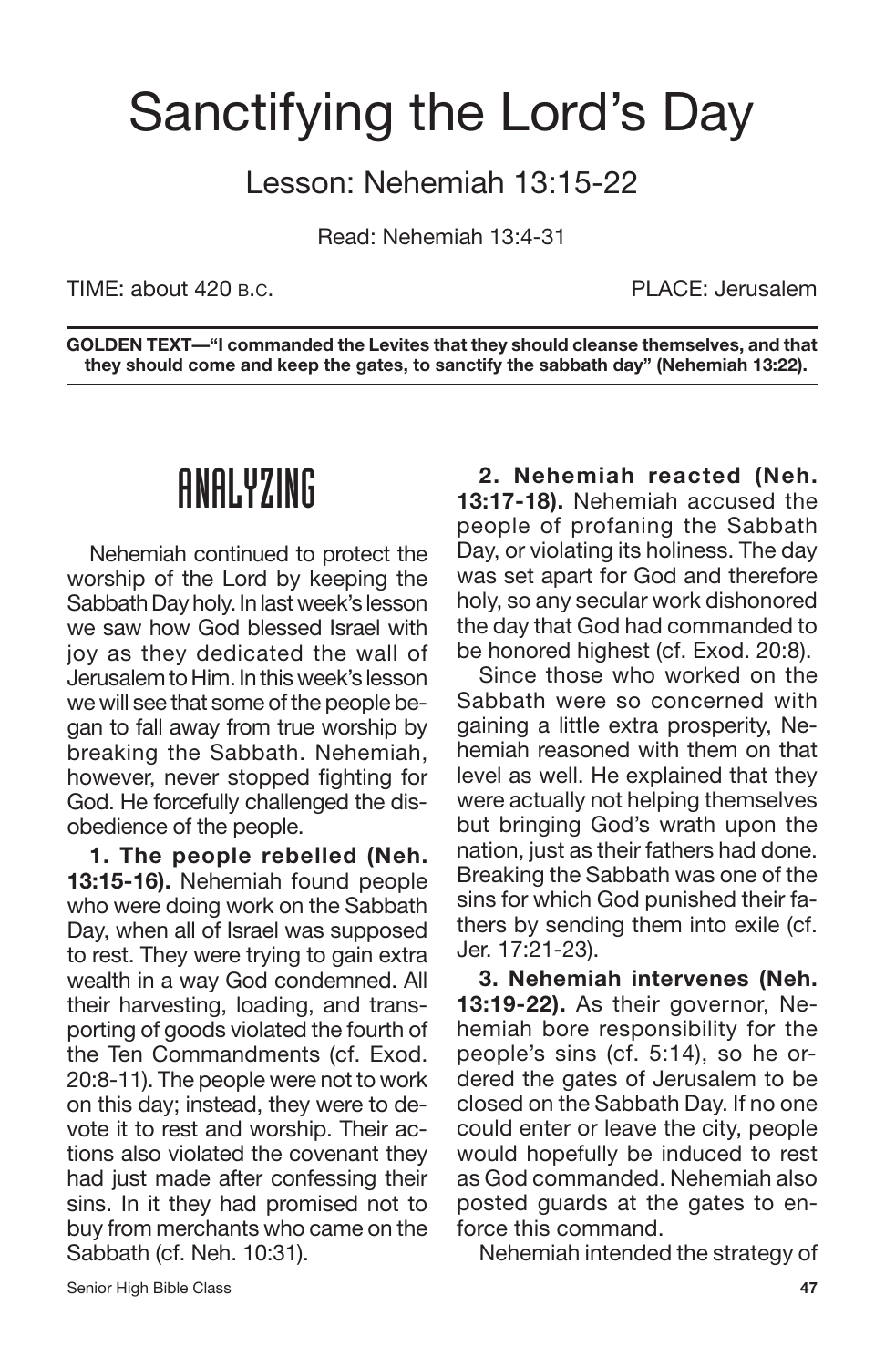# Sanctifying the Lord's Day

## Lesson: Nehemiah 13:15-22

Read: Nehemiah 13:4-31

TIME: about 420 B.C. PLACE: Jerusalem

**GOLDEN TEXT—"I commanded the Levites that they should cleanse themselves, and that they should come and keep the gates, to sanctify the sabbath day" (Nehemiah 13:22).**

## ANALYZING

Nehemiah continued to protect the worship of the Lord by keeping the Sabbath Day holy. In last week's lesson we saw how God blessed Israel with joy as they dedicated the wall of Jerusalem to Him. In this week's lesson we will see that some of the people began to fall away from true worship by breaking the Sabbath. Nehemiah, however, never stopped fighting for God. He forcefully challenged the disobedience of the people.

**1. The people rebelled (Neh. 13:15-16).** Nehemiah found people who were doing work on the Sabbath Day, when all of Israel was supposed to rest. They were trying to gain extra wealth in a way God condemned. All their harvesting, loading, and transporting of goods violated the fourth of the Ten Commandments (cf. Exod. 20:8-11). The people were not to work on this day; instead, they were to devote it to rest and worship. Their actions also violated the covenant they had just made after confessing their sins. In it they had promised not to buy from merchants who came on the Sabbath (cf. Neh. 10:31).

**2. Nehemiah reacted (Neh. 13:17-18).** Nehemiah accused the people of profaning the Sabbath Day, or violating its holiness. The day was set apart for God and therefore holy, so any secular work dishonored the day that God had commanded to be honored highest (cf. Exod. 20:8).

Since those who worked on the Sabbath were so concerned with gaining a little extra prosperity, Nehemiah reasoned with them on that level as well. He explained that they were actually not helping themselves but bringing God's wrath upon the nation, just as their fathers had done. Breaking the Sabbath was one of the sins for which God punished their fathers by sending them into exile (cf. Jer. 17:21-23).

**3. Nehemiah intervenes (Neh. 13:19-22).** As their governor, Nehemiah bore responsibility for the people's sins (cf. 5:14), so he ordered the gates of Jerusalem to be closed on the Sabbath Day. If no one could enter or leave the city, people would hopefully be induced to rest as God commanded. Nehemiah also posted guards at the gates to enforce this command.

Nehemiah intended the strategy of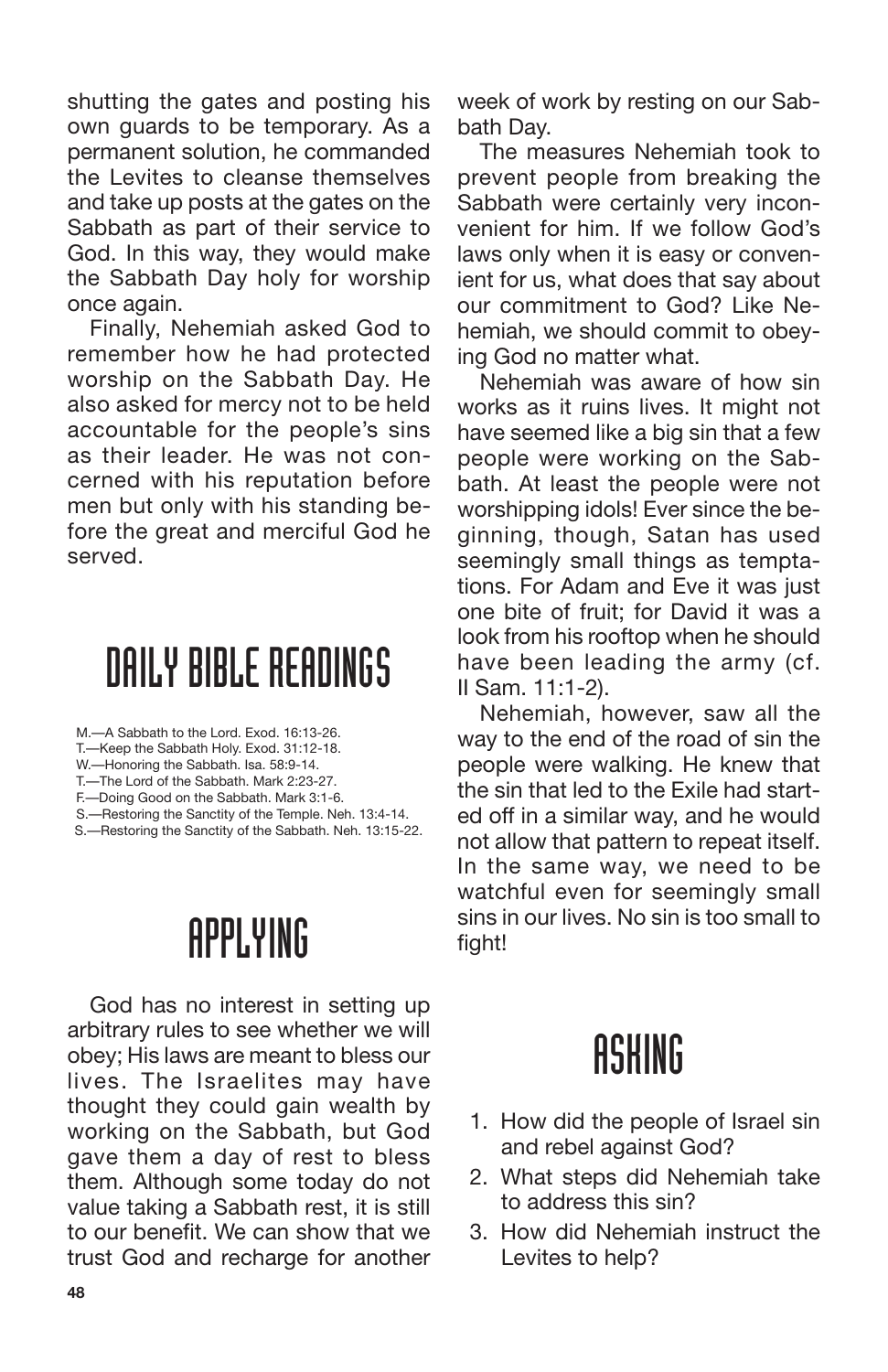shutting the gates and posting his own guards to be temporary. As a permanent solution, he commanded the Levites to cleanse themselves and take up posts at the gates on the Sabbath as part of their service to God. In this way, they would make the Sabbath Day holy for worship once again.

Finally, Nehemiah asked God to remember how he had protected worship on the Sabbath Day. He also asked for mercy not to be held accountable for the people's sins as their leader. He was not concerned with his reputation before men but only with his standing before the great and merciful God he served.

## DAILY BIBLE READINGS

M.—A Sabbath to the Lord. Exod. 16:13-26.
T.—Keep the Sabbath Holy. Exod. 31:12-18.
W.—Honoring the Sabbath. Isa. 58:9-14.
T.—The Lord of the Sabbath. Mark 2:23-27.
F.—Doing Good on the Sabbath. Mark 3:1-6.
S.—Restoring the Sanctity of the Temple. Neh. 13:4-14.
S.—Restoring the Sanctity of the Sabbath. Neh. 13:15-22.

## APPLYING

God has no interest in setting up arbitrary rules to see whether we will obey; His laws are meant to bless our lives. The Israelites may have thought they could gain wealth by working on the Sabbath, but God gave them a day of rest to bless them. Although some today do not value taking a Sabbath rest, it is still to our benefit. We can show that we trust God and recharge for another week of work by resting on our Sabbath Day.

The measures Nehemiah took to prevent people from breaking the Sabbath were certainly very inconvenient for him. If we follow God's laws only when it is easy or convenient for us, what does that say about our commitment to God? Like Nehemiah, we should commit to obeying God no matter what.

Nehemiah was aware of how sin works as it ruins lives. It might not have seemed like a big sin that a few people were working on the Sabbath. At least the people were not worshipping idols! Ever since the beginning, though, Satan has used seemingly small things as temptations. For Adam and Eve it was just one bite of fruit; for David it was a look from his rooftop when he should have been leading the army (cf. II Sam. 11:1-2).

Nehemiah, however, saw all the way to the end of the road of sin the people were walking. He knew that the sin that led to the Exile had started off in a similar way, and he would not allow that pattern to repeat itself. In the same way, we need to be watchful even for seemingly small sins in our lives. No sin is too small to fight!

## ASKING

1. How did the people of Israel sin and rebel against God?
2. What steps did Nehemiah take to address this sin?
3. How did Nehemiah instruct the Levites to help?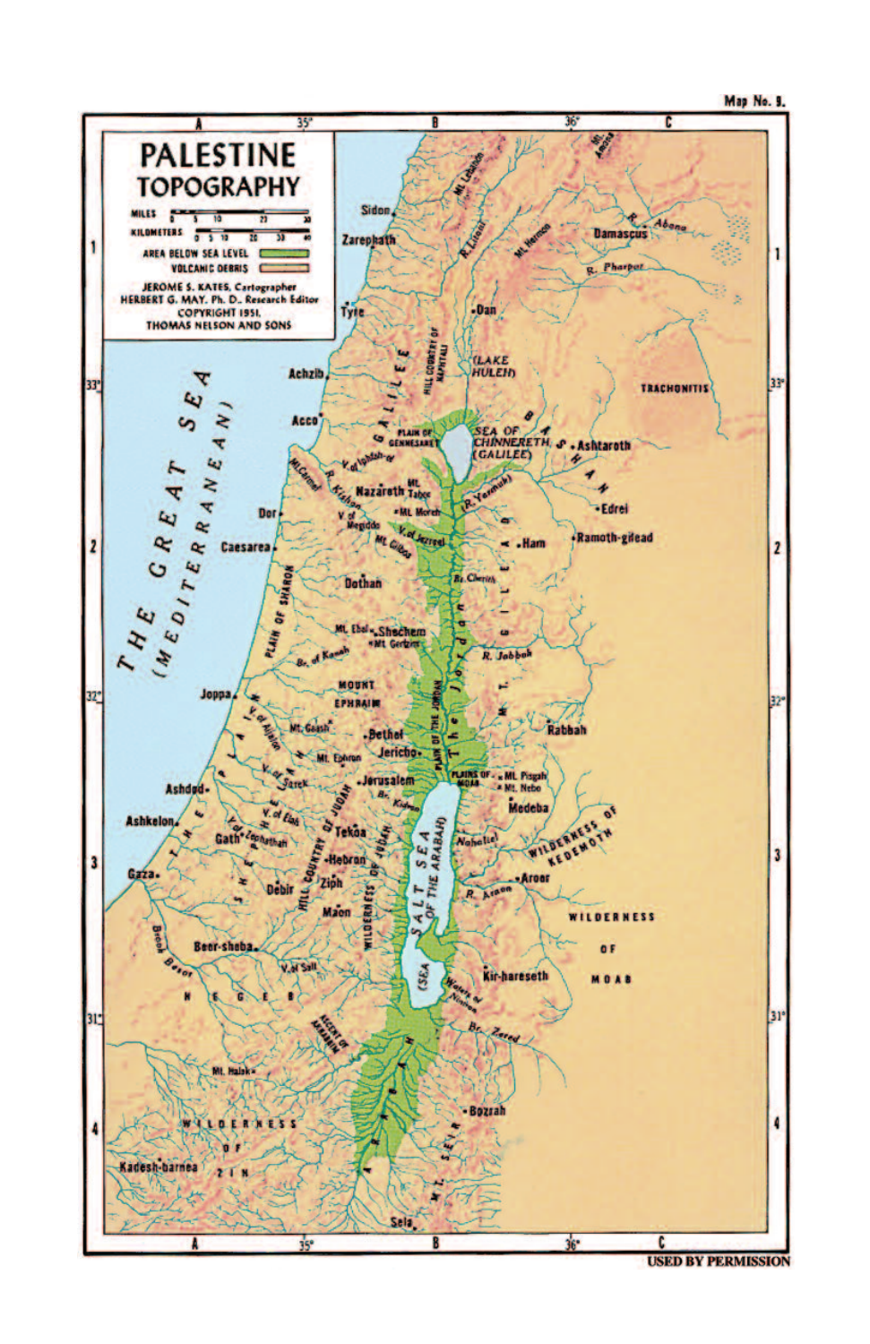Map No. 9.

# PALESTINE TOPOGRAPHY

MILES 0 5 10 20 30

KILOMETERS 0 5 10 20 30 40

AREA BELOW SEA LEVEL

VOLCANIC DEBRIS

JEROME S. KATES, Cartographer
HERBERT G. MAY, Ph. D., Research Editor
COPYRIGHT 1951,
THOMAS NELSON AND SONS

USED BY PERMISSION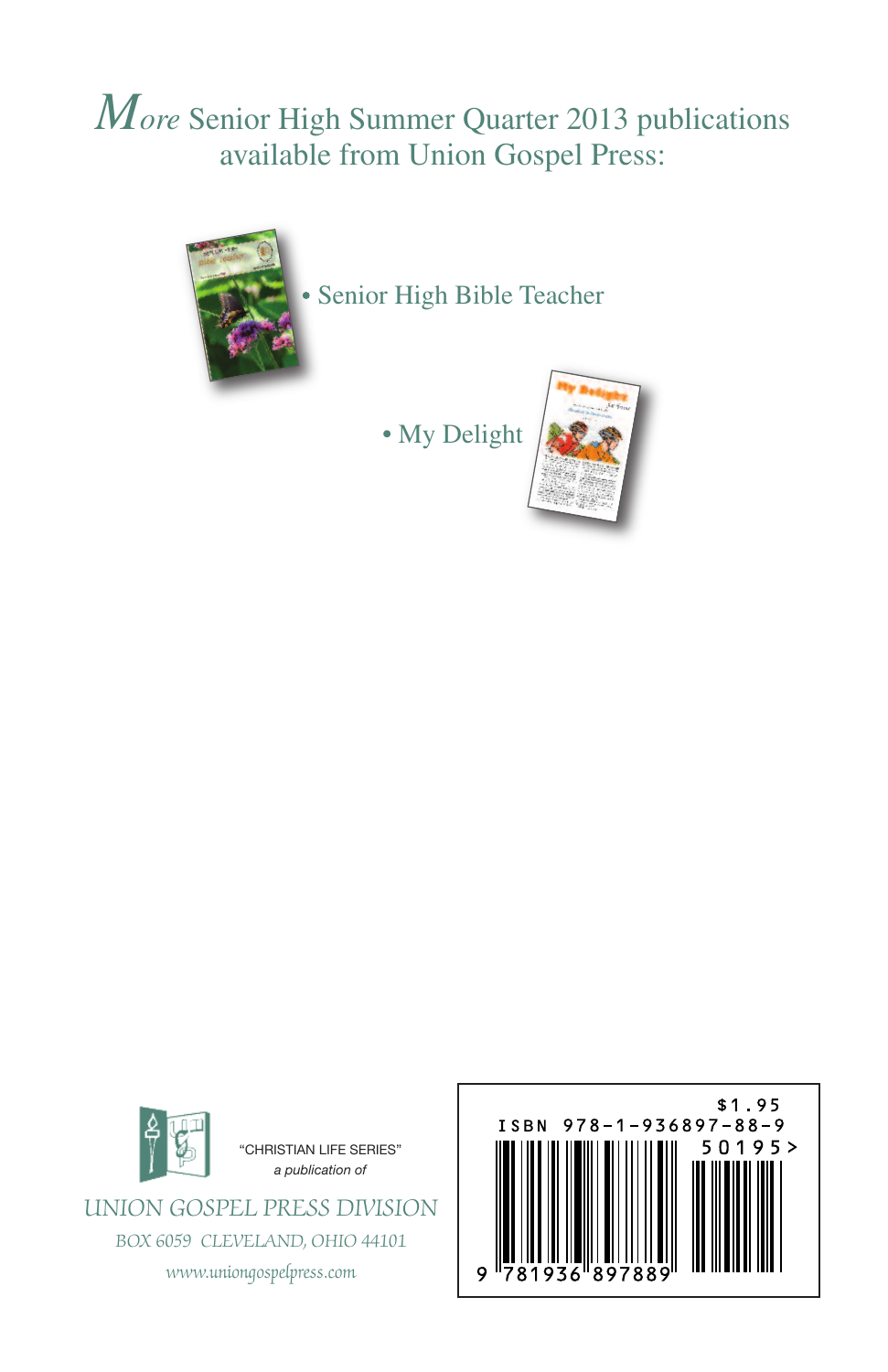# *More* Senior High Summer Quarter 2013 publications available from Union Gospel Press:

- Senior High Bible Teacher
- My Delight

"CHRISTIAN LIFE SERIES"
*a publication of*

UNION GOSPEL PRESS DIVISION
*BOX 6059 CLEVELAND, OHIO 44101*
*www.uniongospelpress.com*

$1.95
ISBN 978-1-936897-88-9
50195>
9 781936 897889